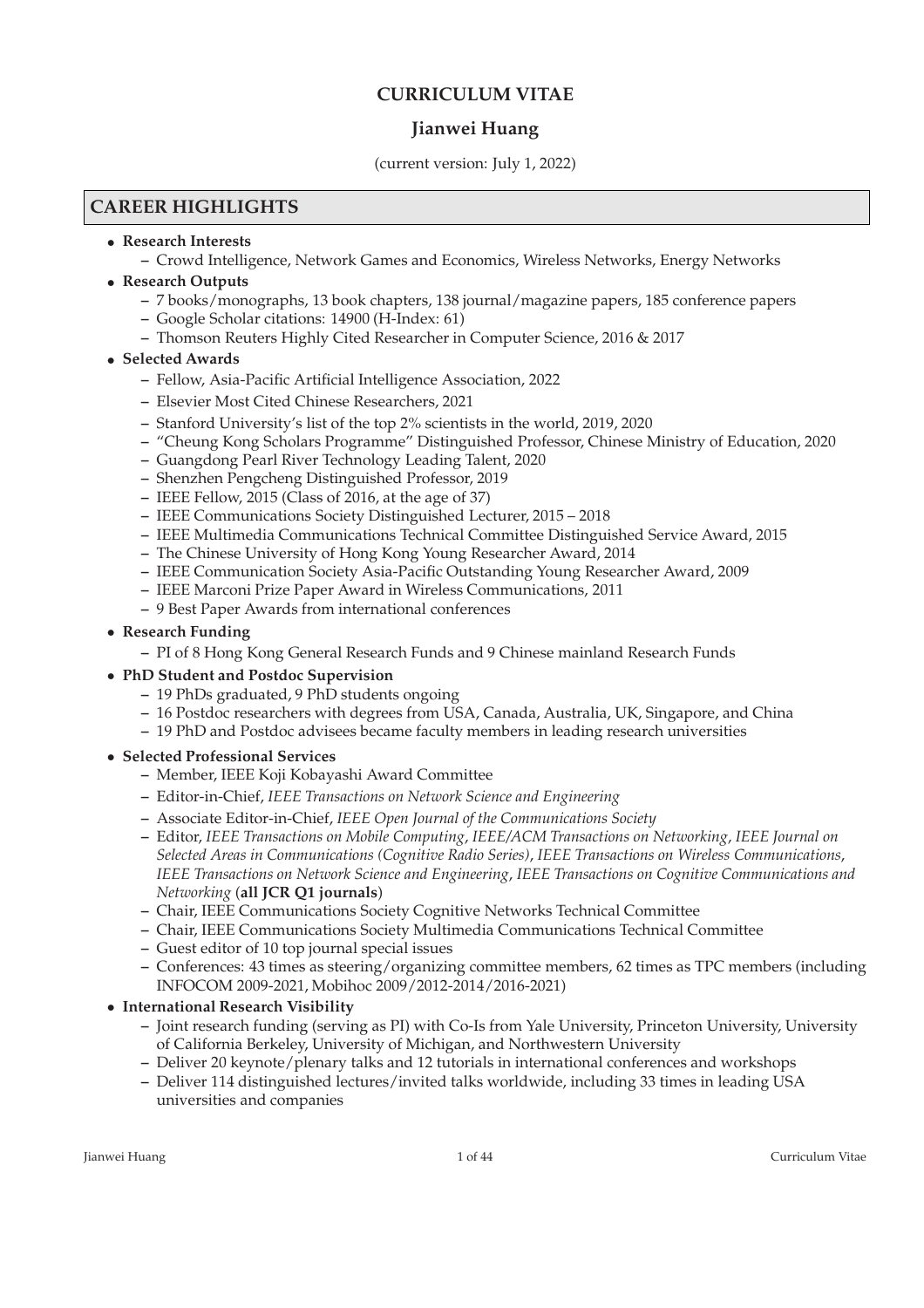# CURRICULUM VITAE

## Jianwei Huang

(current version: July 1, 2022)

## CAREER HIGHLIGHTS

- **Research Interests**
  - Crowd Intelligence, Network Games and Economics, Wireless Networks, Energy Networks
- **Research Outputs**
  - 7 books/monographs, 13 book chapters, 138 journal/magazine papers, 185 conference papers
  - Google Scholar citations: 14900 (H-Index: 61)
  - Thomson Reuters Highly Cited Researcher in Computer Science, 2016 & 2017
- **Selected Awards**
  - Fellow, Asia-Pacific Artificial Intelligence Association, 2022
  - Elsevier Most Cited Chinese Researchers, 2021
  - Stanford University's list of the top 2% scientists in the world, 2019, 2020
  - "Cheung Kong Scholars Programme" Distinguished Professor, Chinese Ministry of Education, 2020
  - Guangdong Pearl River Technology Leading Talent, 2020
  - Shenzhen Pengcheng Distinguished Professor, 2019
  - IEEE Fellow, 2015 (Class of 2016, at the age of 37)
  - IEEE Communications Society Distinguished Lecturer, 2015 – 2018
  - IEEE Multimedia Communications Technical Committee Distinguished Service Award, 2015
  - The Chinese University of Hong Kong Young Researcher Award, 2014
  - IEEE Communication Society Asia-Pacific Outstanding Young Researcher Award, 2009
  - IEEE Marconi Prize Paper Award in Wireless Communications, 2011
  - 9 Best Paper Awards from international conferences
- **Research Funding**
  - PI of 8 Hong Kong General Research Funds and 9 Chinese mainland Research Funds
- **PhD Student and Postdoc Supervision**
  - 19 PhDs graduated, 9 PhD students ongoing
  - 16 Postdoc researchers with degrees from USA, Canada, Australia, UK, Singapore, and China
  - 19 PhD and Postdoc advisees became faculty members in leading research universities
- **Selected Professional Services**
  - Member, IEEE Koji Kobayashi Award Committee
  - Editor-in-Chief, *IEEE Transactions on Network Science and Engineering*
  - Associate Editor-in-Chief, *IEEE Open Journal of the Communications Society*
  - Editor, *IEEE Transactions on Mobile Computing*, *IEEE/ACM Transactions on Networking*, *IEEE Journal on Selected Areas in Communications (Cognitive Radio Series)*, *IEEE Transactions on Wireless Communications*, *IEEE Transactions on Network Science and Engineering*, *IEEE Transactions on Cognitive Communications and Networking* (**all JCR Q1 journals**)
  - Chair, IEEE Communications Society Cognitive Networks Technical Committee
  - Chair, IEEE Communications Society Multimedia Communications Technical Committee
  - Guest editor of 10 top journal special issues
  - Conferences: 43 times as steering/organizing committee members, 62 times as TPC members (including INFOCOM 2009-2021, Mobihoc 2009/2012-2014/2016-2021)
- **International Research Visibility**
  - Joint research funding (serving as PI) with Co-Is from Yale University, Princeton University, University of California Berkeley, University of Michigan, and Northwestern University
  - Deliver 20 keynote/plenary talks and 12 tutorials in international conferences and workshops
  - Deliver 114 distinguished lectures/invited talks worldwide, including 33 times in leading USA universities and companies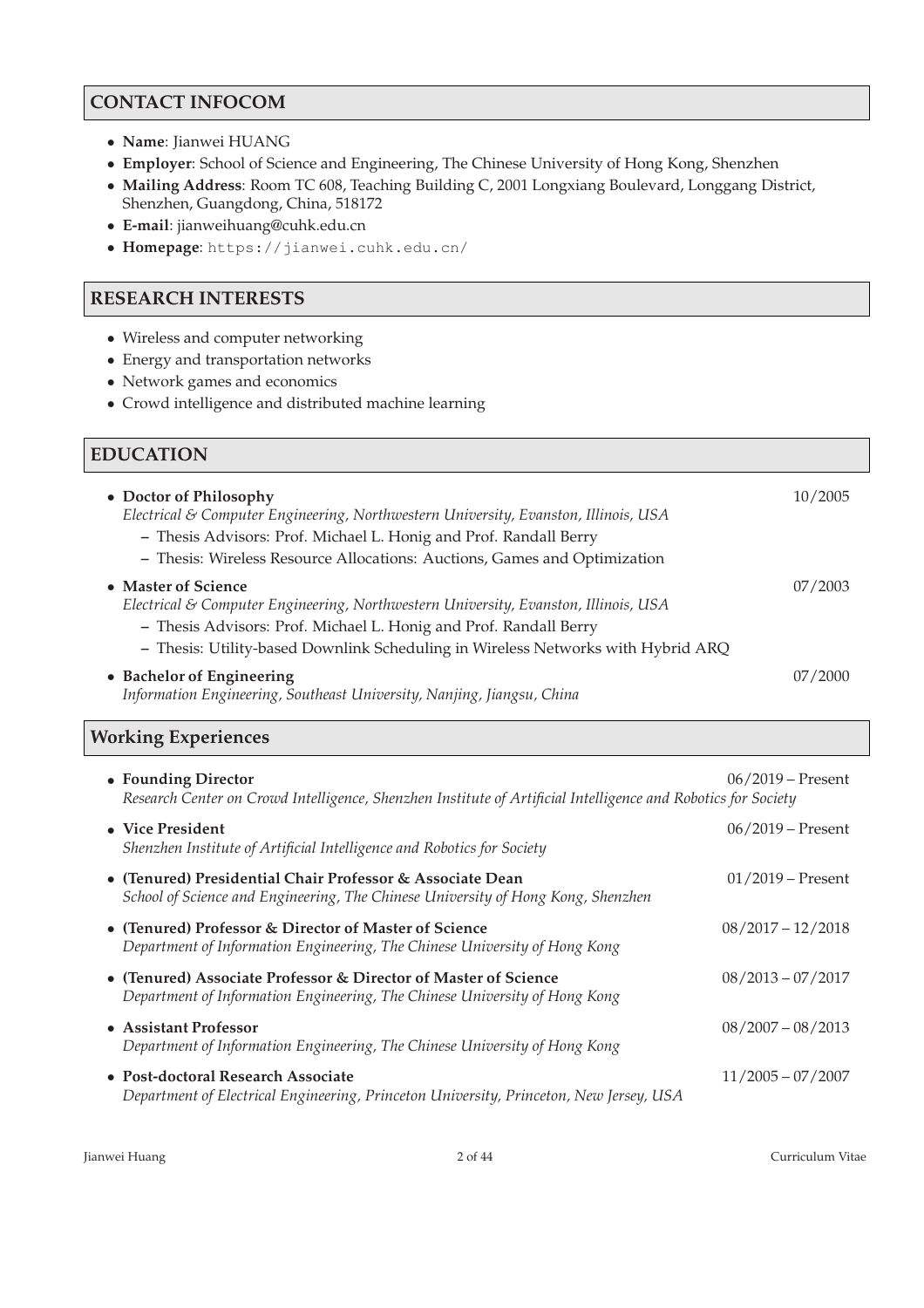## CONTACT INFOCOM

- **Name**: Jianwei HUANG
- **Employer**: School of Science and Engineering, The Chinese University of Hong Kong, Shenzhen
- **Mailing Address**: Room TC 608, Teaching Building C, 2001 Longxiang Boulevard, Longgang District, Shenzhen, Guangdong, China, 518172
- **E-mail**: jianweihuang@cuhk.edu.cn
- **Homepage**: `https://jianwei.cuhk.edu.cn/`

## RESEARCH INTERESTS

- Wireless and computer networking
- Energy and transportation networks
- Network games and economics
- Crowd intelligence and distributed machine learning

## EDUCATION

- **Doctor of Philosophy** — 10/2005
  *Electrical & Computer Engineering, Northwestern University, Evanston, Illinois, USA*
  - Thesis Advisors: Prof. Michael L. Honig and Prof. Randall Berry
  - Thesis: Wireless Resource Allocations: Auctions, Games and Optimization
- **Master of Science** — 07/2003
  *Electrical & Computer Engineering, Northwestern University, Evanston, Illinois, USA*
  - Thesis Advisors: Prof. Michael L. Honig and Prof. Randall Berry
  - Thesis: Utility-based Downlink Scheduling in Wireless Networks with Hybrid ARQ
- **Bachelor of Engineering** — 07/2000
  *Information Engineering, Southeast University, Nanjing, Jiangsu, China*

## Working Experiences

- **Founding Director** — 06/2019 – Present
  *Research Center on Crowd Intelligence, Shenzhen Institute of Artificial Intelligence and Robotics for Society*
- **Vice President** — 06/2019 – Present
  *Shenzhen Institute of Artificial Intelligence and Robotics for Society*
- **(Tenured) Presidential Chair Professor & Associate Dean** — 01/2019 – Present
  *School of Science and Engineering, The Chinese University of Hong Kong, Shenzhen*
- **(Tenured) Professor & Director of Master of Science** — 08/2017 – 12/2018
  *Department of Information Engineering, The Chinese University of Hong Kong*
- **(Tenured) Associate Professor & Director of Master of Science** — 08/2013 – 07/2017
  *Department of Information Engineering, The Chinese University of Hong Kong*
- **Assistant Professor** — 08/2007 – 08/2013
  *Department of Information Engineering, The Chinese University of Hong Kong*
- **Post-doctoral Research Associate** — 11/2005 – 07/2007
  *Department of Electrical Engineering, Princeton University, Princeton, New Jersey, USA*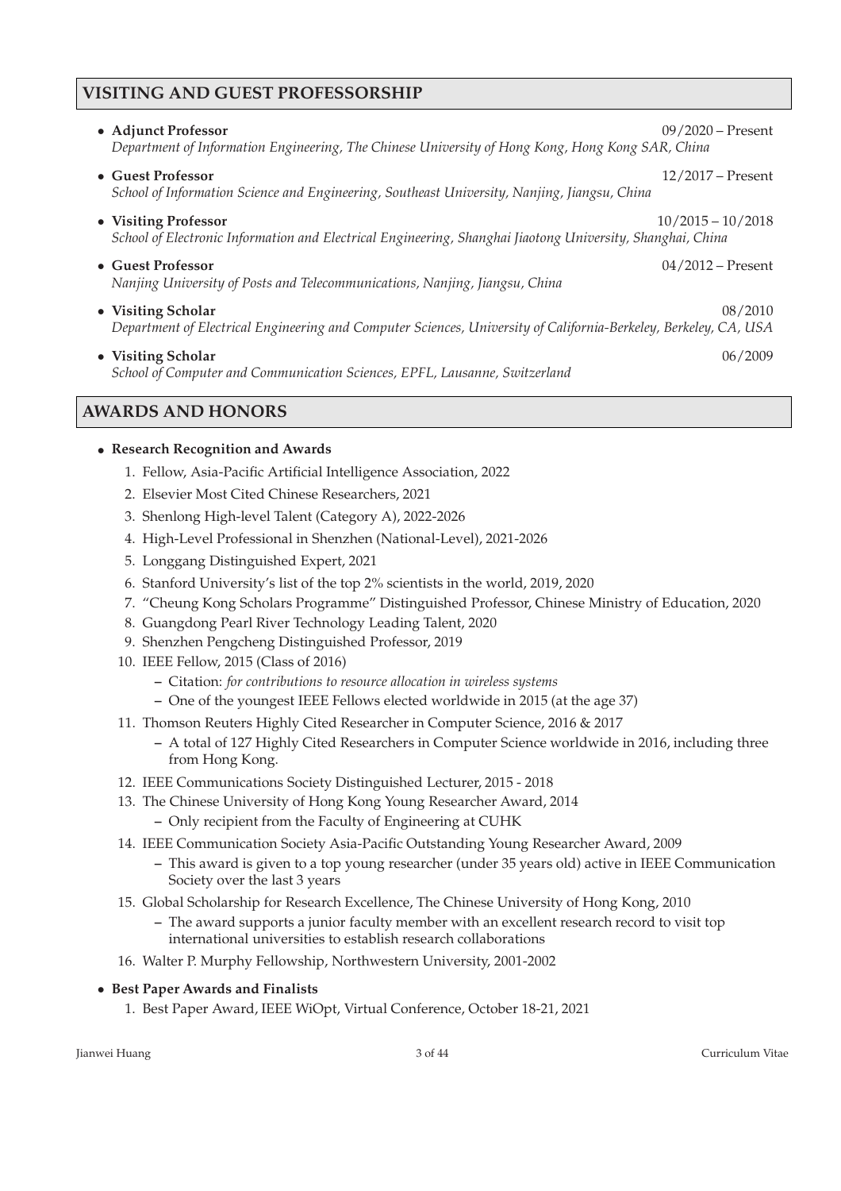## VISITING AND GUEST PROFESSORSHIP

- **Adjunct Professor** 09/2020 – Present
  *Department of Information Engineering, The Chinese University of Hong Kong, Hong Kong SAR, China*
- **Guest Professor** 12/2017 – Present
  *School of Information Science and Engineering, Southeast University, Nanjing, Jiangsu, China*
- **Visiting Professor** 10/2015 – 10/2018
  *School of Electronic Information and Electrical Engineering, Shanghai Jiaotong University, Shanghai, China*
- **Guest Professor** 04/2012 – Present
  *Nanjing University of Posts and Telecommunications, Nanjing, Jiangsu, China*
- **Visiting Scholar** 08/2010
  *Department of Electrical Engineering and Computer Sciences, University of California-Berkeley, Berkeley, CA, USA*
- **Visiting Scholar** 06/2009
  *School of Computer and Communication Sciences, EPFL, Lausanne, Switzerland*

## AWARDS AND HONORS

- **Research Recognition and Awards**
  1. Fellow, Asia-Pacific Artificial Intelligence Association, 2022
  2. Elsevier Most Cited Chinese Researchers, 2021
  3. Shenlong High-level Talent (Category A), 2022-2026
  4. High-Level Professional in Shenzhen (National-Level), 2021-2026
  5. Longgang Distinguished Expert, 2021
  6. Stanford University's list of the top 2% scientists in the world, 2019, 2020
  7. "Cheung Kong Scholars Programme" Distinguished Professor, Chinese Ministry of Education, 2020
  8. Guangdong Pearl River Technology Leading Talent, 2020
  9. Shenzhen Pengcheng Distinguished Professor, 2019
  10. IEEE Fellow, 2015 (Class of 2016)
      - Citation: *for contributions to resource allocation in wireless systems*
      - One of the youngest IEEE Fellows elected worldwide in 2015 (at the age 37)
  11. Thomson Reuters Highly Cited Researcher in Computer Science, 2016 & 2017
      - A total of 127 Highly Cited Researchers in Computer Science worldwide in 2016, including three from Hong Kong.
  12. IEEE Communications Society Distinguished Lecturer, 2015 - 2018
  13. The Chinese University of Hong Kong Young Researcher Award, 2014
      - Only recipient from the Faculty of Engineering at CUHK
  14. IEEE Communication Society Asia-Pacific Outstanding Young Researcher Award, 2009
      - This award is given to a top young researcher (under 35 years old) active in IEEE Communication Society over the last 3 years
  15. Global Scholarship for Research Excellence, The Chinese University of Hong Kong, 2010
      - The award supports a junior faculty member with an excellent research record to visit top international universities to establish research collaborations
  16. Walter P. Murphy Fellowship, Northwestern University, 2001-2002
- **Best Paper Awards and Finalists**
  1. Best Paper Award, IEEE WiOpt, Virtual Conference, October 18-21, 2021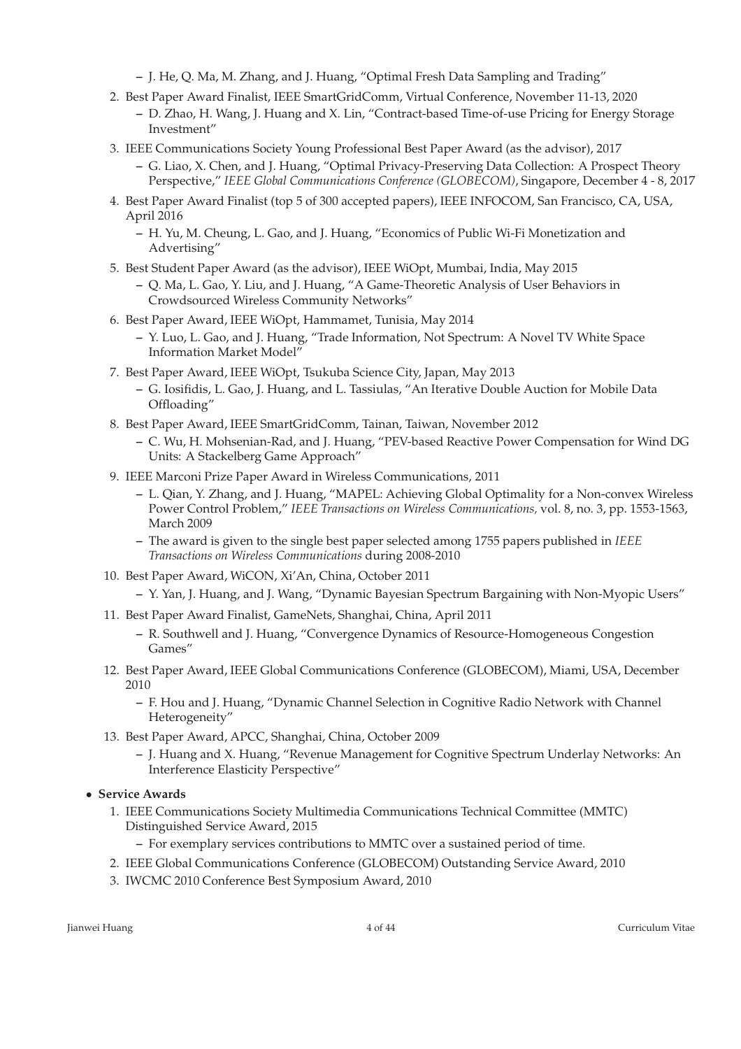- J. He, Q. Ma, M. Zhang, and J. Huang, "Optimal Fresh Data Sampling and Trading"

2. Best Paper Award Finalist, IEEE SmartGridComm, Virtual Conference, November 11-13, 2020
   - D. Zhao, H. Wang, J. Huang and X. Lin, "Contract-based Time-of-use Pricing for Energy Storage Investment"
3. IEEE Communications Society Young Professional Best Paper Award (as the advisor), 2017
   - G. Liao, X. Chen, and J. Huang, "Optimal Privacy-Preserving Data Collection: A Prospect Theory Perspective," *IEEE Global Communications Conference (GLOBECOM)*, Singapore, December 4 - 8, 2017
4. Best Paper Award Finalist (top 5 of 300 accepted papers), IEEE INFOCOM, San Francisco, CA, USA, April 2016
   - H. Yu, M. Cheung, L. Gao, and J. Huang, "Economics of Public Wi-Fi Monetization and Advertising"
5. Best Student Paper Award (as the advisor), IEEE WiOpt, Mumbai, India, May 2015
   - Q. Ma, L. Gao, Y. Liu, and J. Huang, "A Game-Theoretic Analysis of User Behaviors in Crowdsourced Wireless Community Networks"
6. Best Paper Award, IEEE WiOpt, Hammamet, Tunisia, May 2014
   - Y. Luo, L. Gao, and J. Huang, "Trade Information, Not Spectrum: A Novel TV White Space Information Market Model"
7. Best Paper Award, IEEE WiOpt, Tsukuba Science City, Japan, May 2013
   - G. Iosifidis, L. Gao, J. Huang, and L. Tassiulas, "An Iterative Double Auction for Mobile Data Offloading"
8. Best Paper Award, IEEE SmartGridComm, Tainan, Taiwan, November 2012
   - C. Wu, H. Mohsenian-Rad, and J. Huang, "PEV-based Reactive Power Compensation for Wind DG Units: A Stackelberg Game Approach"
9. IEEE Marconi Prize Paper Award in Wireless Communications, 2011
   - L. Qian, Y. Zhang, and J. Huang, "MAPEL: Achieving Global Optimality for a Non-convex Wireless Power Control Problem," *IEEE Transactions on Wireless Communications,* vol. 8, no. 3, pp. 1553-1563, March 2009
   - The award is given to the single best paper selected among 1755 papers published in *IEEE Transactions on Wireless Communications* during 2008-2010
10. Best Paper Award, WiCON, Xi'An, China, October 2011
    - Y. Yan, J. Huang, and J. Wang, "Dynamic Bayesian Spectrum Bargaining with Non-Myopic Users"
11. Best Paper Award Finalist, GameNets, Shanghai, China, April 2011
    - R. Southwell and J. Huang, "Convergence Dynamics of Resource-Homogeneous Congestion Games"
12. Best Paper Award, IEEE Global Communications Conference (GLOBECOM), Miami, USA, December 2010
    - F. Hou and J. Huang, "Dynamic Channel Selection in Cognitive Radio Network with Channel Heterogeneity"
13. Best Paper Award, APCC, Shanghai, China, October 2009
    - J. Huang and X. Huang, "Revenue Management for Cognitive Spectrum Underlay Networks: An Interference Elasticity Perspective"

- **Service Awards**
  1. IEEE Communications Society Multimedia Communications Technical Committee (MMTC) Distinguished Service Award, 2015
     - For exemplary services contributions to MMTC over a sustained period of time.
  2. IEEE Global Communications Conference (GLOBECOM) Outstanding Service Award, 2010
  3. IWCMC 2010 Conference Best Symposium Award, 2010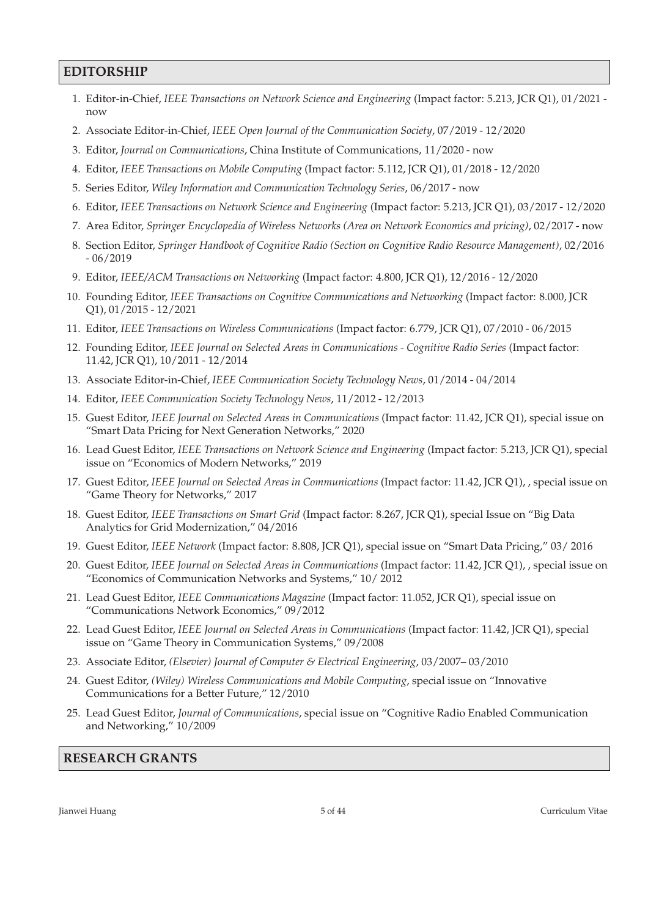## EDITORSHIP

1. Editor-in-Chief, *IEEE Transactions on Network Science and Engineering* (Impact factor: 5.213, JCR Q1), 01/2021 - now
2. Associate Editor-in-Chief, *IEEE Open Journal of the Communication Society*, 07/2019 - 12/2020
3. Editor, *Journal on Communications*, China Institute of Communications, 11/2020 - now
4. Editor, *IEEE Transactions on Mobile Computing* (Impact factor: 5.112, JCR Q1), 01/2018 - 12/2020
5. Series Editor, *Wiley Information and Communication Technology Series*, 06/2017 - now
6. Editor, *IEEE Transactions on Network Science and Engineering* (Impact factor: 5.213, JCR Q1), 03/2017 - 12/2020
7. Area Editor, *Springer Encyclopedia of Wireless Networks (Area on Network Economics and pricing)*, 02/2017 - now
8. Section Editor, *Springer Handbook of Cognitive Radio (Section on Cognitive Radio Resource Management)*, 02/2016 - 06/2019
9. Editor, *IEEE/ACM Transactions on Networking* (Impact factor: 4.800, JCR Q1), 12/2016 - 12/2020
10. Founding Editor, *IEEE Transactions on Cognitive Communications and Networking* (Impact factor: 8.000, JCR Q1), 01/2015 - 12/2021
11. Editor, *IEEE Transactions on Wireless Communications* (Impact factor: 6.779, JCR Q1), 07/2010 - 06/2015
12. Founding Editor, *IEEE Journal on Selected Areas in Communications - Cognitive Radio Series* (Impact factor: 11.42, JCR Q1), 10/2011 - 12/2014
13. Associate Editor-in-Chief, *IEEE Communication Society Technology News*, 01/2014 - 04/2014
14. Editor, *IEEE Communication Society Technology News*, 11/2012 - 12/2013
15. Guest Editor, *IEEE Journal on Selected Areas in Communications* (Impact factor: 11.42, JCR Q1), special issue on "Smart Data Pricing for Next Generation Networks," 2020
16. Lead Guest Editor, *IEEE Transactions on Network Science and Engineering* (Impact factor: 5.213, JCR Q1), special issue on "Economics of Modern Networks," 2019
17. Guest Editor, *IEEE Journal on Selected Areas in Communications* (Impact factor: 11.42, JCR Q1), , special issue on "Game Theory for Networks," 2017
18. Guest Editor, *IEEE Transactions on Smart Grid* (Impact factor: 8.267, JCR Q1), special Issue on "Big Data Analytics for Grid Modernization," 04/2016
19. Guest Editor, *IEEE Network* (Impact factor: 8.808, JCR Q1), special issue on "Smart Data Pricing," 03/ 2016
20. Guest Editor, *IEEE Journal on Selected Areas in Communications* (Impact factor: 11.42, JCR Q1), , special issue on "Economics of Communication Networks and Systems," 10/ 2012
21. Lead Guest Editor, *IEEE Communications Magazine* (Impact factor: 11.052, JCR Q1), special issue on "Communications Network Economics," 09/2012
22. Lead Guest Editor, *IEEE Journal on Selected Areas in Communications* (Impact factor: 11.42, JCR Q1), special issue on "Game Theory in Communication Systems," 09/2008
23. Associate Editor, *(Elsevier) Journal of Computer & Electrical Engineering*, 03/2007– 03/2010
24. Guest Editor, *(Wiley) Wireless Communications and Mobile Computing*, special issue on "Innovative Communications for a Better Future," 12/2010
25. Lead Guest Editor, *Journal of Communications*, special issue on "Cognitive Radio Enabled Communication and Networking," 10/2009

## RESEARCH GRANTS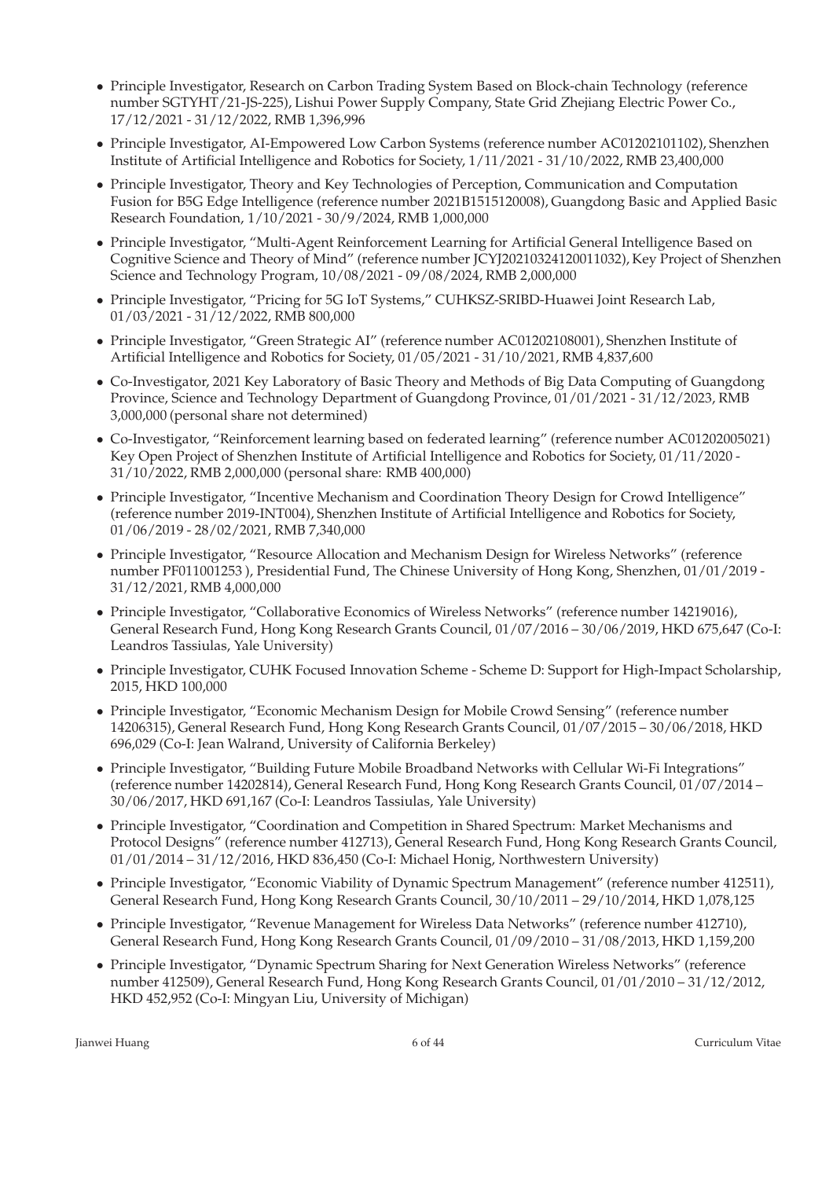- Principle Investigator, Research on Carbon Trading System Based on Block-chain Technology (reference number SGTYHT/21-JS-225), Lishui Power Supply Company, State Grid Zhejiang Electric Power Co., 17/12/2021 - 31/12/2022, RMB 1,396,996
- Principle Investigator, AI-Empowered Low Carbon Systems (reference number AC01202101102), Shenzhen Institute of Artificial Intelligence and Robotics for Society, 1/11/2021 - 31/10/2022, RMB 23,400,000
- Principle Investigator, Theory and Key Technologies of Perception, Communication and Computation Fusion for B5G Edge Intelligence (reference number 2021B1515120008), Guangdong Basic and Applied Basic Research Foundation, 1/10/2021 - 30/9/2024, RMB 1,000,000
- Principle Investigator, "Multi-Agent Reinforcement Learning for Artificial General Intelligence Based on Cognitive Science and Theory of Mind" (reference number JCYJ20210324120011032), Key Project of Shenzhen Science and Technology Program, 10/08/2021 - 09/08/2024, RMB 2,000,000
- Principle Investigator, "Pricing for 5G IoT Systems," CUHKSZ-SRIBD-Huawei Joint Research Lab, 01/03/2021 - 31/12/2022, RMB 800,000
- Principle Investigator, "Green Strategic AI" (reference number AC01202108001), Shenzhen Institute of Artificial Intelligence and Robotics for Society, 01/05/2021 - 31/10/2021, RMB 4,837,600
- Co-Investigator, 2021 Key Laboratory of Basic Theory and Methods of Big Data Computing of Guangdong Province, Science and Technology Department of Guangdong Province, 01/01/2021 - 31/12/2023, RMB 3,000,000 (personal share not determined)
- Co-Investigator, "Reinforcement learning based on federated learning" (reference number AC01202005021) Key Open Project of Shenzhen Institute of Artificial Intelligence and Robotics for Society, 01/11/2020 - 31/10/2022, RMB 2,000,000 (personal share: RMB 400,000)
- Principle Investigator, "Incentive Mechanism and Coordination Theory Design for Crowd Intelligence" (reference number 2019-INT004), Shenzhen Institute of Artificial Intelligence and Robotics for Society, 01/06/2019 - 28/02/2021, RMB 7,340,000
- Principle Investigator, "Resource Allocation and Mechanism Design for Wireless Networks" (reference number PF011001253 ), Presidential Fund, The Chinese University of Hong Kong, Shenzhen, 01/01/2019 - 31/12/2021, RMB 4,000,000
- Principle Investigator, "Collaborative Economics of Wireless Networks" (reference number 14219016), General Research Fund, Hong Kong Research Grants Council, 01/07/2016 – 30/06/2019, HKD 675,647 (Co-I: Leandros Tassiulas, Yale University)
- Principle Investigator, CUHK Focused Innovation Scheme - Scheme D: Support for High-Impact Scholarship, 2015, HKD 100,000
- Principle Investigator, "Economic Mechanism Design for Mobile Crowd Sensing" (reference number 14206315), General Research Fund, Hong Kong Research Grants Council, 01/07/2015 – 30/06/2018, HKD 696,029 (Co-I: Jean Walrand, University of California Berkeley)
- Principle Investigator, "Building Future Mobile Broadband Networks with Cellular Wi-Fi Integrations" (reference number 14202814), General Research Fund, Hong Kong Research Grants Council, 01/07/2014 – 30/06/2017, HKD 691,167 (Co-I: Leandros Tassiulas, Yale University)
- Principle Investigator, "Coordination and Competition in Shared Spectrum: Market Mechanisms and Protocol Designs" (reference number 412713), General Research Fund, Hong Kong Research Grants Council, 01/01/2014 – 31/12/2016, HKD 836,450 (Co-I: Michael Honig, Northwestern University)
- Principle Investigator, "Economic Viability of Dynamic Spectrum Management" (reference number 412511), General Research Fund, Hong Kong Research Grants Council, 30/10/2011 – 29/10/2014, HKD 1,078,125
- Principle Investigator, "Revenue Management for Wireless Data Networks" (reference number 412710), General Research Fund, Hong Kong Research Grants Council, 01/09/2010 – 31/08/2013, HKD 1,159,200
- Principle Investigator, "Dynamic Spectrum Sharing for Next Generation Wireless Networks" (reference number 412509), General Research Fund, Hong Kong Research Grants Council, 01/01/2010 – 31/12/2012, HKD 452,952 (Co-I: Mingyan Liu, University of Michigan)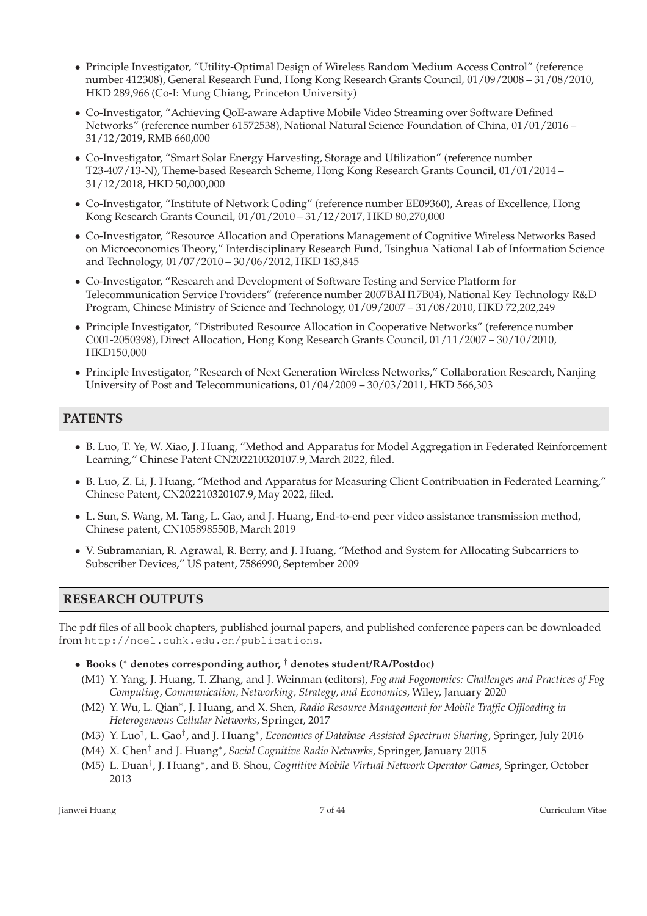- Principle Investigator, “Utility-Optimal Design of Wireless Random Medium Access Control” (reference number 412308), General Research Fund, Hong Kong Research Grants Council, 01/09/2008 – 31/08/2010, HKD 289,966 (Co-I: Mung Chiang, Princeton University)
- Co-Investigator, “Achieving QoE-aware Adaptive Mobile Video Streaming over Software Defined Networks” (reference number 61572538), National Natural Science Foundation of China, 01/01/2016 – 31/12/2019, RMB 660,000
- Co-Investigator, “Smart Solar Energy Harvesting, Storage and Utilization” (reference number T23-407/13-N), Theme-based Research Scheme, Hong Kong Research Grants Council, 01/01/2014 – 31/12/2018, HKD 50,000,000
- Co-Investigator, “Institute of Network Coding” (reference number EE09360), Areas of Excellence, Hong Kong Research Grants Council, 01/01/2010 – 31/12/2017, HKD 80,270,000
- Co-Investigator, “Resource Allocation and Operations Management of Cognitive Wireless Networks Based on Microeconomics Theory,” Interdisciplinary Research Fund, Tsinghua National Lab of Information Science and Technology, 01/07/2010 – 30/06/2012, HKD 183,845
- Co-Investigator, “Research and Development of Software Testing and Service Platform for Telecommunication Service Providers” (reference number 2007BAH17B04), National Key Technology R&D Program, Chinese Ministry of Science and Technology, 01/09/2007 – 31/08/2010, HKD 72,202,249
- Principle Investigator, “Distributed Resource Allocation in Cooperative Networks” (reference number C001-2050398), Direct Allocation, Hong Kong Research Grants Council, 01/11/2007 – 30/10/2010, HKD150,000
- Principle Investigator, “Research of Next Generation Wireless Networks,” Collaboration Research, Nanjing University of Post and Telecommunications, 01/04/2009 – 30/03/2011, HKD 566,303

## PATENTS

- B. Luo, T. Ye, W. Xiao, J. Huang, “Method and Apparatus for Model Aggregation in Federated Reinforcement Learning,” Chinese Patent CN202210320107.9, March 2022, filed.
- B. Luo, Z. Li, J. Huang, “Method and Apparatus for Measuring Client Contribuation in Federated Learning,” Chinese Patent, CN202210320107.9, May 2022, filed.
- L. Sun, S. Wang, M. Tang, L. Gao, and J. Huang, End-to-end peer video assistance transmission method, Chinese patent, CN105898550B, March 2019
- V. Subramanian, R. Agrawal, R. Berry, and J. Huang, “Method and System for Allocating Subcarriers to Subscriber Devices,” US patent, 7586990, September 2009

## RESEARCH OUTPUTS

The pdf files of all book chapters, published journal papers, and published conference papers can be downloaded from `http://ncel.cuhk.edu.cn/publications`.

- **Books ($^*$ denotes corresponding author, $^\dagger$ denotes student/RA/Postdoc)**
  - (M1) Y. Yang, J. Huang, T. Zhang, and J. Weinman (editors), *Fog and Fogonomics: Challenges and Practices of Fog Computing, Communication, Networking, Strategy, and Economics,* Wiley, January 2020
  - (M2) Y. Wu, L. Qian$^*$, J. Huang, and X. Shen, *Radio Resource Management for Mobile Traffic Offloading in Heterogeneous Cellular Networks*, Springer, 2017
  - (M3) Y. Luo$^\dagger$, L. Gao$^\dagger$, and J. Huang$^*$, *Economics of Database-Assisted Spectrum Sharing*, Springer, July 2016
  - (M4) X. Chen$^\dagger$ and J. Huang$^*$, *Social Cognitive Radio Networks*, Springer, January 2015
  - (M5) L. Duan$^\dagger$, J. Huang$^*$, and B. Shou, *Cognitive Mobile Virtual Network Operator Games*, Springer, October 2013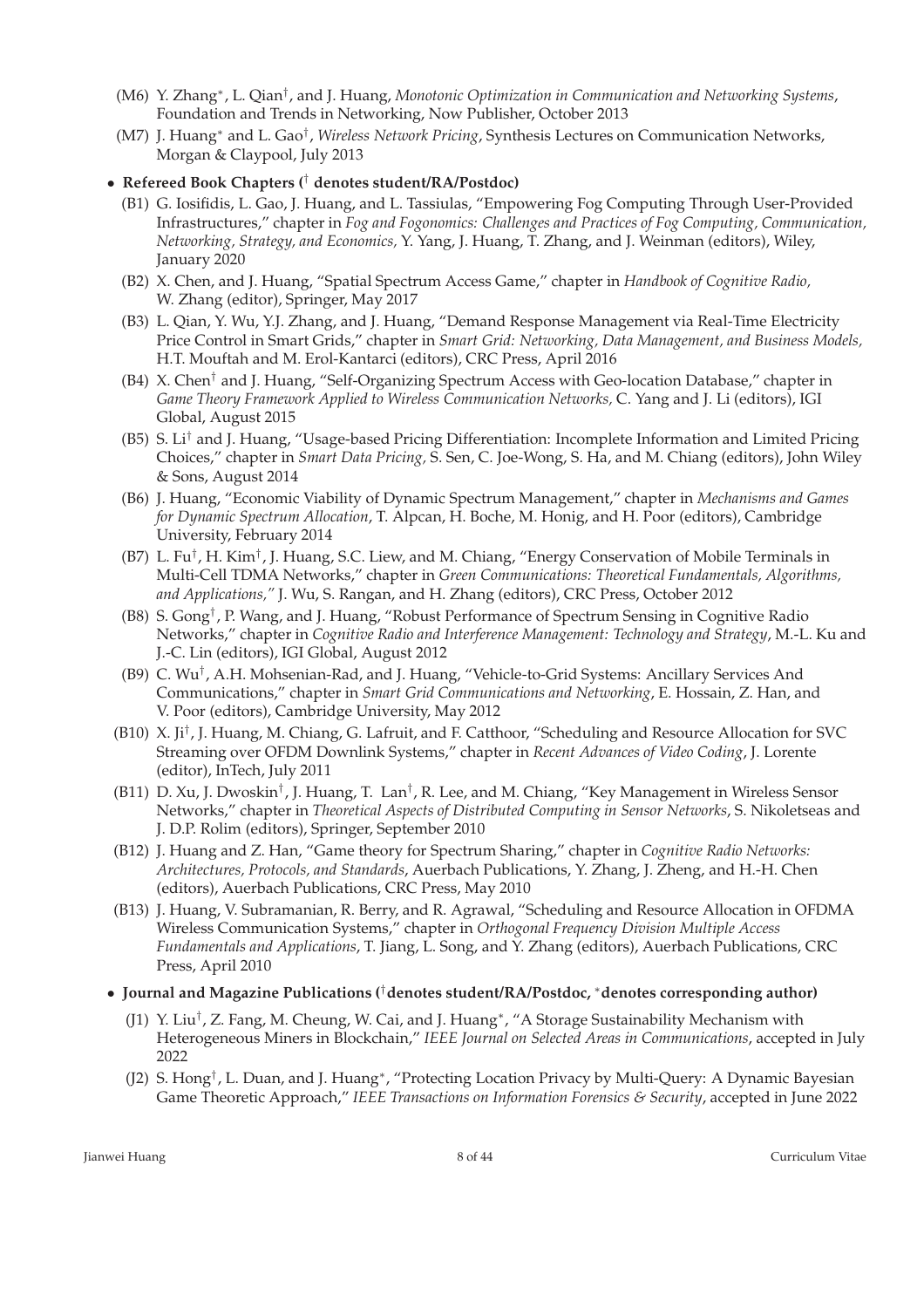(M6) Y. Zhang*, L. Qian[†], and J. Huang, *Monotonic Optimization in Communication and Networking Systems*, Foundation and Trends in Networking, Now Publisher, October 2013

(M7) J. Huang* and L. Gao[†], *Wireless Network Pricing*, Synthesis Lectures on Communication Networks, Morgan & Claypool, July 2013

- **Refereed Book Chapters ([†] denotes student/RA/Postdoc)**

(B1) G. Iosifidis, L. Gao, J. Huang, and L. Tassiulas, "Empowering Fog Computing Through User-Provided Infrastructures," chapter in *Fog and Fogonomics: Challenges and Practices of Fog Computing, Communication, Networking, Strategy, and Economics,* Y. Yang, J. Huang, T. Zhang, and J. Weinman (editors), Wiley, January 2020

(B2) X. Chen, and J. Huang, "Spatial Spectrum Access Game," chapter in *Handbook of Cognitive Radio,* W. Zhang (editor), Springer, May 2017

(B3) L. Qian, Y. Wu, Y.J. Zhang, and J. Huang, "Demand Response Management via Real-Time Electricity Price Control in Smart Grids," chapter in *Smart Grid: Networking, Data Management, and Business Models,* H.T. Mouftah and M. Erol-Kantarci (editors), CRC Press, April 2016

(B4) X. Chen[†] and J. Huang, "Self-Organizing Spectrum Access with Geo-location Database," chapter in *Game Theory Framework Applied to Wireless Communication Networks,* C. Yang and J. Li (editors), IGI Global, August 2015

(B5) S. Li[†] and J. Huang, "Usage-based Pricing Differentiation: Incomplete Information and Limited Pricing Choices," chapter in *Smart Data Pricing,* S. Sen, C. Joe-Wong, S. Ha, and M. Chiang (editors), John Wiley & Sons, August 2014

(B6) J. Huang, "Economic Viability of Dynamic Spectrum Management," chapter in *Mechanisms and Games for Dynamic Spectrum Allocation*, T. Alpcan, H. Boche, M. Honig, and H. Poor (editors), Cambridge University, February 2014

(B7) L. Fu[†], H. Kim[†], J. Huang, S.C. Liew, and M. Chiang, "Energy Conservation of Mobile Terminals in Multi-Cell TDMA Networks," chapter in *Green Communications: Theoretical Fundamentals, Algorithms, and Applications,"* J. Wu, S. Rangan, and H. Zhang (editors), CRC Press, October 2012

(B8) S. Gong[†], P. Wang, and J. Huang, "Robust Performance of Spectrum Sensing in Cognitive Radio Networks," chapter in *Cognitive Radio and Interference Management: Technology and Strategy*, M.-L. Ku and J.-C. Lin (editors), IGI Global, August 2012

(B9) C. Wu[†], A.H. Mohsenian-Rad, and J. Huang, "Vehicle-to-Grid Systems: Ancillary Services And Communications," chapter in *Smart Grid Communications and Networking*, E. Hossain, Z. Han, and V. Poor (editors), Cambridge University, May 2012

(B10) X. Ji[†], J. Huang, M. Chiang, G. Lafruit, and F. Catthoor, "Scheduling and Resource Allocation for SVC Streaming over OFDM Downlink Systems," chapter in *Recent Advances of Video Coding*, J. Lorente (editor), InTech, July 2011

(B11) D. Xu, J. Dwoskin[†], J. Huang, T. Lan[†], R. Lee, and M. Chiang, "Key Management in Wireless Sensor Networks," chapter in *Theoretical Aspects of Distributed Computing in Sensor Networks*, S. Nikoletseas and J. D.P. Rolim (editors), Springer, September 2010

(B12) J. Huang and Z. Han, "Game theory for Spectrum Sharing," chapter in *Cognitive Radio Networks: Architectures, Protocols, and Standards*, Auerbach Publications, Y. Zhang, J. Zheng, and H.-H. Chen (editors), Auerbach Publications, CRC Press, May 2010

(B13) J. Huang, V. Subramanian, R. Berry, and R. Agrawal, "Scheduling and Resource Allocation in OFDMA Wireless Communication Systems," chapter in *Orthogonal Frequency Division Multiple Access Fundamentals and Applications*, T. Jiang, L. Song, and Y. Zhang (editors), Auerbach Publications, CRC Press, April 2010

- **Journal and Magazine Publications ([†]denotes student/RA/Postdoc, *denotes corresponding author)**

(J1) Y. Liu[†], Z. Fang, M. Cheung, W. Cai, and J. Huang*, "A Storage Sustainability Mechanism with Heterogeneous Miners in Blockchain," *IEEE Journal on Selected Areas in Communications*, accepted in July 2022

(J2) S. Hong[†], L. Duan, and J. Huang*, "Protecting Location Privacy by Multi-Query: A Dynamic Bayesian Game Theoretic Approach," *IEEE Transactions on Information Forensics & Security*, accepted in June 2022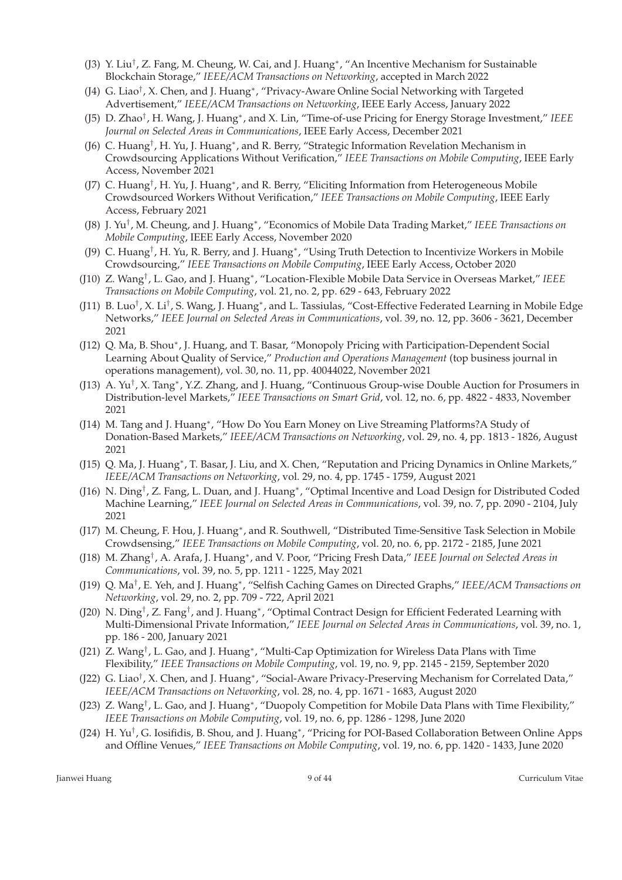- (J3) Y. Liu[†], Z. Fang, M. Cheung, W. Cai, and J. Huang[*], "An Incentive Mechanism for Sustainable Blockchain Storage," *IEEE/ACM Transactions on Networking*, accepted in March 2022
- (J4) G. Liao[†], X. Chen, and J. Huang[*], "Privacy-Aware Online Social Networking with Targeted Advertisement," *IEEE/ACM Transactions on Networking*, IEEE Early Access, January 2022
- (J5) D. Zhao[†], H. Wang, J. Huang[*], and X. Lin, "Time-of-use Pricing for Energy Storage Investment," *IEEE Journal on Selected Areas in Communications*, IEEE Early Access, December 2021
- (J6) C. Huang[†], H. Yu, J. Huang[*], and R. Berry, "Strategic Information Revelation Mechanism in Crowdsourcing Applications Without Verification," *IEEE Transactions on Mobile Computing*, IEEE Early Access, November 2021
- (J7) C. Huang[†], H. Yu, J. Huang[*], and R. Berry, "Eliciting Information from Heterogeneous Mobile Crowdsourced Workers Without Verification," *IEEE Transactions on Mobile Computing*, IEEE Early Access, February 2021
- (J8) J. Yu[†], M. Cheung, and J. Huang[*], "Economics of Mobile Data Trading Market," *IEEE Transactions on Mobile Computing*, IEEE Early Access, November 2020
- (J9) C. Huang[†], H. Yu, R. Berry, and J. Huang[*], "Using Truth Detection to Incentivize Workers in Mobile Crowdsourcing," *IEEE Transactions on Mobile Computing*, IEEE Early Access, October 2020
- (J10) Z. Wang[†], L. Gao, and J. Huang[*], "Location-Flexible Mobile Data Service in Overseas Market," *IEEE Transactions on Mobile Computing*, vol. 21, no. 2, pp. 629 - 643, February 2022
- (J11) B. Luo[†], X. Li[†], S. Wang, J. Huang[*], and L. Tassiulas, "Cost-Effective Federated Learning in Mobile Edge Networks," *IEEE Journal on Selected Areas in Communications*, vol. 39, no. 12, pp. 3606 - 3621, December 2021
- (J12) Q. Ma, B. Shou[*], J. Huang, and T. Basar, "Monopoly Pricing with Participation-Dependent Social Learning About Quality of Service," *Production and Operations Management* (top business journal in operations management), vol. 30, no. 11, pp. 40044022, November 2021
- (J13) A. Yu[†], X. Tang[*], Y.Z. Zhang, and J. Huang, "Continuous Group-wise Double Auction for Prosumers in Distribution-level Markets," *IEEE Transactions on Smart Grid*, vol. 12, no. 6, pp. 4822 - 4833, November 2021
- (J14) M. Tang and J. Huang[*], "How Do You Earn Money on Live Streaming Platforms?A Study of Donation-Based Markets," *IEEE/ACM Transactions on Networking*, vol. 29, no. 4, pp. 1813 - 1826, August 2021
- (J15) Q. Ma, J. Huang[*], T. Basar, J. Liu, and X. Chen, "Reputation and Pricing Dynamics in Online Markets," *IEEE/ACM Transactions on Networking*, vol. 29, no. 4, pp. 1745 - 1759, August 2021
- (J16) N. Ding[†], Z. Fang, L. Duan, and J. Huang[*], "Optimal Incentive and Load Design for Distributed Coded Machine Learning," *IEEE Journal on Selected Areas in Communications*, vol. 39, no. 7, pp. 2090 - 2104, July 2021
- (J17) M. Cheung, F. Hou, J. Huang[*], and R. Southwell, "Distributed Time-Sensitive Task Selection in Mobile Crowdsensing," *IEEE Transactions on Mobile Computing*, vol. 20, no. 6, pp. 2172 - 2185, June 2021
- (J18) M. Zhang[†], A. Arafa, J. Huang[*], and V. Poor, "Pricing Fresh Data," *IEEE Journal on Selected Areas in Communications*, vol. 39, no. 5, pp. 1211 - 1225, May 2021
- (J19) Q. Ma[†], E. Yeh, and J. Huang[*], "Selfish Caching Games on Directed Graphs," *IEEE/ACM Transactions on Networking*, vol. 29, no. 2, pp. 709 - 722, April 2021
- (J20) N. Ding[†], Z. Fang[†], and J. Huang[*], "Optimal Contract Design for Efficient Federated Learning with Multi-Dimensional Private Information," *IEEE Journal on Selected Areas in Communications*, vol. 39, no. 1, pp. 186 - 200, January 2021
- (J21) Z. Wang[†], L. Gao, and J. Huang[*], "Multi-Cap Optimization for Wireless Data Plans with Time Flexibility," *IEEE Transactions on Mobile Computing*, vol. 19, no. 9, pp. 2145 - 2159, September 2020
- (J22) G. Liao[†], X. Chen, and J. Huang[*], "Social-Aware Privacy-Preserving Mechanism for Correlated Data," *IEEE/ACM Transactions on Networking*, vol. 28, no. 4, pp. 1671 - 1683, August 2020
- (J23) Z. Wang[†], L. Gao, and J. Huang[*], "Duopoly Competition for Mobile Data Plans with Time Flexibility," *IEEE Transactions on Mobile Computing*, vol. 19, no. 6, pp. 1286 - 1298, June 2020
- (J24) H. Yu[†], G. Iosifidis, B. Shou, and J. Huang[*], "Pricing for POI-Based Collaboration Between Online Apps and Offline Venues," *IEEE Transactions on Mobile Computing*, vol. 19, no. 6, pp. 1420 - 1433, June 2020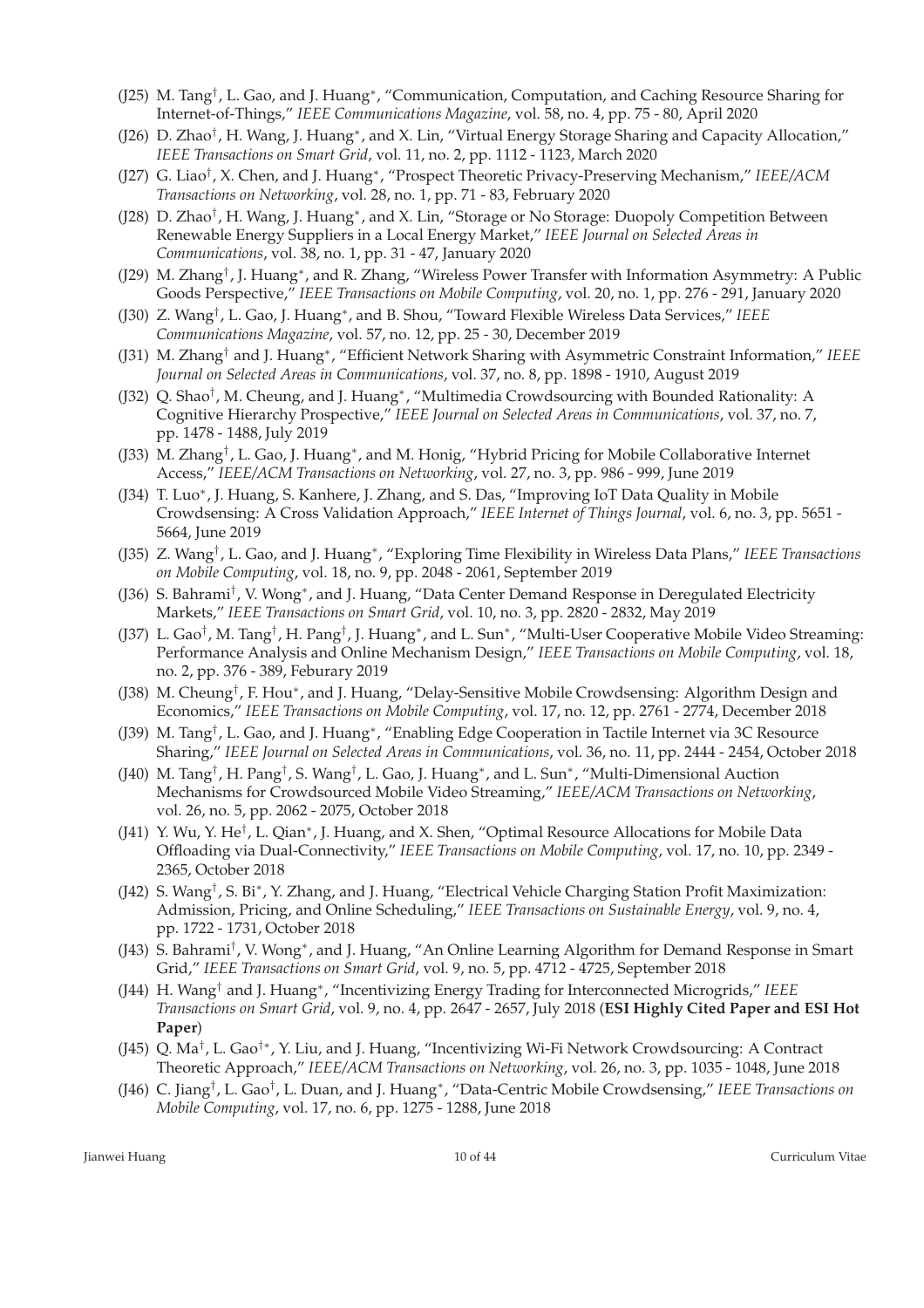- (J25) M. Tang†, L. Gao, and J. Huang*, "Communication, Computation, and Caching Resource Sharing for Internet-of-Things," *IEEE Communications Magazine*, vol. 58, no. 4, pp. 75 - 80, April 2020
- (J26) D. Zhao†, H. Wang, J. Huang*, and X. Lin, "Virtual Energy Storage Sharing and Capacity Allocation," *IEEE Transactions on Smart Grid*, vol. 11, no. 2, pp. 1112 - 1123, March 2020
- (J27) G. Liao†, X. Chen, and J. Huang*, "Prospect Theoretic Privacy-Preserving Mechanism," *IEEE/ACM Transactions on Networking*, vol. 28, no. 1, pp. 71 - 83, February 2020
- (J28) D. Zhao†, H. Wang, J. Huang*, and X. Lin, "Storage or No Storage: Duopoly Competition Between Renewable Energy Suppliers in a Local Energy Market," *IEEE Journal on Selected Areas in Communications*, vol. 38, no. 1, pp. 31 - 47, January 2020
- (J29) M. Zhang†, J. Huang*, and R. Zhang, "Wireless Power Transfer with Information Asymmetry: A Public Goods Perspective," *IEEE Transactions on Mobile Computing*, vol. 20, no. 1, pp. 276 - 291, January 2020
- (J30) Z. Wang†, L. Gao, J. Huang*, and B. Shou, "Toward Flexible Wireless Data Services," *IEEE Communications Magazine*, vol. 57, no. 12, pp. 25 - 30, December 2019
- (J31) M. Zhang† and J. Huang*, "Efficient Network Sharing with Asymmetric Constraint Information," *IEEE Journal on Selected Areas in Communications*, vol. 37, no. 8, pp. 1898 - 1910, August 2019
- (J32) Q. Shao†, M. Cheung, and J. Huang*, "Multimedia Crowdsourcing with Bounded Rationality: A Cognitive Hierarchy Prospective," *IEEE Journal on Selected Areas in Communications*, vol. 37, no. 7, pp. 1478 - 1488, July 2019
- (J33) M. Zhang†, L. Gao, J. Huang*, and M. Honig, "Hybrid Pricing for Mobile Collaborative Internet Access," *IEEE/ACM Transactions on Networking*, vol. 27, no. 3, pp. 986 - 999, June 2019
- (J34) T. Luo*, J. Huang, S. Kanhere, J. Zhang, and S. Das, "Improving IoT Data Quality in Mobile Crowdsensing: A Cross Validation Approach," *IEEE Internet of Things Journal*, vol. 6, no. 3, pp. 5651 - 5664, June 2019
- (J35) Z. Wang†, L. Gao, and J. Huang*, "Exploring Time Flexibility in Wireless Data Plans," *IEEE Transactions on Mobile Computing*, vol. 18, no. 9, pp. 2048 - 2061, September 2019
- (J36) S. Bahrami†, V. Wong*, and J. Huang, "Data Center Demand Response in Deregulated Electricity Markets," *IEEE Transactions on Smart Grid*, vol. 10, no. 3, pp. 2820 - 2832, May 2019
- (J37) L. Gao†, M. Tang†, H. Pang†, J. Huang*, and L. Sun*, "Multi-User Cooperative Mobile Video Streaming: Performance Analysis and Online Mechanism Design," *IEEE Transactions on Mobile Computing*, vol. 18, no. 2, pp. 376 - 389, Feburary 2019
- (J38) M. Cheung†, F. Hou*, and J. Huang, "Delay-Sensitive Mobile Crowdsensing: Algorithm Design and Economics," *IEEE Transactions on Mobile Computing*, vol. 17, no. 12, pp. 2761 - 2774, December 2018
- (J39) M. Tang†, L. Gao, and J. Huang*, "Enabling Edge Cooperation in Tactile Internet via 3C Resource Sharing," *IEEE Journal on Selected Areas in Communications*, vol. 36, no. 11, pp. 2444 - 2454, October 2018
- (J40) M. Tang†, H. Pang†, S. Wang†, L. Gao, J. Huang*, and L. Sun*, "Multi-Dimensional Auction Mechanisms for Crowdsourced Mobile Video Streaming," *IEEE/ACM Transactions on Networking*, vol. 26, no. 5, pp. 2062 - 2075, October 2018
- (J41) Y. Wu, Y. He†, L. Qian*, J. Huang, and X. Shen, "Optimal Resource Allocations for Mobile Data Offloading via Dual-Connectivity," *IEEE Transactions on Mobile Computing*, vol. 17, no. 10, pp. 2349 - 2365, October 2018
- (J42) S. Wang†, S. Bi*, Y. Zhang, and J. Huang, "Electrical Vehicle Charging Station Profit Maximization: Admission, Pricing, and Online Scheduling," *IEEE Transactions on Sustainable Energy*, vol. 9, no. 4, pp. 1722 - 1731, October 2018
- (J43) S. Bahrami†, V. Wong*, and J. Huang, "An Online Learning Algorithm for Demand Response in Smart Grid," *IEEE Transactions on Smart Grid*, vol. 9, no. 5, pp. 4712 - 4725, September 2018
- (J44) H. Wang† and J. Huang*, "Incentivizing Energy Trading for Interconnected Microgrids," *IEEE Transactions on Smart Grid*, vol. 9, no. 4, pp. 2647 - 2657, July 2018 (**ESI Highly Cited Paper and ESI Hot Paper**)
- (J45) Q. Ma†, L. Gao†*, Y. Liu, and J. Huang, "Incentivizing Wi-Fi Network Crowdsourcing: A Contract Theoretic Approach," *IEEE/ACM Transactions on Networking*, vol. 26, no. 3, pp. 1035 - 1048, June 2018
- (J46) C. Jiang†, L. Gao†, L. Duan, and J. Huang*, "Data-Centric Mobile Crowdsensing," *IEEE Transactions on Mobile Computing*, vol. 17, no. 6, pp. 1275 - 1288, June 2018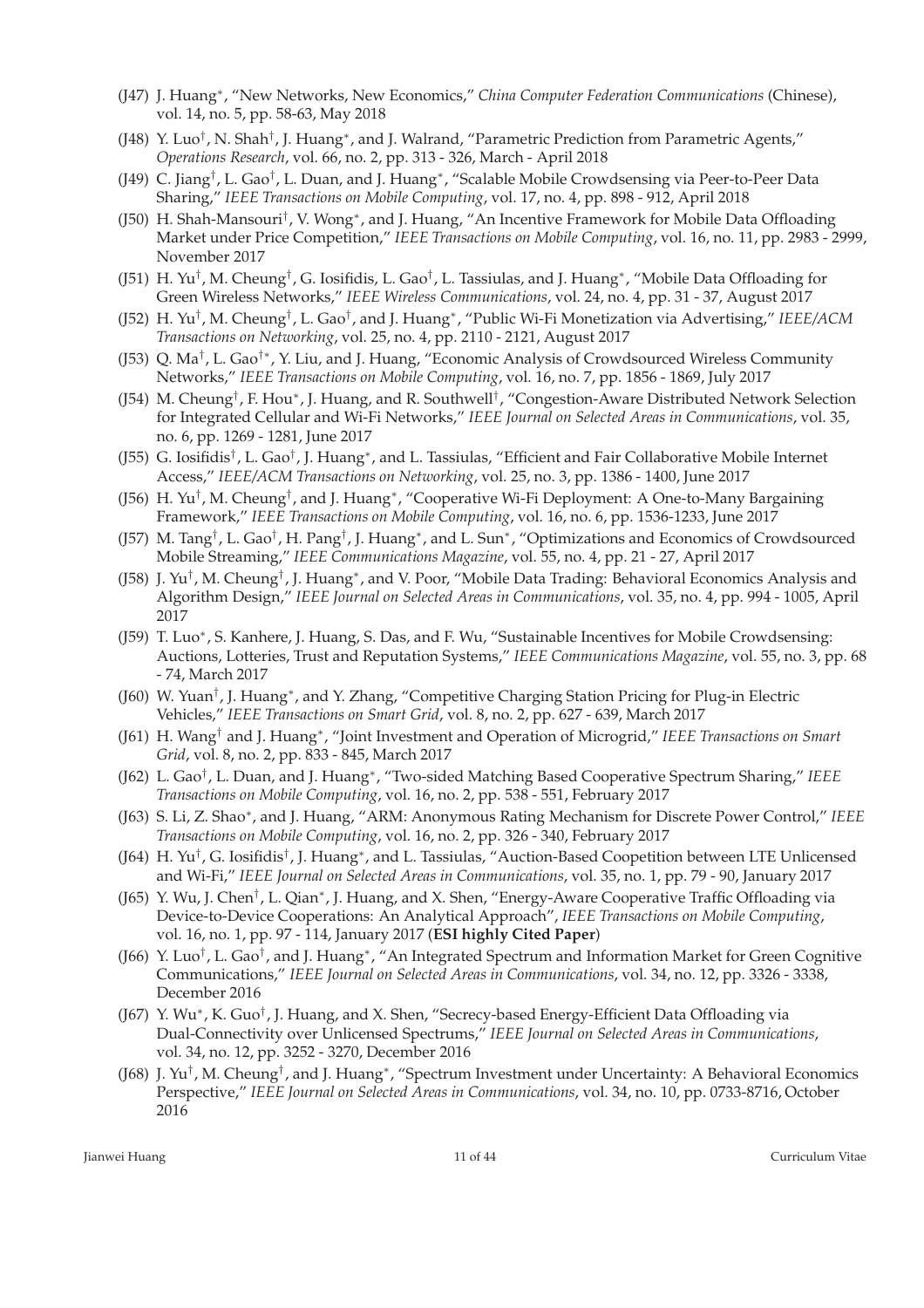(J47) J. Huang$^*$, "New Networks, New Economics," *China Computer Federation Communications* (Chinese), vol. 14, no. 5, pp. 58-63, May 2018

(J48) Y. Luo$^\dagger$, N. Shah$^\dagger$, J. Huang$^*$, and J. Walrand, "Parametric Prediction from Parametric Agents," *Operations Research*, vol. 66, no. 2, pp. 313 - 326, March - April 2018

(J49) C. Jiang$^\dagger$, L. Gao$^\dagger$, L. Duan, and J. Huang$^*$, "Scalable Mobile Crowdsensing via Peer-to-Peer Data Sharing," *IEEE Transactions on Mobile Computing*, vol. 17, no. 4, pp. 898 - 912, April 2018

(J50) H. Shah-Mansouri$^\dagger$, V. Wong$^*$, and J. Huang, "An Incentive Framework for Mobile Data Offloading Market under Price Competition," *IEEE Transactions on Mobile Computing*, vol. 16, no. 11, pp. 2983 - 2999, November 2017

(J51) H. Yu$^\dagger$, M. Cheung$^\dagger$, G. Iosifidis, L. Gao$^\dagger$, L. Tassiulas, and J. Huang$^*$, "Mobile Data Offloading for Green Wireless Networks," *IEEE Wireless Communications*, vol. 24, no. 4, pp. 31 - 37, August 2017

(J52) H. Yu$^\dagger$, M. Cheung$^\dagger$, L. Gao$^\dagger$, and J. Huang$^*$, "Public Wi-Fi Monetization via Advertising," *IEEE/ACM Transactions on Networking*, vol. 25, no. 4, pp. 2110 - 2121, August 2017

(J53) Q. Ma$^\dagger$, L. Gao$^{\dagger *}$, Y. Liu, and J. Huang, "Economic Analysis of Crowdsourced Wireless Community Networks," *IEEE Transactions on Mobile Computing*, vol. 16, no. 7, pp. 1856 - 1869, July 2017

(J54) M. Cheung$^\dagger$, F. Hou$^*$, J. Huang, and R. Southwell$^\dagger$, "Congestion-Aware Distributed Network Selection for Integrated Cellular and Wi-Fi Networks," *IEEE Journal on Selected Areas in Communications*, vol. 35, no. 6, pp. 1269 - 1281, June 2017

(J55) G. Iosifidis$^\dagger$, L. Gao$^\dagger$, J. Huang$^*$, and L. Tassiulas, "Efficient and Fair Collaborative Mobile Internet Access," *IEEE/ACM Transactions on Networking*, vol. 25, no. 3, pp. 1386 - 1400, June 2017

(J56) H. Yu$^\dagger$, M. Cheung$^\dagger$, and J. Huang$^*$, "Cooperative Wi-Fi Deployment: A One-to-Many Bargaining Framework," *IEEE Transactions on Mobile Computing*, vol. 16, no. 6, pp. 1536-1233, June 2017

(J57) M. Tang$^\dagger$, L. Gao$^\dagger$, H. Pang$^\dagger$, J. Huang$^*$, and L. Sun$^*$, "Optimizations and Economics of Crowdsourced Mobile Streaming," *IEEE Communications Magazine*, vol. 55, no. 4, pp. 21 - 27, April 2017

(J58) J. Yu$^\dagger$, M. Cheung$^\dagger$, J. Huang$^*$, and V. Poor, "Mobile Data Trading: Behavioral Economics Analysis and Algorithm Design," *IEEE Journal on Selected Areas in Communications*, vol. 35, no. 4, pp. 994 - 1005, April 2017

(J59) T. Luo$^*$, S. Kanhere, J. Huang, S. Das, and F. Wu, "Sustainable Incentives for Mobile Crowdsensing: Auctions, Lotteries, Trust and Reputation Systems," *IEEE Communications Magazine*, vol. 55, no. 3, pp. 68 - 74, March 2017

(J60) W. Yuan$^\dagger$, J. Huang$^*$, and Y. Zhang, "Competitive Charging Station Pricing for Plug-in Electric Vehicles," *IEEE Transactions on Smart Grid*, vol. 8, no. 2, pp. 627 - 639, March 2017

(J61) H. Wang$^\dagger$ and J. Huang$^*$, "Joint Investment and Operation of Microgrid," *IEEE Transactions on Smart Grid*, vol. 8, no. 2, pp. 833 - 845, March 2017

(J62) L. Gao$^\dagger$, L. Duan, and J. Huang$^*$, "Two-sided Matching Based Cooperative Spectrum Sharing," *IEEE Transactions on Mobile Computing*, vol. 16, no. 2, pp. 538 - 551, February 2017

(J63) S. Li, Z. Shao$^*$, and J. Huang, "ARM: Anonymous Rating Mechanism for Discrete Power Control," *IEEE Transactions on Mobile Computing*, vol. 16, no. 2, pp. 326 - 340, February 2017

(J64) H. Yu$^\dagger$, G. Iosifidis$^\dagger$, J. Huang$^*$, and L. Tassiulas, "Auction-Based Coopetition between LTE Unlicensed and Wi-Fi," *IEEE Journal on Selected Areas in Communications*, vol. 35, no. 1, pp. 79 - 90, January 2017

(J65) Y. Wu, J. Chen$^\dagger$, L. Qian$^*$, J. Huang, and X. Shen, "Energy-Aware Cooperative Traffic Offloading via Device-to-Device Cooperations: An Analytical Approach", *IEEE Transactions on Mobile Computing*, vol. 16, no. 1, pp. 97 - 114, January 2017 (**ESI highly Cited Paper**)

(J66) Y. Luo$^\dagger$, L. Gao$^\dagger$, and J. Huang$^*$, "An Integrated Spectrum and Information Market for Green Cognitive Communications," *IEEE Journal on Selected Areas in Communications*, vol. 34, no. 12, pp. 3326 - 3338, December 2016

(J67) Y. Wu$^*$, K. Guo$^\dagger$, J. Huang, and X. Shen, "Secrecy-based Energy-Efficient Data Offloading via Dual-Connectivity over Unlicensed Spectrums," *IEEE Journal on Selected Areas in Communications*, vol. 34, no. 12, pp. 3252 - 3270, December 2016

(J68) J. Yu$^\dagger$, M. Cheung$^\dagger$, and J. Huang$^*$, "Spectrum Investment under Uncertainty: A Behavioral Economics Perspective," *IEEE Journal on Selected Areas in Communications*, vol. 34, no. 10, pp. 0733-8716, October 2016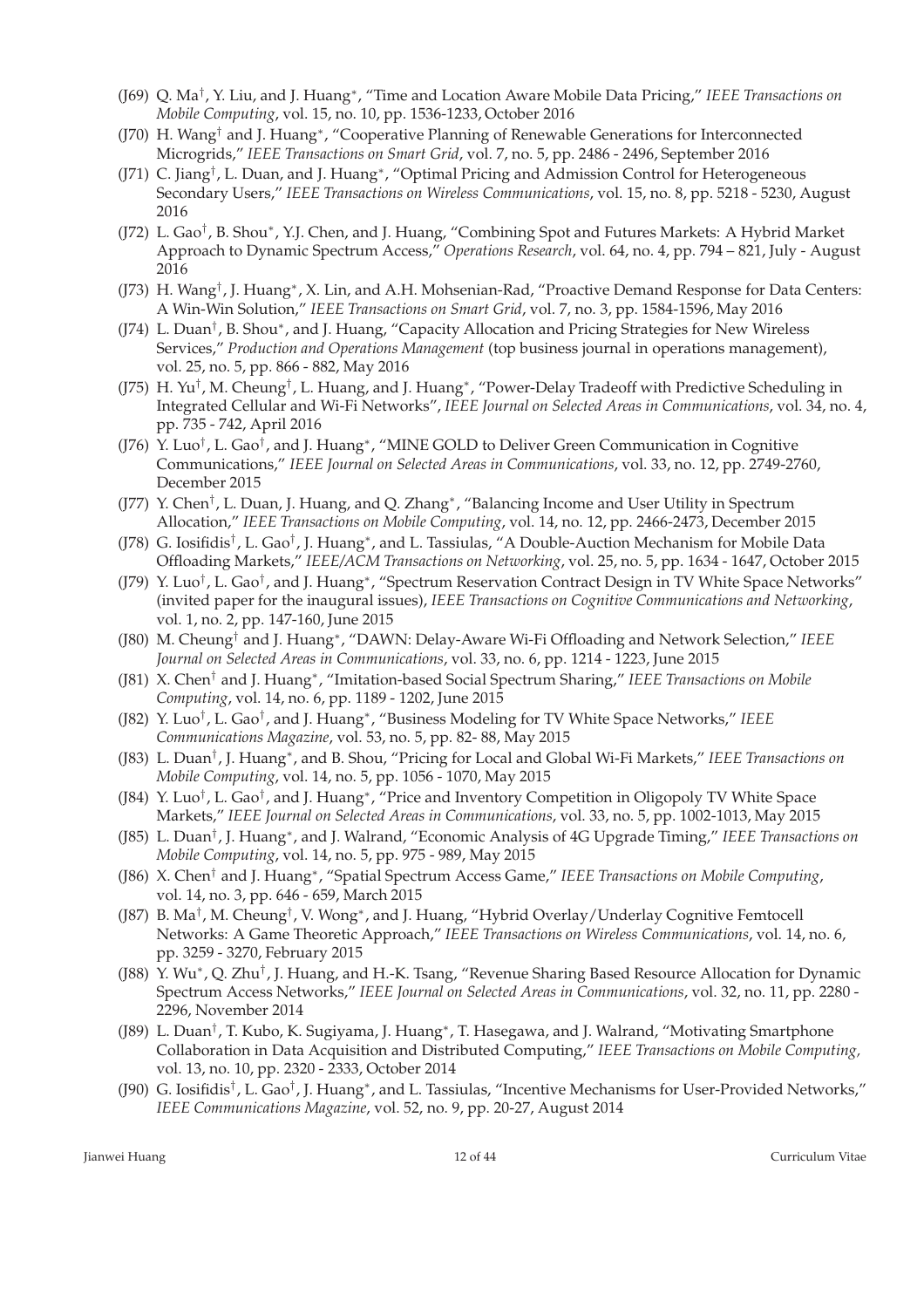- (J69) Q. Ma[†], Y. Liu, and J. Huang[∗], "Time and Location Aware Mobile Data Pricing," *IEEE Transactions on Mobile Computing*, vol. 15, no. 10, pp. 1536-1233, October 2016
- (J70) H. Wang[†] and J. Huang[∗], "Cooperative Planning of Renewable Generations for Interconnected Microgrids," *IEEE Transactions on Smart Grid*, vol. 7, no. 5, pp. 2486 - 2496, September 2016
- (J71) C. Jiang[†], L. Duan, and J. Huang[∗], "Optimal Pricing and Admission Control for Heterogeneous Secondary Users," *IEEE Transactions on Wireless Communications*, vol. 15, no. 8, pp. 5218 - 5230, August 2016
- (J72) L. Gao[†], B. Shou[∗], Y.J. Chen, and J. Huang, "Combining Spot and Futures Markets: A Hybrid Market Approach to Dynamic Spectrum Access," *Operations Research*, vol. 64, no. 4, pp. 794 – 821, July - August 2016
- (J73) H. Wang[†], J. Huang[∗], X. Lin, and A.H. Mohsenian-Rad, "Proactive Demand Response for Data Centers: A Win-Win Solution," *IEEE Transactions on Smart Grid*, vol. 7, no. 3, pp. 1584-1596, May 2016
- (J74) L. Duan[†], B. Shou[∗], and J. Huang, "Capacity Allocation and Pricing Strategies for New Wireless Services," *Production and Operations Management* (top business journal in operations management), vol. 25, no. 5, pp. 866 - 882, May 2016
- (J75) H. Yu[†], M. Cheung[†], L. Huang, and J. Huang[∗], "Power-Delay Tradeoff with Predictive Scheduling in Integrated Cellular and Wi-Fi Networks", *IEEE Journal on Selected Areas in Communications*, vol. 34, no. 4, pp. 735 - 742, April 2016
- (J76) Y. Luo[†], L. Gao[†], and J. Huang[∗], "MINE GOLD to Deliver Green Communication in Cognitive Communications," *IEEE Journal on Selected Areas in Communications*, vol. 33, no. 12, pp. 2749-2760, December 2015
- (J77) Y. Chen[†], L. Duan, J. Huang, and Q. Zhang[∗], "Balancing Income and User Utility in Spectrum Allocation," *IEEE Transactions on Mobile Computing*, vol. 14, no. 12, pp. 2466-2473, December 2015
- (J78) G. Iosifidis[†], L. Gao[†], J. Huang[∗], and L. Tassiulas, "A Double-Auction Mechanism for Mobile Data Offloading Markets," *IEEE/ACM Transactions on Networking*, vol. 25, no. 5, pp. 1634 - 1647, October 2015
- (J79) Y. Luo[†], L. Gao[†], and J. Huang[∗], "Spectrum Reservation Contract Design in TV White Space Networks" (invited paper for the inaugural issues), *IEEE Transactions on Cognitive Communications and Networking*, vol. 1, no. 2, pp. 147-160, June 2015
- (J80) M. Cheung[†] and J. Huang[∗], "DAWN: Delay-Aware Wi-Fi Offloading and Network Selection," *IEEE Journal on Selected Areas in Communications*, vol. 33, no. 6, pp. 1214 - 1223, June 2015
- (J81) X. Chen[†] and J. Huang[∗], "Imitation-based Social Spectrum Sharing," *IEEE Transactions on Mobile Computing*, vol. 14, no. 6, pp. 1189 - 1202, June 2015
- (J82) Y. Luo[†], L. Gao[†], and J. Huang[∗], "Business Modeling for TV White Space Networks," *IEEE Communications Magazine*, vol. 53, no. 5, pp. 82- 88, May 2015
- (J83) L. Duan[†], J. Huang[∗], and B. Shou, "Pricing for Local and Global Wi-Fi Markets," *IEEE Transactions on Mobile Computing*, vol. 14, no. 5, pp. 1056 - 1070, May 2015
- (J84) Y. Luo[†], L. Gao[†], and J. Huang[∗], "Price and Inventory Competition in Oligopoly TV White Space Markets," *IEEE Journal on Selected Areas in Communications*, vol. 33, no. 5, pp. 1002-1013, May 2015
- (J85) L. Duan[†], J. Huang[∗], and J. Walrand, "Economic Analysis of 4G Upgrade Timing," *IEEE Transactions on Mobile Computing*, vol. 14, no. 5, pp. 975 - 989, May 2015
- (J86) X. Chen[†] and J. Huang[∗], "Spatial Spectrum Access Game," *IEEE Transactions on Mobile Computing*, vol. 14, no. 3, pp. 646 - 659, March 2015
- (J87) B. Ma[†], M. Cheung[†], V. Wong[∗], and J. Huang, "Hybrid Overlay/Underlay Cognitive Femtocell Networks: A Game Theoretic Approach," *IEEE Transactions on Wireless Communications*, vol. 14, no. 6, pp. 3259 - 3270, February 2015
- (J88) Y. Wu[∗], Q. Zhu[†], J. Huang, and H.-K. Tsang, "Revenue Sharing Based Resource Allocation for Dynamic Spectrum Access Networks," *IEEE Journal on Selected Areas in Communications*, vol. 32, no. 11, pp. 2280 - 2296, November 2014
- (J89) L. Duan[†], T. Kubo, K. Sugiyama, J. Huang[∗], T. Hasegawa, and J. Walrand, "Motivating Smartphone Collaboration in Data Acquisition and Distributed Computing," *IEEE Transactions on Mobile Computing,* vol. 13, no. 10, pp. 2320 - 2333, October 2014
- (J90) G. Iosifidis[†], L. Gao[†], J. Huang[∗], and L. Tassiulas, "Incentive Mechanisms for User-Provided Networks," *IEEE Communications Magazine*, vol. 52, no. 9, pp. 20-27, August 2014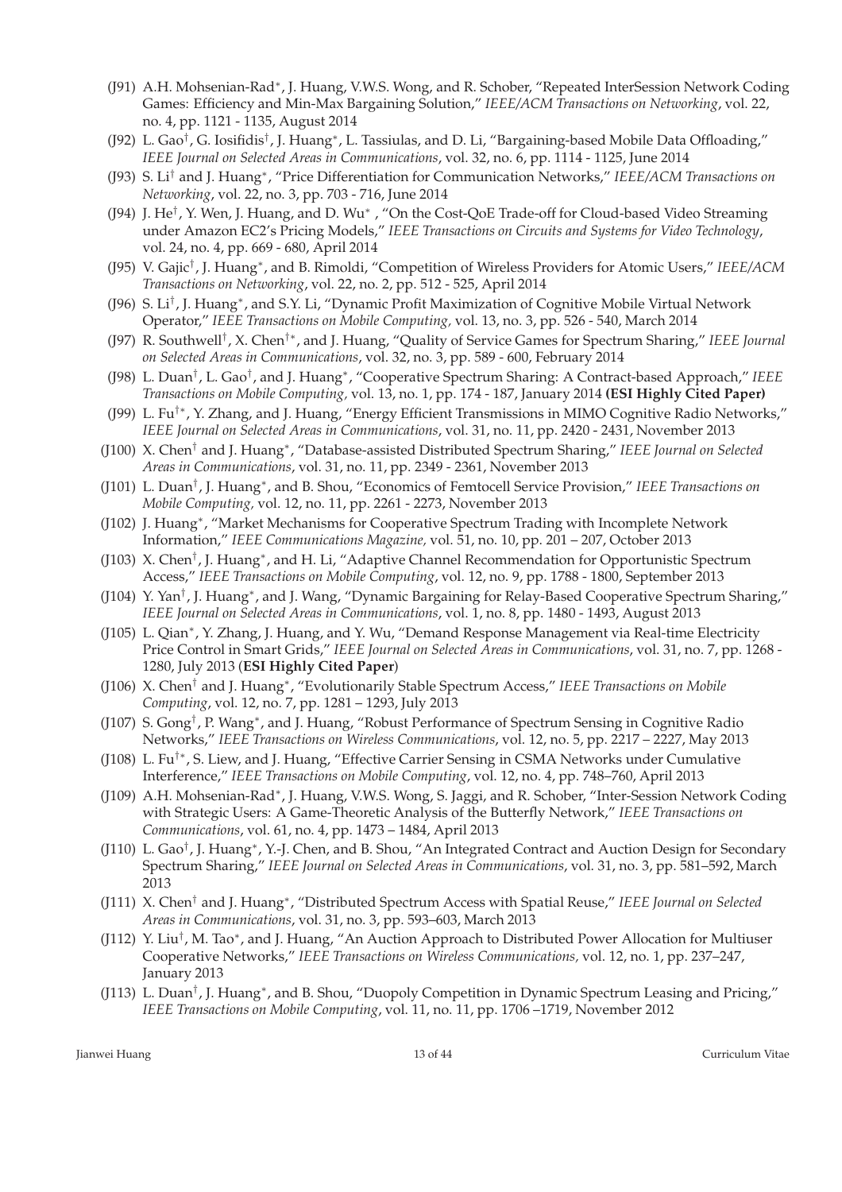- (J91) A.H. Mohsenian-Rad*, J. Huang, V.W.S. Wong, and R. Schober, "Repeated InterSession Network Coding Games: Efficiency and Min-Max Bargaining Solution," *IEEE/ACM Transactions on Networking*, vol. 22, no. 4, pp. 1121 - 1135, August 2014
- (J92) L. Gao†, G. Iosifidis†, J. Huang*, L. Tassiulas, and D. Li, "Bargaining-based Mobile Data Offloading," *IEEE Journal on Selected Areas in Communications*, vol. 32, no. 6, pp. 1114 - 1125, June 2014
- (J93) S. Li† and J. Huang*, "Price Differentiation for Communication Networks," *IEEE/ACM Transactions on Networking*, vol. 22, no. 3, pp. 703 - 716, June 2014
- (J94) J. He†, Y. Wen, J. Huang, and D. Wu* , "On the Cost-QoE Trade-off for Cloud-based Video Streaming under Amazon EC2's Pricing Models," *IEEE Transactions on Circuits and Systems for Video Technology*, vol. 24, no. 4, pp. 669 - 680, April 2014
- (J95) V. Gajic†, J. Huang*, and B. Rimoldi, "Competition of Wireless Providers for Atomic Users," *IEEE/ACM Transactions on Networking*, vol. 22, no. 2, pp. 512 - 525, April 2014
- (J96) S. Li†, J. Huang*, and S.Y. Li, "Dynamic Profit Maximization of Cognitive Mobile Virtual Network Operator," *IEEE Transactions on Mobile Computing,* vol. 13, no. 3, pp. 526 - 540, March 2014
- (J97) R. Southwell†, X. Chen†*, and J. Huang, "Quality of Service Games for Spectrum Sharing," *IEEE Journal on Selected Areas in Communications*, vol. 32, no. 3, pp. 589 - 600, February 2014
- (J98) L. Duan†, L. Gao†, and J. Huang*, "Cooperative Spectrum Sharing: A Contract-based Approach," *IEEE Transactions on Mobile Computing,* vol. 13, no. 1, pp. 174 - 187, January 2014 **(ESI Highly Cited Paper)**
- (J99) L. Fu†*, Y. Zhang, and J. Huang, "Energy Efficient Transmissions in MIMO Cognitive Radio Networks," *IEEE Journal on Selected Areas in Communications*, vol. 31, no. 11, pp. 2420 - 2431, November 2013
- (J100) X. Chen† and J. Huang*, "Database-assisted Distributed Spectrum Sharing," *IEEE Journal on Selected Areas in Communications*, vol. 31, no. 11, pp. 2349 - 2361, November 2013
- (J101) L. Duan†, J. Huang*, and B. Shou, "Economics of Femtocell Service Provision," *IEEE Transactions on Mobile Computing,* vol. 12, no. 11, pp. 2261 - 2273, November 2013
- (J102) J. Huang*, "Market Mechanisms for Cooperative Spectrum Trading with Incomplete Network Information," *IEEE Communications Magazine,* vol. 51, no. 10, pp. 201 – 207, October 2013
- (J103) X. Chen†, J. Huang*, and H. Li, "Adaptive Channel Recommendation for Opportunistic Spectrum Access," *IEEE Transactions on Mobile Computing*, vol. 12, no. 9, pp. 1788 - 1800, September 2013
- (J104) Y. Yan†, J. Huang*, and J. Wang, "Dynamic Bargaining for Relay-Based Cooperative Spectrum Sharing," *IEEE Journal on Selected Areas in Communications*, vol. 1, no. 8, pp. 1480 - 1493, August 2013
- (J105) L. Qian*, Y. Zhang, J. Huang, and Y. Wu, "Demand Response Management via Real-time Electricity Price Control in Smart Grids," *IEEE Journal on Selected Areas in Communications*, vol. 31, no. 7, pp. 1268 - 1280, July 2013 (**ESI Highly Cited Paper**)
- (J106) X. Chen† and J. Huang*, "Evolutionarily Stable Spectrum Access," *IEEE Transactions on Mobile Computing*, vol. 12, no. 7, pp. 1281 – 1293, July 2013
- (J107) S. Gong†, P. Wang*, and J. Huang, "Robust Performance of Spectrum Sensing in Cognitive Radio Networks," *IEEE Transactions on Wireless Communications*, vol. 12, no. 5, pp. 2217 – 2227, May 2013
- (J108) L. Fu†*, S. Liew, and J. Huang, "Effective Carrier Sensing in CSMA Networks under Cumulative Interference," *IEEE Transactions on Mobile Computing*, vol. 12, no. 4, pp. 748–760, April 2013
- (J109) A.H. Mohsenian-Rad*, J. Huang, V.W.S. Wong, S. Jaggi, and R. Schober, "Inter-Session Network Coding with Strategic Users: A Game-Theoretic Analysis of the Butterfly Network," *IEEE Transactions on Communications*, vol. 61, no. 4, pp. 1473 – 1484, April 2013
- (J110) L. Gao†, J. Huang*, Y.-J. Chen, and B. Shou, "An Integrated Contract and Auction Design for Secondary Spectrum Sharing," *IEEE Journal on Selected Areas in Communications*, vol. 31, no. 3, pp. 581–592, March 2013
- (J111) X. Chen† and J. Huang*, "Distributed Spectrum Access with Spatial Reuse," *IEEE Journal on Selected Areas in Communications*, vol. 31, no. 3, pp. 593–603, March 2013
- (J112) Y. Liu†, M. Tao*, and J. Huang, "An Auction Approach to Distributed Power Allocation for Multiuser Cooperative Networks," *IEEE Transactions on Wireless Communications,* vol. 12, no. 1, pp. 237–247, January 2013
- (J113) L. Duan†, J. Huang*, and B. Shou, "Duopoly Competition in Dynamic Spectrum Leasing and Pricing," *IEEE Transactions on Mobile Computing*, vol. 11, no. 11, pp. 1706 –1719, November 2012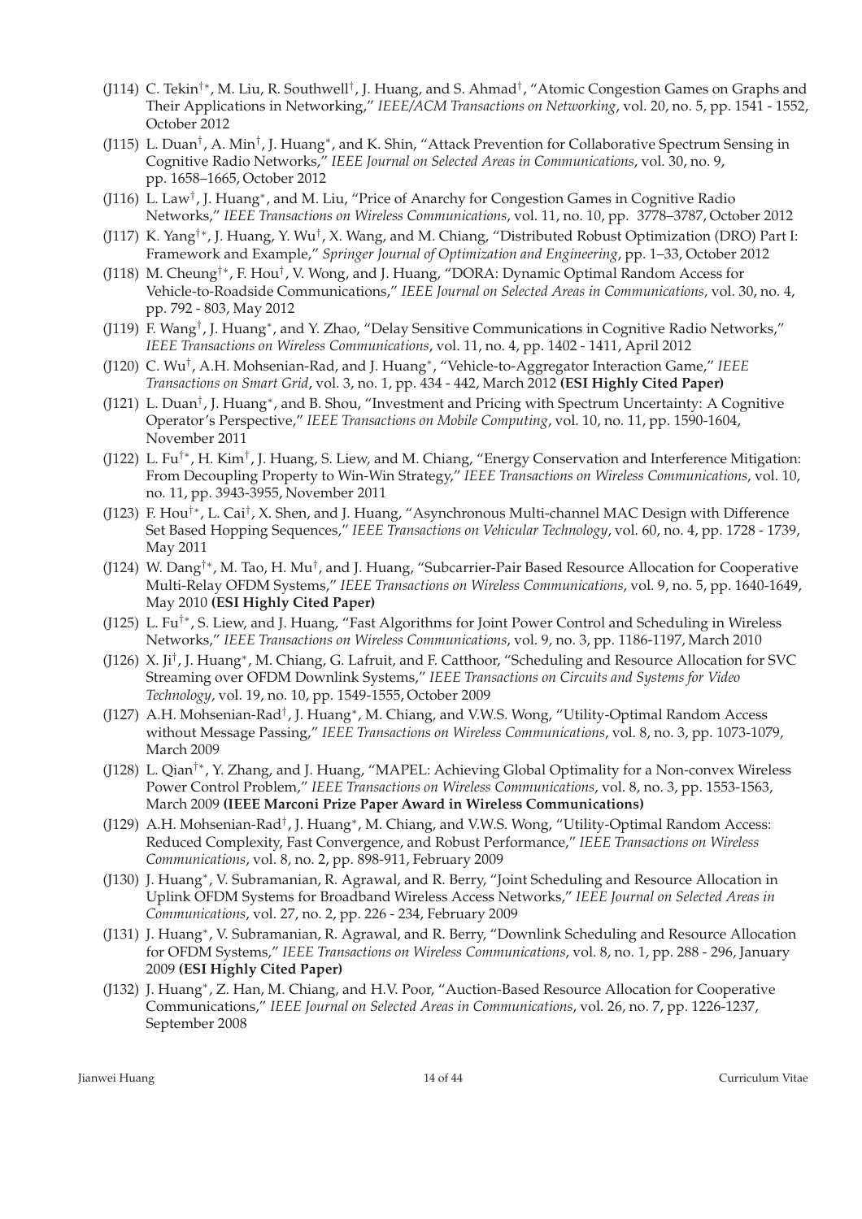- (J114) C. Tekin[†*], M. Liu, R. Southwell[†], J. Huang, and S. Ahmad[†], "Atomic Congestion Games on Graphs and Their Applications in Networking," *IEEE/ACM Transactions on Networking*, vol. 20, no. 5, pp. 1541 - 1552, October 2012
- (J115) L. Duan[†], A. Min[†], J. Huang[*], and K. Shin, "Attack Prevention for Collaborative Spectrum Sensing in Cognitive Radio Networks," *IEEE Journal on Selected Areas in Communications*, vol. 30, no. 9, pp. 1658–1665, October 2012
- (J116) L. Law[†], J. Huang[*], and M. Liu, "Price of Anarchy for Congestion Games in Cognitive Radio Networks," *IEEE Transactions on Wireless Communications*, vol. 11, no. 10, pp. 3778–3787, October 2012
- (J117) K. Yang[†*], J. Huang, Y. Wu[†], X. Wang, and M. Chiang, "Distributed Robust Optimization (DRO) Part I: Framework and Example," *Springer Journal of Optimization and Engineering*, pp. 1–33, October 2012
- (J118) M. Cheung[†*], F. Hou[†], V. Wong, and J. Huang, "DORA: Dynamic Optimal Random Access for Vehicle-to-Roadside Communications," *IEEE Journal on Selected Areas in Communications*, vol. 30, no. 4, pp. 792 - 803, May 2012
- (J119) F. Wang[†], J. Huang[*], and Y. Zhao, "Delay Sensitive Communications in Cognitive Radio Networks," *IEEE Transactions on Wireless Communications*, vol. 11, no. 4, pp. 1402 - 1411, April 2012
- (J120) C. Wu[†], A.H. Mohsenian-Rad, and J. Huang[*], "Vehicle-to-Aggregator Interaction Game," *IEEE Transactions on Smart Grid*, vol. 3, no. 1, pp. 434 - 442, March 2012 **(ESI Highly Cited Paper)**
- (J121) L. Duan[†], J. Huang[*], and B. Shou, "Investment and Pricing with Spectrum Uncertainty: A Cognitive Operator's Perspective," *IEEE Transactions on Mobile Computing*, vol. 10, no. 11, pp. 1590-1604, November 2011
- (J122) L. Fu[†*], H. Kim[†], J. Huang, S. Liew, and M. Chiang, "Energy Conservation and Interference Mitigation: From Decoupling Property to Win-Win Strategy," *IEEE Transactions on Wireless Communications*, vol. 10, no. 11, pp. 3943-3955, November 2011
- (J123) F. Hou[†*], L. Cai[†], X. Shen, and J. Huang, "Asynchronous Multi-channel MAC Design with Difference Set Based Hopping Sequences," *IEEE Transactions on Vehicular Technology*, vol. 60, no. 4, pp. 1728 - 1739, May 2011
- (J124) W. Dang[†*], M. Tao, H. Mu[†], and J. Huang, "Subcarrier-Pair Based Resource Allocation for Cooperative Multi-Relay OFDM Systems," *IEEE Transactions on Wireless Communications*, vol. 9, no. 5, pp. 1640-1649, May 2010 **(ESI Highly Cited Paper)**
- (J125) L. Fu[†*], S. Liew, and J. Huang, "Fast Algorithms for Joint Power Control and Scheduling in Wireless Networks," *IEEE Transactions on Wireless Communications*, vol. 9, no. 3, pp. 1186-1197, March 2010
- (J126) X. Ji[†], J. Huang[*], M. Chiang, G. Lafruit, and F. Catthoor, "Scheduling and Resource Allocation for SVC Streaming over OFDM Downlink Systems," *IEEE Transactions on Circuits and Systems for Video Technology*, vol. 19, no. 10, pp. 1549-1555, October 2009
- (J127) A.H. Mohsenian-Rad[†], J. Huang[*], M. Chiang, and V.W.S. Wong, "Utility-Optimal Random Access without Message Passing," *IEEE Transactions on Wireless Communications*, vol. 8, no. 3, pp. 1073-1079, March 2009
- (J128) L. Qian[†*], Y. Zhang, and J. Huang, "MAPEL: Achieving Global Optimality for a Non-convex Wireless Power Control Problem," *IEEE Transactions on Wireless Communications*, vol. 8, no. 3, pp. 1553-1563, March 2009 **(IEEE Marconi Prize Paper Award in Wireless Communications)**
- (J129) A.H. Mohsenian-Rad[†], J. Huang[*], M. Chiang, and V.W.S. Wong, "Utility-Optimal Random Access: Reduced Complexity, Fast Convergence, and Robust Performance," *IEEE Transactions on Wireless Communications*, vol. 8, no. 2, pp. 898-911, February 2009
- (J130) J. Huang[*], V. Subramanian, R. Agrawal, and R. Berry, "Joint Scheduling and Resource Allocation in Uplink OFDM Systems for Broadband Wireless Access Networks," *IEEE Journal on Selected Areas in Communications*, vol. 27, no. 2, pp. 226 - 234, February 2009
- (J131) J. Huang[*], V. Subramanian, R. Agrawal, and R. Berry, "Downlink Scheduling and Resource Allocation for OFDM Systems," *IEEE Transactions on Wireless Communications*, vol. 8, no. 1, pp. 288 - 296, January 2009 **(ESI Highly Cited Paper)**
- (J132) J. Huang[*], Z. Han, M. Chiang, and H.V. Poor, "Auction-Based Resource Allocation for Cooperative Communications," *IEEE Journal on Selected Areas in Communications*, vol. 26, no. 7, pp. 1226-1237, September 2008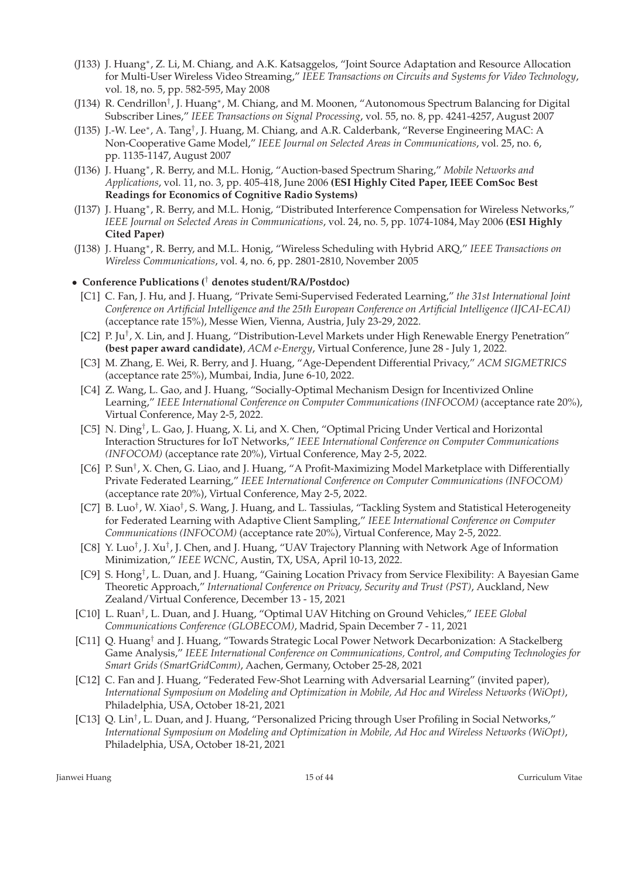- (J133) J. Huang*, Z. Li, M. Chiang, and A.K. Katsaggelos, "Joint Source Adaptation and Resource Allocation for Multi-User Wireless Video Streaming," *IEEE Transactions on Circuits and Systems for Video Technology*, vol. 18, no. 5, pp. 582-595, May 2008
- (J134) R. Cendrillon†, J. Huang*, M. Chiang, and M. Moonen, "Autonomous Spectrum Balancing for Digital Subscriber Lines," *IEEE Transactions on Signal Processing*, vol. 55, no. 8, pp. 4241-4257, August 2007
- (J135) J.-W. Lee*, A. Tang†, J. Huang, M. Chiang, and A.R. Calderbank, "Reverse Engineering MAC: A Non-Cooperative Game Model," *IEEE Journal on Selected Areas in Communications*, vol. 25, no. 6, pp. 1135-1147, August 2007
- (J136) J. Huang*, R. Berry, and M.L. Honig, "Auction-based Spectrum Sharing," *Mobile Networks and Applications*, vol. 11, no. 3, pp. 405-418, June 2006 **(ESI Highly Cited Paper, IEEE ComSoc Best Readings for Economics of Cognitive Radio Systems)**
- (J137) J. Huang*, R. Berry, and M.L. Honig, "Distributed Interference Compensation for Wireless Networks," *IEEE Journal on Selected Areas in Communications*, vol. 24, no. 5, pp. 1074-1084, May 2006 **(ESI Highly Cited Paper)**
- (J138) J. Huang*, R. Berry, and M.L. Honig, "Wireless Scheduling with Hybrid ARQ," *IEEE Transactions on Wireless Communications*, vol. 4, no. 6, pp. 2801-2810, November 2005

- **Conference Publications († denotes student/RA/Postdoc)**
  - [C1] C. Fan, J. Hu, and J. Huang, "Private Semi-Supervised Federated Learning," *the 31st International Joint Conference on Artificial Intelligence and the 25th European Conference on Artificial Intelligence (IJCAI-ECAI)* (acceptance rate 15%), Messe Wien, Vienna, Austria, July 23-29, 2022.
  - [C2] P. Ju†, X. Lin, and J. Huang, "Distribution-Level Markets under High Renewable Energy Penetration" **(best paper award candidate)**, *ACM e-Energy*, Virtual Conference, June 28 - July 1, 2022.
  - [C3] M. Zhang, E. Wei, R. Berry, and J. Huang, "Age-Dependent Differential Privacy," *ACM SIGMETRICS* (acceptance rate 25%), Mumbai, India, June 6-10, 2022.
  - [C4] Z. Wang, L. Gao, and J. Huang, "Socially-Optimal Mechanism Design for Incentivized Online Learning," *IEEE International Conference on Computer Communications (INFOCOM)* (acceptance rate 20%), Virtual Conference, May 2-5, 2022.
  - [C5] N. Ding†, L. Gao, J. Huang, X. Li, and X. Chen, "Optimal Pricing Under Vertical and Horizontal Interaction Structures for IoT Networks," *IEEE International Conference on Computer Communications (INFOCOM)* (acceptance rate 20%), Virtual Conference, May 2-5, 2022.
  - [C6] P. Sun†, X. Chen, G. Liao, and J. Huang, "A Profit-Maximizing Model Marketplace with Differentially Private Federated Learning," *IEEE International Conference on Computer Communications (INFOCOM)* (acceptance rate 20%), Virtual Conference, May 2-5, 2022.
  - [C7] B. Luo†, W. Xiao†, S. Wang, J. Huang, and L. Tassiulas, "Tackling System and Statistical Heterogeneity for Federated Learning with Adaptive Client Sampling," *IEEE International Conference on Computer Communications (INFOCOM)* (acceptance rate 20%), Virtual Conference, May 2-5, 2022.
  - [C8] Y. Luo†, J. Xu†, J. Chen, and J. Huang, "UAV Trajectory Planning with Network Age of Information Minimization," *IEEE WCNC*, Austin, TX, USA, April 10-13, 2022.
  - [C9] S. Hong†, L. Duan, and J. Huang, "Gaining Location Privacy from Service Flexibility: A Bayesian Game Theoretic Approach," *International Conference on Privacy, Security and Trust (PST)*, Auckland, New Zealand/Virtual Conference, December 13 - 15, 2021
  - [C10] L. Ruan†, L. Duan, and J. Huang, "Optimal UAV Hitching on Ground Vehicles," *IEEE Global Communications Conference (GLOBECOM)*, Madrid, Spain December 7 - 11, 2021
  - [C11] Q. Huang† and J. Huang, "Towards Strategic Local Power Network Decarbonization: A Stackelberg Game Analysis," *IEEE International Conference on Communications, Control, and Computing Technologies for Smart Grids (SmartGridComm)*, Aachen, Germany, October 25-28, 2021
  - [C12] C. Fan and J. Huang, "Federated Few-Shot Learning with Adversarial Learning" (invited paper), *International Symposium on Modeling and Optimization in Mobile, Ad Hoc and Wireless Networks (WiOpt)*, Philadelphia, USA, October 18-21, 2021
  - [C13] Q. Lin†, L. Duan, and J. Huang, "Personalized Pricing through User Profiling in Social Networks," *International Symposium on Modeling and Optimization in Mobile, Ad Hoc and Wireless Networks (WiOpt)*, Philadelphia, USA, October 18-21, 2021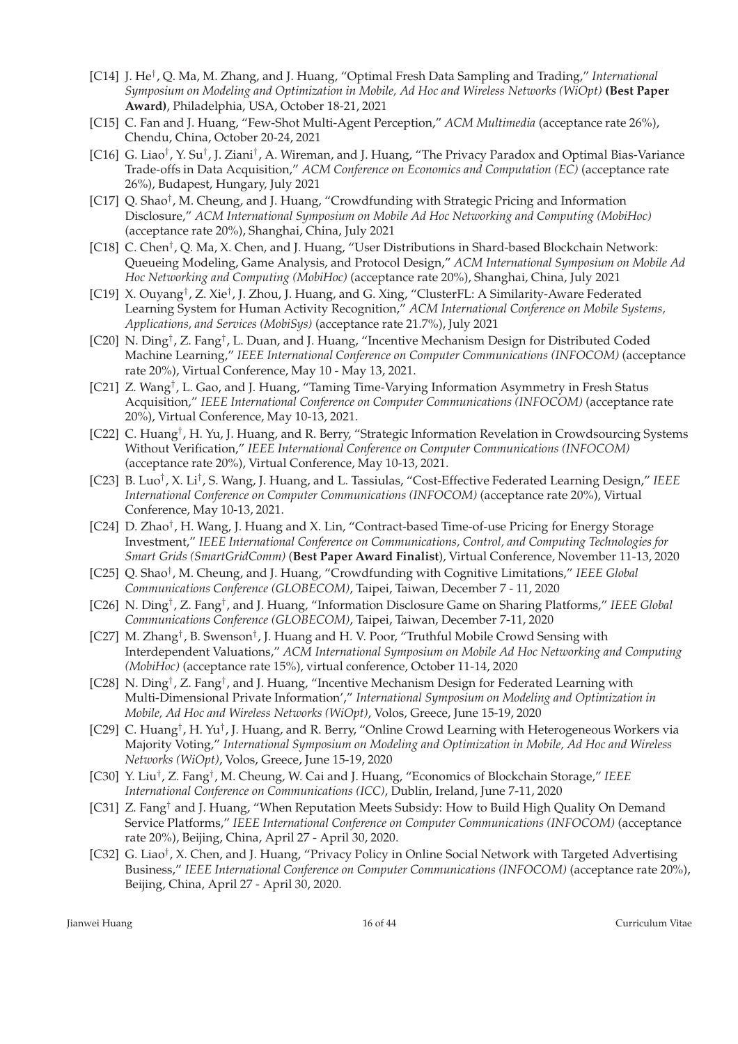- [C14] J. He[†], Q. Ma, M. Zhang, and J. Huang, "Optimal Fresh Data Sampling and Trading," *International Symposium on Modeling and Optimization in Mobile, Ad Hoc and Wireless Networks (WiOpt)* **(Best Paper Award)**, Philadelphia, USA, October 18-21, 2021
- [C15] C. Fan and J. Huang, "Few-Shot Multi-Agent Perception," *ACM Multimedia* (acceptance rate 26%), Chendu, China, October 20-24, 2021
- [C16] G. Liao[†], Y. Su[†], J. Ziani[†], A. Wireman, and J. Huang, "The Privacy Paradox and Optimal Bias-Variance Trade-offs in Data Acquisition," *ACM Conference on Economics and Computation (EC)* (acceptance rate 26%), Budapest, Hungary, July 2021
- [C17] Q. Shao[†], M. Cheung, and J. Huang, "Crowdfunding with Strategic Pricing and Information Disclosure," *ACM International Symposium on Mobile Ad Hoc Networking and Computing (MobiHoc)* (acceptance rate 20%), Shanghai, China, July 2021
- [C18] C. Chen[†], Q. Ma, X. Chen, and J. Huang, "User Distributions in Shard-based Blockchain Network: Queueing Modeling, Game Analysis, and Protocol Design," *ACM International Symposium on Mobile Ad Hoc Networking and Computing (MobiHoc)* (acceptance rate 20%), Shanghai, China, July 2021
- [C19] X. Ouyang[†], Z. Xie[†], J. Zhou, J. Huang, and G. Xing, "ClusterFL: A Similarity-Aware Federated Learning System for Human Activity Recognition," *ACM International Conference on Mobile Systems, Applications, and Services (MobiSys)* (acceptance rate 21.7%), July 2021
- [C20] N. Ding[†], Z. Fang[†], L. Duan, and J. Huang, "Incentive Mechanism Design for Distributed Coded Machine Learning," *IEEE International Conference on Computer Communications (INFOCOM)* (acceptance rate 20%), Virtual Conference, May 10 - May 13, 2021.
- [C21] Z. Wang[†], L. Gao, and J. Huang, "Taming Time-Varying Information Asymmetry in Fresh Status Acquisition," *IEEE International Conference on Computer Communications (INFOCOM)* (acceptance rate 20%), Virtual Conference, May 10-13, 2021.
- [C22] C. Huang[†], H. Yu, J. Huang, and R. Berry, "Strategic Information Revelation in Crowdsourcing Systems Without Verification," *IEEE International Conference on Computer Communications (INFOCOM)* (acceptance rate 20%), Virtual Conference, May 10-13, 2021.
- [C23] B. Luo[†], X. Li[†], S. Wang, J. Huang, and L. Tassiulas, "Cost-Effective Federated Learning Design," *IEEE International Conference on Computer Communications (INFOCOM)* (acceptance rate 20%), Virtual Conference, May 10-13, 2021.
- [C24] D. Zhao[†], H. Wang, J. Huang and X. Lin, "Contract-based Time-of-use Pricing for Energy Storage Investment," *IEEE International Conference on Communications, Control, and Computing Technologies for Smart Grids (SmartGridComm)* (**Best Paper Award Finalist**), Virtual Conference, November 11-13, 2020
- [C25] Q. Shao[†], M. Cheung, and J. Huang, "Crowdfunding with Cognitive Limitations," *IEEE Global Communications Conference (GLOBECOM)*, Taipei, Taiwan, December 7 - 11, 2020
- [C26] N. Ding[†], Z. Fang[†], and J. Huang, "Information Disclosure Game on Sharing Platforms," *IEEE Global Communications Conference (GLOBECOM)*, Taipei, Taiwan, December 7-11, 2020
- [C27] M. Zhang[†], B. Swenson[†], J. Huang and H. V. Poor, "Truthful Mobile Crowd Sensing with Interdependent Valuations," *ACM International Symposium on Mobile Ad Hoc Networking and Computing (MobiHoc)* (acceptance rate 15%), virtual conference, October 11-14, 2020
- [C28] N. Ding[†], Z. Fang[†], and J. Huang, "Incentive Mechanism Design for Federated Learning with Multi-Dimensional Private Information'," *International Symposium on Modeling and Optimization in Mobile, Ad Hoc and Wireless Networks (WiOpt)*, Volos, Greece, June 15-19, 2020
- [C29] C. Huang[†], H. Yu[†], J. Huang, and R. Berry, "Online Crowd Learning with Heterogeneous Workers via Majority Voting," *International Symposium on Modeling and Optimization in Mobile, Ad Hoc and Wireless Networks (WiOpt)*, Volos, Greece, June 15-19, 2020
- [C30] Y. Liu[†], Z. Fang[†], M. Cheung, W. Cai and J. Huang, "Economics of Blockchain Storage," *IEEE International Conference on Communications (ICC)*, Dublin, Ireland, June 7-11, 2020
- [C31] Z. Fang[†] and J. Huang, "When Reputation Meets Subsidy: How to Build High Quality On Demand Service Platforms," *IEEE International Conference on Computer Communications (INFOCOM)* (acceptance rate 20%), Beijing, China, April 27 - April 30, 2020.
- [C32] G. Liao[†], X. Chen, and J. Huang, "Privacy Policy in Online Social Network with Targeted Advertising Business," *IEEE International Conference on Computer Communications (INFOCOM)* (acceptance rate 20%), Beijing, China, April 27 - April 30, 2020.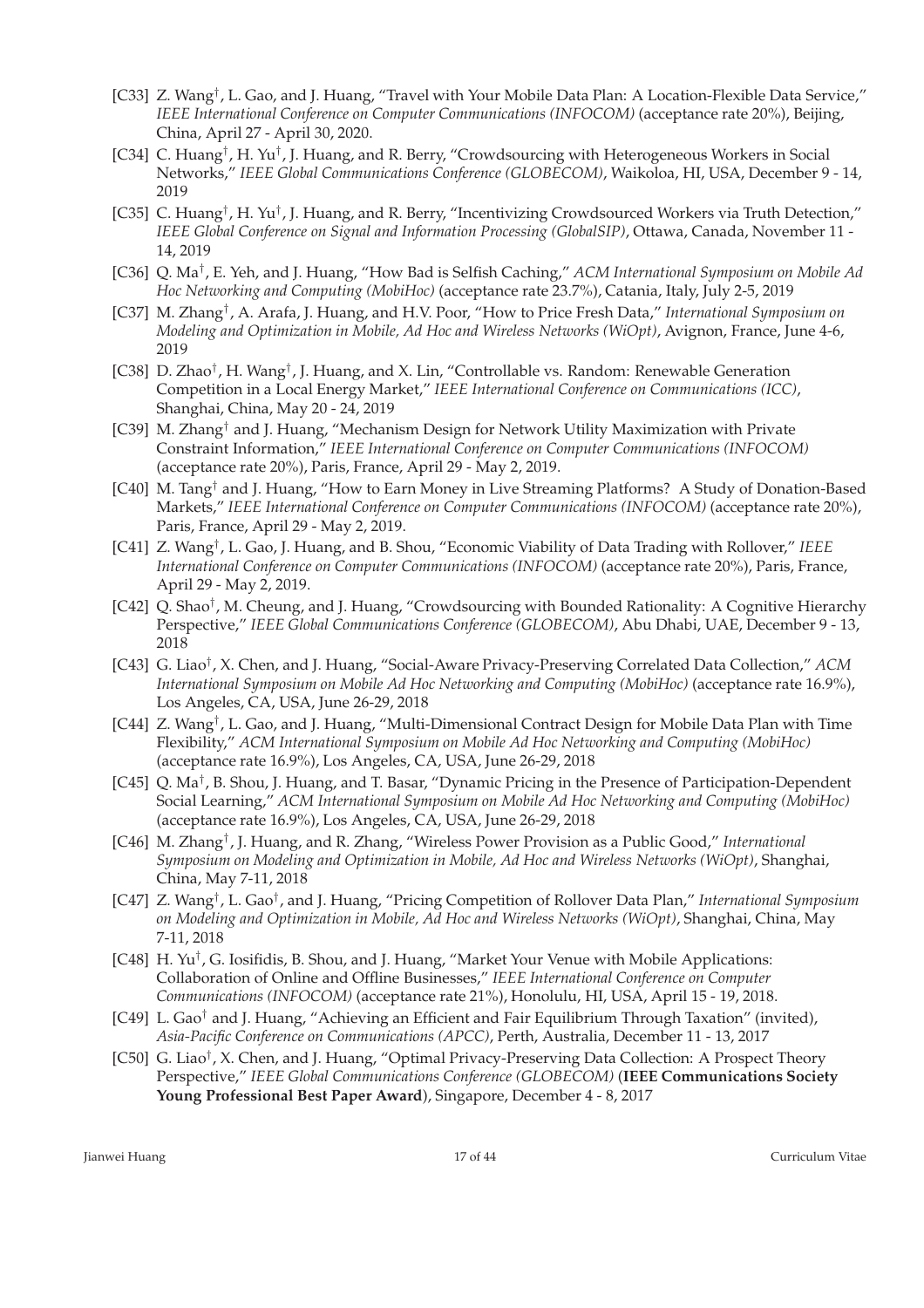[C33] Z. Wang†, L. Gao, and J. Huang, "Travel with Your Mobile Data Plan: A Location-Flexible Data Service," *IEEE International Conference on Computer Communications (INFOCOM)* (acceptance rate 20%), Beijing, China, April 27 - April 30, 2020.

[C34] C. Huang†, H. Yu†, J. Huang, and R. Berry, "Crowdsourcing with Heterogeneous Workers in Social Networks," *IEEE Global Communications Conference (GLOBECOM)*, Waikoloa, HI, USA, December 9 - 14, 2019

[C35] C. Huang†, H. Yu†, J. Huang, and R. Berry, "Incentivizing Crowdsourced Workers via Truth Detection," *IEEE Global Conference on Signal and Information Processing (GlobalSIP)*, Ottawa, Canada, November 11 - 14, 2019

[C36] Q. Ma†, E. Yeh, and J. Huang, "How Bad is Selfish Caching," *ACM International Symposium on Mobile Ad Hoc Networking and Computing (MobiHoc)* (acceptance rate 23.7%), Catania, Italy, July 2-5, 2019

[C37] M. Zhang†, A. Arafa, J. Huang, and H.V. Poor, "How to Price Fresh Data," *International Symposium on Modeling and Optimization in Mobile, Ad Hoc and Wireless Networks (WiOpt)*, Avignon, France, June 4-6, 2019

[C38] D. Zhao†, H. Wang†, J. Huang, and X. Lin, "Controllable vs. Random: Renewable Generation Competition in a Local Energy Market," *IEEE International Conference on Communications (ICC)*, Shanghai, China, May 20 - 24, 2019

[C39] M. Zhang† and J. Huang, "Mechanism Design for Network Utility Maximization with Private Constraint Information," *IEEE International Conference on Computer Communications (INFOCOM)* (acceptance rate 20%), Paris, France, April 29 - May 2, 2019.

[C40] M. Tang† and J. Huang, "How to Earn Money in Live Streaming Platforms? A Study of Donation-Based Markets," *IEEE International Conference on Computer Communications (INFOCOM)* (acceptance rate 20%), Paris, France, April 29 - May 2, 2019.

[C41] Z. Wang†, L. Gao, J. Huang, and B. Shou, "Economic Viability of Data Trading with Rollover," *IEEE International Conference on Computer Communications (INFOCOM)* (acceptance rate 20%), Paris, France, April 29 - May 2, 2019.

[C42] Q. Shao†, M. Cheung, and J. Huang, "Crowdsourcing with Bounded Rationality: A Cognitive Hierarchy Perspective," *IEEE Global Communications Conference (GLOBECOM)*, Abu Dhabi, UAE, December 9 - 13, 2018

[C43] G. Liao†, X. Chen, and J. Huang, "Social-Aware Privacy-Preserving Correlated Data Collection," *ACM International Symposium on Mobile Ad Hoc Networking and Computing (MobiHoc)* (acceptance rate 16.9%), Los Angeles, CA, USA, June 26-29, 2018

[C44] Z. Wang†, L. Gao, and J. Huang, "Multi-Dimensional Contract Design for Mobile Data Plan with Time Flexibility," *ACM International Symposium on Mobile Ad Hoc Networking and Computing (MobiHoc)* (acceptance rate 16.9%), Los Angeles, CA, USA, June 26-29, 2018

[C45] Q. Ma†, B. Shou, J. Huang, and T. Basar, "Dynamic Pricing in the Presence of Participation-Dependent Social Learning," *ACM International Symposium on Mobile Ad Hoc Networking and Computing (MobiHoc)* (acceptance rate 16.9%), Los Angeles, CA, USA, June 26-29, 2018

[C46] M. Zhang†, J. Huang, and R. Zhang, "Wireless Power Provision as a Public Good," *International Symposium on Modeling and Optimization in Mobile, Ad Hoc and Wireless Networks (WiOpt)*, Shanghai, China, May 7-11, 2018

[C47] Z. Wang†, L. Gao†, and J. Huang, "Pricing Competition of Rollover Data Plan," *International Symposium on Modeling and Optimization in Mobile, Ad Hoc and Wireless Networks (WiOpt)*, Shanghai, China, May 7-11, 2018

[C48] H. Yu†, G. Iosifidis, B. Shou, and J. Huang, "Market Your Venue with Mobile Applications: Collaboration of Online and Offline Businesses," *IEEE International Conference on Computer Communications (INFOCOM)* (acceptance rate 21%), Honolulu, HI, USA, April 15 - 19, 2018.

[C49] L. Gao† and J. Huang, "Achieving an Efficient and Fair Equilibrium Through Taxation" (invited), *Asia-Pacific Conference on Communications (APCC)*, Perth, Australia, December 11 - 13, 2017

[C50] G. Liao†, X. Chen, and J. Huang, "Optimal Privacy-Preserving Data Collection: A Prospect Theory Perspective," *IEEE Global Communications Conference (GLOBECOM)* (**IEEE Communications Society Young Professional Best Paper Award**), Singapore, December 4 - 8, 2017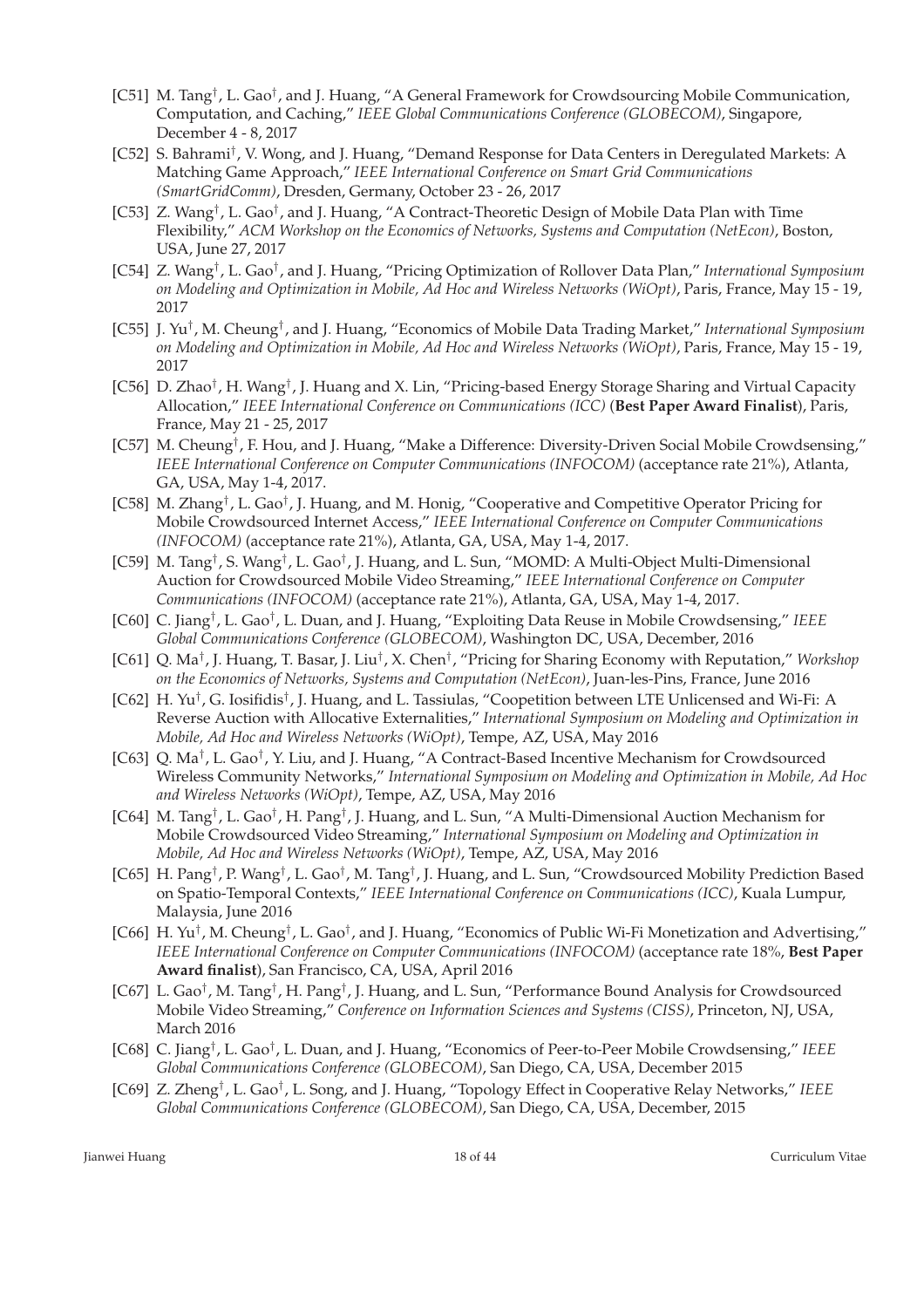- [C51] M. Tang†, L. Gao†, and J. Huang, "A General Framework for Crowdsourcing Mobile Communication, Computation, and Caching," *IEEE Global Communications Conference (GLOBECOM)*, Singapore, December 4 - 8, 2017
- [C52] S. Bahrami†, V. Wong, and J. Huang, "Demand Response for Data Centers in Deregulated Markets: A Matching Game Approach," *IEEE International Conference on Smart Grid Communications (SmartGridComm)*, Dresden, Germany, October 23 - 26, 2017
- [C53] Z. Wang†, L. Gao†, and J. Huang, "A Contract-Theoretic Design of Mobile Data Plan with Time Flexibility," *ACM Workshop on the Economics of Networks, Systems and Computation (NetEcon)*, Boston, USA, June 27, 2017
- [C54] Z. Wang†, L. Gao†, and J. Huang, "Pricing Optimization of Rollover Data Plan," *International Symposium on Modeling and Optimization in Mobile, Ad Hoc and Wireless Networks (WiOpt)*, Paris, France, May 15 - 19, 2017
- [C55] J. Yu†, M. Cheung†, and J. Huang, "Economics of Mobile Data Trading Market," *International Symposium on Modeling and Optimization in Mobile, Ad Hoc and Wireless Networks (WiOpt)*, Paris, France, May 15 - 19, 2017
- [C56] D. Zhao†, H. Wang†, J. Huang and X. Lin, "Pricing-based Energy Storage Sharing and Virtual Capacity Allocation," *IEEE International Conference on Communications (ICC)* (**Best Paper Award Finalist**), Paris, France, May 21 - 25, 2017
- [C57] M. Cheung†, F. Hou, and J. Huang, "Make a Difference: Diversity-Driven Social Mobile Crowdsensing," *IEEE International Conference on Computer Communications (INFOCOM)* (acceptance rate 21%), Atlanta, GA, USA, May 1-4, 2017.
- [C58] M. Zhang†, L. Gao†, J. Huang, and M. Honig, "Cooperative and Competitive Operator Pricing for Mobile Crowdsourced Internet Access," *IEEE International Conference on Computer Communications (INFOCOM)* (acceptance rate 21%), Atlanta, GA, USA, May 1-4, 2017.
- [C59] M. Tang†, S. Wang†, L. Gao†, J. Huang, and L. Sun, "MOMD: A Multi-Object Multi-Dimensional Auction for Crowdsourced Mobile Video Streaming," *IEEE International Conference on Computer Communications (INFOCOM)* (acceptance rate 21%), Atlanta, GA, USA, May 1-4, 2017.
- [C60] C. Jiang†, L. Gao†, L. Duan, and J. Huang, "Exploiting Data Reuse in Mobile Crowdsensing," *IEEE Global Communications Conference (GLOBECOM)*, Washington DC, USA, December, 2016
- [C61] Q. Ma†, J. Huang, T. Basar, J. Liu†, X. Chen†, "Pricing for Sharing Economy with Reputation," *Workshop on the Economics of Networks, Systems and Computation (NetEcon)*, Juan-les-Pins, France, June 2016
- [C62] H. Yu†, G. Iosifidis†, J. Huang, and L. Tassiulas, "Coopetition between LTE Unlicensed and Wi-Fi: A Reverse Auction with Allocative Externalities," *International Symposium on Modeling and Optimization in Mobile, Ad Hoc and Wireless Networks (WiOpt)*, Tempe, AZ, USA, May 2016
- [C63] Q. Ma†, L. Gao†, Y. Liu, and J. Huang, "A Contract-Based Incentive Mechanism for Crowdsourced Wireless Community Networks," *International Symposium on Modeling and Optimization in Mobile, Ad Hoc and Wireless Networks (WiOpt)*, Tempe, AZ, USA, May 2016
- [C64] M. Tang†, L. Gao†, H. Pang†, J. Huang, and L. Sun, "A Multi-Dimensional Auction Mechanism for Mobile Crowdsourced Video Streaming," *International Symposium on Modeling and Optimization in Mobile, Ad Hoc and Wireless Networks (WiOpt)*, Tempe, AZ, USA, May 2016
- [C65] H. Pang†, P. Wang†, L. Gao†, M. Tang†, J. Huang, and L. Sun, "Crowdsourced Mobility Prediction Based on Spatio-Temporal Contexts," *IEEE International Conference on Communications (ICC)*, Kuala Lumpur, Malaysia, June 2016
- [C66] H. Yu†, M. Cheung†, L. Gao†, and J. Huang, "Economics of Public Wi-Fi Monetization and Advertising," *IEEE International Conference on Computer Communications (INFOCOM)* (acceptance rate 18%, **Best Paper Award finalist**), San Francisco, CA, USA, April 2016
- [C67] L. Gao†, M. Tang†, H. Pang†, J. Huang, and L. Sun, "Performance Bound Analysis for Crowdsourced Mobile Video Streaming," *Conference on Information Sciences and Systems (CISS)*, Princeton, NJ, USA, March 2016
- [C68] C. Jiang†, L. Gao†, L. Duan, and J. Huang, "Economics of Peer-to-Peer Mobile Crowdsensing," *IEEE Global Communications Conference (GLOBECOM)*, San Diego, CA, USA, December 2015
- [C69] Z. Zheng†, L. Gao†, L. Song, and J. Huang, "Topology Effect in Cooperative Relay Networks," *IEEE Global Communications Conference (GLOBECOM)*, San Diego, CA, USA, December, 2015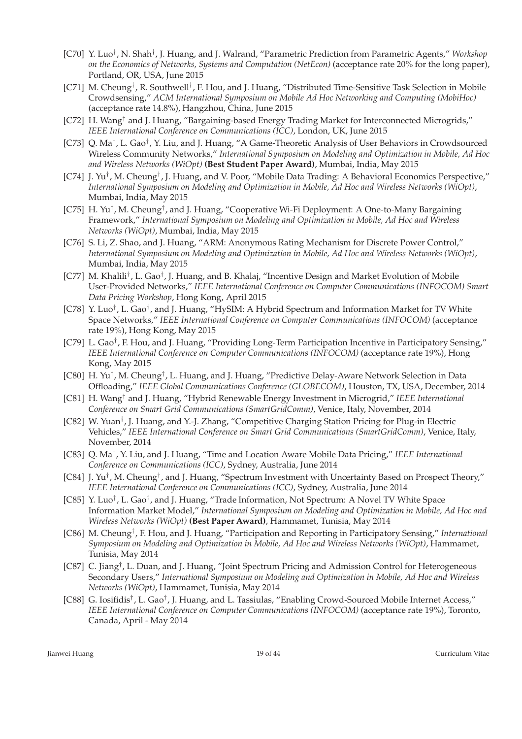- [C70] Y. Luo†, N. Shah†, J. Huang, and J. Walrand, "Parametric Prediction from Parametric Agents," *Workshop on the Economics of Networks, Systems and Computation (NetEcon)* (acceptance rate 20% for the long paper), Portland, OR, USA, June 2015
- [C71] M. Cheung†, R. Southwell†, F. Hou, and J. Huang, "Distributed Time-Sensitive Task Selection in Mobile Crowdsensing," *ACM International Symposium on Mobile Ad Hoc Networking and Computing (MobiHoc)* (acceptance rate 14.8%), Hangzhou, China, June 2015
- [C72] H. Wang† and J. Huang, "Bargaining-based Energy Trading Market for Interconnected Microgrids," *IEEE International Conference on Communications (ICC)*, London, UK, June 2015
- [C73] Q. Ma†, L. Gao†, Y. Liu, and J. Huang, "A Game-Theoretic Analysis of User Behaviors in Crowdsourced Wireless Community Networks," *International Symposium on Modeling and Optimization in Mobile, Ad Hoc and Wireless Networks (WiOpt)* **(Best Student Paper Award)**, Mumbai, India, May 2015
- [C74] J. Yu†, M. Cheung†, J. Huang, and V. Poor, "Mobile Data Trading: A Behavioral Economics Perspective," *International Symposium on Modeling and Optimization in Mobile, Ad Hoc and Wireless Networks (WiOpt)*, Mumbai, India, May 2015
- [C75] H. Yu†, M. Cheung†, and J. Huang, "Cooperative Wi-Fi Deployment: A One-to-Many Bargaining Framework," *International Symposium on Modeling and Optimization in Mobile, Ad Hoc and Wireless Networks (WiOpt)*, Mumbai, India, May 2015
- [C76] S. Li, Z. Shao, and J. Huang, "ARM: Anonymous Rating Mechanism for Discrete Power Control," *International Symposium on Modeling and Optimization in Mobile, Ad Hoc and Wireless Networks (WiOpt)*, Mumbai, India, May 2015
- [C77] M. Khalili†, L. Gao†, J. Huang, and B. Khalaj, "Incentive Design and Market Evolution of Mobile User-Provided Networks," *IEEE International Conference on Computer Communications (INFOCOM) Smart Data Pricing Workshop*, Hong Kong, April 2015
- [C78] Y. Luo†, L. Gao†, and J. Huang, "HySIM: A Hybrid Spectrum and Information Market for TV White Space Networks," *IEEE International Conference on Computer Communications (INFOCOM)* (acceptance rate 19%), Hong Kong, May 2015
- [C79] L. Gao†, F. Hou, and J. Huang, "Providing Long-Term Participation Incentive in Participatory Sensing," *IEEE International Conference on Computer Communications (INFOCOM)* (acceptance rate 19%), Hong Kong, May 2015
- [C80] H. Yu†, M. Cheung†, L. Huang, and J. Huang, "Predictive Delay-Aware Network Selection in Data Offloading," *IEEE Global Communications Conference (GLOBECOM)*, Houston, TX, USA, December, 2014
- [C81] H. Wang† and J. Huang, "Hybrid Renewable Energy Investment in Microgrid," *IEEE International Conference on Smart Grid Communications (SmartGridComm)*, Venice, Italy, November, 2014
- [C82] W. Yuan†, J. Huang, and Y.-J. Zhang, "Competitive Charging Station Pricing for Plug-in Electric Vehicles," *IEEE International Conference on Smart Grid Communications (SmartGridComm)*, Venice, Italy, November, 2014
- [C83] Q. Ma†, Y. Liu, and J. Huang, "Time and Location Aware Mobile Data Pricing," *IEEE International Conference on Communications (ICC)*, Sydney, Australia, June 2014
- [C84] J. Yu†, M. Cheung†, and J. Huang, "Spectrum Investment with Uncertainty Based on Prospect Theory," *IEEE International Conference on Communications (ICC)*, Sydney, Australia, June 2014
- [C85] Y. Luo†, L. Gao†, and J. Huang, "Trade Information, Not Spectrum: A Novel TV White Space Information Market Model," *International Symposium on Modeling and Optimization in Mobile, Ad Hoc and Wireless Networks (WiOpt)* **(Best Paper Award)**, Hammamet, Tunisia, May 2014
- [C86] M. Cheung†, F. Hou, and J. Huang, "Participation and Reporting in Participatory Sensing," *International Symposium on Modeling and Optimization in Mobile, Ad Hoc and Wireless Networks (WiOpt)*, Hammamet, Tunisia, May 2014
- [C87] C. Jiang†, L. Duan, and J. Huang, "Joint Spectrum Pricing and Admission Control for Heterogeneous Secondary Users," *International Symposium on Modeling and Optimization in Mobile, Ad Hoc and Wireless Networks (WiOpt)*, Hammamet, Tunisia, May 2014
- [C88] G. Iosifidis†, L. Gao†, J. Huang, and L. Tassiulas, "Enabling Crowd-Sourced Mobile Internet Access," *IEEE International Conference on Computer Communications (INFOCOM)* (acceptance rate 19%), Toronto, Canada, April - May 2014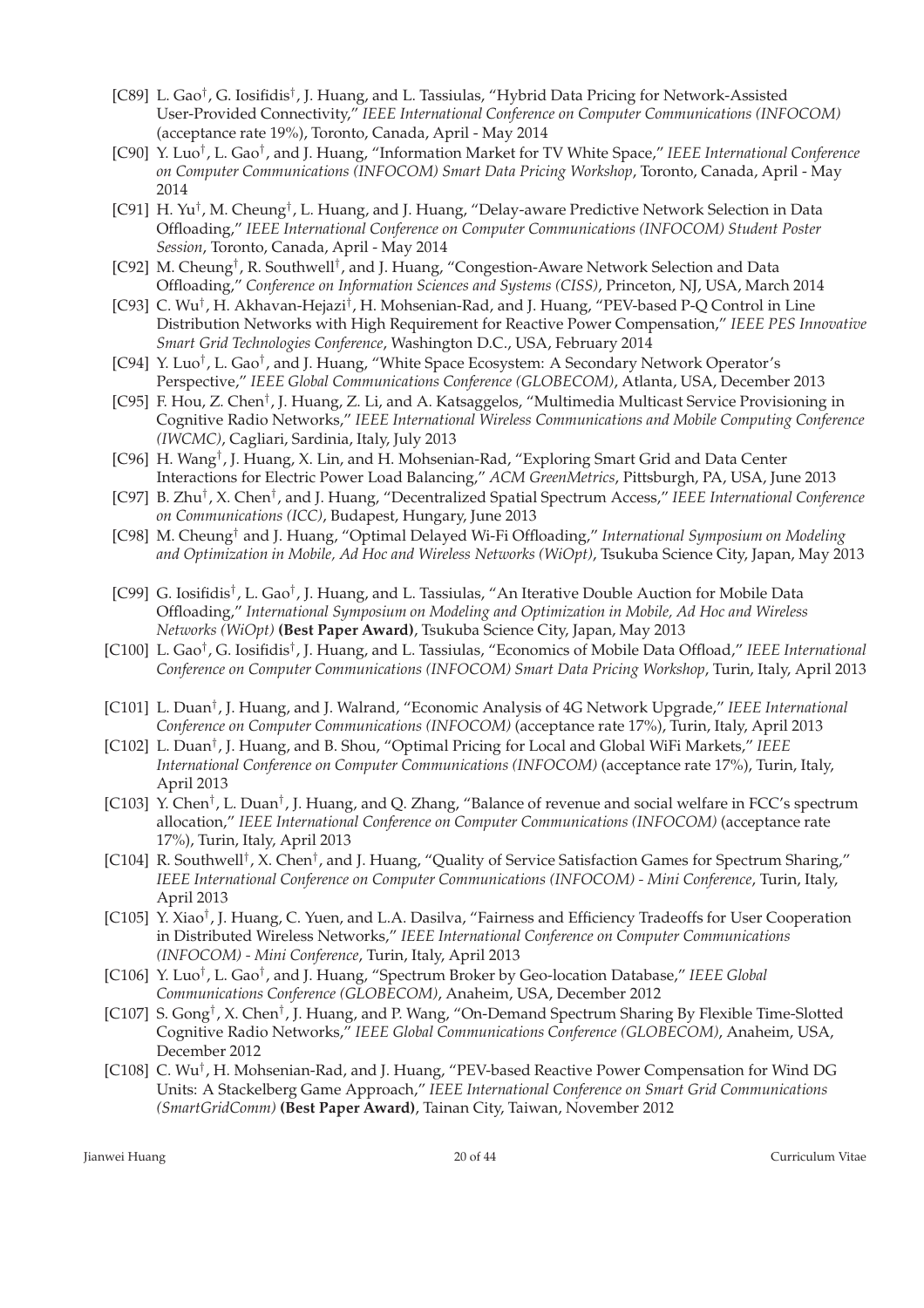- [C89] L. Gao[†], G. Iosifidis[†], J. Huang, and L. Tassiulas, "Hybrid Data Pricing for Network-Assisted User-Provided Connectivity," *IEEE International Conference on Computer Communications (INFOCOM)* (acceptance rate 19%), Toronto, Canada, April - May 2014
- [C90] Y. Luo[†], L. Gao[†], and J. Huang, "Information Market for TV White Space," *IEEE International Conference on Computer Communications (INFOCOM) Smart Data Pricing Workshop*, Toronto, Canada, April - May 2014
- [C91] H. Yu[†], M. Cheung[†], L. Huang, and J. Huang, "Delay-aware Predictive Network Selection in Data Offloading," *IEEE International Conference on Computer Communications (INFOCOM) Student Poster Session*, Toronto, Canada, April - May 2014
- [C92] M. Cheung[†], R. Southwell[†], and J. Huang, "Congestion-Aware Network Selection and Data Offloading," *Conference on Information Sciences and Systems (CISS)*, Princeton, NJ, USA, March 2014
- [C93] C. Wu[†], H. Akhavan-Hejazi[†], H. Mohsenian-Rad, and J. Huang, "PEV-based P-Q Control in Line Distribution Networks with High Requirement for Reactive Power Compensation," *IEEE PES Innovative Smart Grid Technologies Conference*, Washington D.C., USA, February 2014
- [C94] Y. Luo[†], L. Gao[†], and J. Huang, "White Space Ecosystem: A Secondary Network Operator's Perspective," *IEEE Global Communications Conference (GLOBECOM)*, Atlanta, USA, December 2013
- [C95] F. Hou, Z. Chen[†], J. Huang, Z. Li, and A. Katsaggelos, "Multimedia Multicast Service Provisioning in Cognitive Radio Networks," *IEEE International Wireless Communications and Mobile Computing Conference (IWCMC)*, Cagliari, Sardinia, Italy, July 2013
- [C96] H. Wang[†], J. Huang, X. Lin, and H. Mohsenian-Rad, "Exploring Smart Grid and Data Center Interactions for Electric Power Load Balancing," *ACM GreenMetrics*, Pittsburgh, PA, USA, June 2013
- [C97] B. Zhu[†], X. Chen[†], and J. Huang, "Decentralized Spatial Spectrum Access," *IEEE International Conference on Communications (ICC)*, Budapest, Hungary, June 2013
- [C98] M. Cheung[†] and J. Huang, "Optimal Delayed Wi-Fi Offloading," *International Symposium on Modeling and Optimization in Mobile, Ad Hoc and Wireless Networks (WiOpt)*, Tsukuba Science City, Japan, May 2013
- [C99] G. Iosifidis[†], L. Gao[†], J. Huang, and L. Tassiulas, "An Iterative Double Auction for Mobile Data Offloading," *International Symposium on Modeling and Optimization in Mobile, Ad Hoc and Wireless Networks (WiOpt)* **(Best Paper Award)**, Tsukuba Science City, Japan, May 2013
- [C100] L. Gao[†], G. Iosifidis[†], J. Huang, and L. Tassiulas, "Economics of Mobile Data Offload," *IEEE International Conference on Computer Communications (INFOCOM) Smart Data Pricing Workshop*, Turin, Italy, April 2013
- [C101] L. Duan[†], J. Huang, and J. Walrand, "Economic Analysis of 4G Network Upgrade," *IEEE International Conference on Computer Communications (INFOCOM)* (acceptance rate 17%), Turin, Italy, April 2013
- [C102] L. Duan[†], J. Huang, and B. Shou, "Optimal Pricing for Local and Global WiFi Markets," *IEEE International Conference on Computer Communications (INFOCOM)* (acceptance rate 17%), Turin, Italy, April 2013
- [C103] Y. Chen[†], L. Duan[†], J. Huang, and Q. Zhang, "Balance of revenue and social welfare in FCC's spectrum allocation," *IEEE International Conference on Computer Communications (INFOCOM)* (acceptance rate 17%), Turin, Italy, April 2013
- [C104] R. Southwell[†], X. Chen[†], and J. Huang, "Quality of Service Satisfaction Games for Spectrum Sharing," *IEEE International Conference on Computer Communications (INFOCOM) - Mini Conference*, Turin, Italy, April 2013
- [C105] Y. Xiao[†], J. Huang, C. Yuen, and L.A. Dasilva, "Fairness and Efficiency Tradeoffs for User Cooperation in Distributed Wireless Networks," *IEEE International Conference on Computer Communications (INFOCOM) - Mini Conference*, Turin, Italy, April 2013
- [C106] Y. Luo[†], L. Gao[†], and J. Huang, "Spectrum Broker by Geo-location Database," *IEEE Global Communications Conference (GLOBECOM)*, Anaheim, USA, December 2012
- [C107] S. Gong[†], X. Chen[†], J. Huang, and P. Wang, "On-Demand Spectrum Sharing By Flexible Time-Slotted Cognitive Radio Networks," *IEEE Global Communications Conference (GLOBECOM)*, Anaheim, USA, December 2012
- [C108] C. Wu[†], H. Mohsenian-Rad, and J. Huang, "PEV-based Reactive Power Compensation for Wind DG Units: A Stackelberg Game Approach," *IEEE International Conference on Smart Grid Communications (SmartGridComm)* **(Best Paper Award)**, Tainan City, Taiwan, November 2012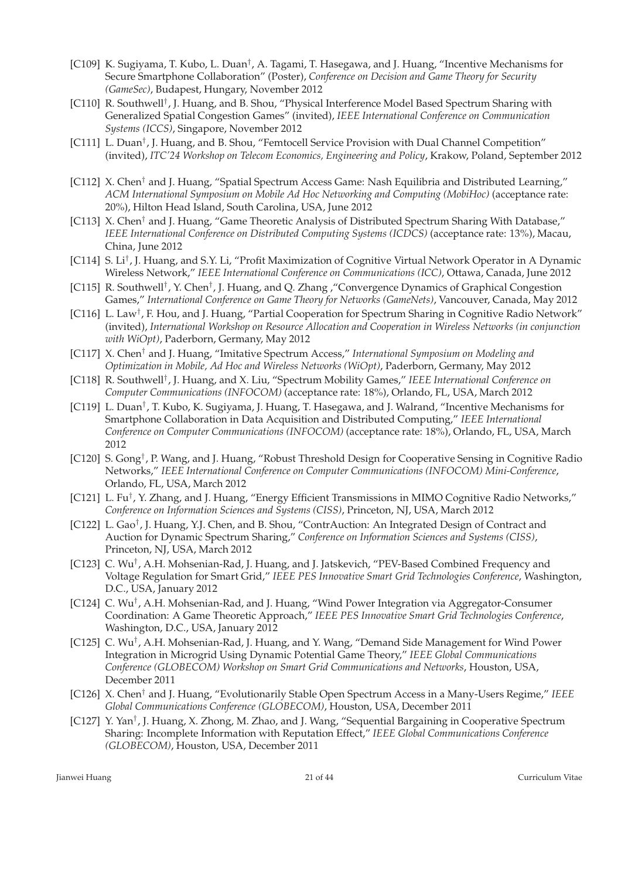- [C109] K. Sugiyama, T. Kubo, L. Duan†, A. Tagami, T. Hasegawa, and J. Huang, "Incentive Mechanisms for Secure Smartphone Collaboration" (Poster), *Conference on Decision and Game Theory for Security (GameSec)*, Budapest, Hungary, November 2012
- [C110] R. Southwell†, J. Huang, and B. Shou, "Physical Interference Model Based Spectrum Sharing with Generalized Spatial Congestion Games" (invited), *IEEE International Conference on Communication Systems (ICCS)*, Singapore, November 2012
- [C111] L. Duan†, J. Huang, and B. Shou, "Femtocell Service Provision with Dual Channel Competition" (invited), *ITC'24 Workshop on Telecom Economics, Engineering and Policy*, Krakow, Poland, September 2012
- [C112] X. Chen† and J. Huang, "Spatial Spectrum Access Game: Nash Equilibria and Distributed Learning," *ACM International Symposium on Mobile Ad Hoc Networking and Computing (MobiHoc)* (acceptance rate: 20%), Hilton Head Island, South Carolina, USA, June 2012
- [C113] X. Chen† and J. Huang, "Game Theoretic Analysis of Distributed Spectrum Sharing With Database," *IEEE International Conference on Distributed Computing Systems (ICDCS)* (acceptance rate: 13%), Macau, China, June 2012
- [C114] S. Li†, J. Huang, and S.Y. Li, "Profit Maximization of Cognitive Virtual Network Operator in A Dynamic Wireless Network," *IEEE International Conference on Communications (ICC)*, Ottawa, Canada, June 2012
- [C115] R. Southwell†, Y. Chen†, J. Huang, and Q. Zhang ,"Convergence Dynamics of Graphical Congestion Games," *International Conference on Game Theory for Networks (GameNets)*, Vancouver, Canada, May 2012
- [C116] L. Law†, F. Hou, and J. Huang, "Partial Cooperation for Spectrum Sharing in Cognitive Radio Network" (invited), *International Workshop on Resource Allocation and Cooperation in Wireless Networks (in conjunction with WiOpt)*, Paderborn, Germany, May 2012
- [C117] X. Chen† and J. Huang, "Imitative Spectrum Access," *International Symposium on Modeling and Optimization in Mobile, Ad Hoc and Wireless Networks (WiOpt)*, Paderborn, Germany, May 2012
- [C118] R. Southwell†, J. Huang, and X. Liu, "Spectrum Mobility Games," *IEEE International Conference on Computer Communications (INFOCOM)* (acceptance rate: 18%), Orlando, FL, USA, March 2012
- [C119] L. Duan†, T. Kubo, K. Sugiyama, J. Huang, T. Hasegawa, and J. Walrand, "Incentive Mechanisms for Smartphone Collaboration in Data Acquisition and Distributed Computing," *IEEE International Conference on Computer Communications (INFOCOM)* (acceptance rate: 18%), Orlando, FL, USA, March 2012
- [C120] S. Gong†, P. Wang, and J. Huang, "Robust Threshold Design for Cooperative Sensing in Cognitive Radio Networks," *IEEE International Conference on Computer Communications (INFOCOM) Mini-Conference*, Orlando, FL, USA, March 2012
- [C121] L. Fu†, Y. Zhang, and J. Huang, "Energy Efficient Transmissions in MIMO Cognitive Radio Networks," *Conference on Information Sciences and Systems (CISS)*, Princeton, NJ, USA, March 2012
- [C122] L. Gao†, J. Huang, Y.J. Chen, and B. Shou, "ContrAuction: An Integrated Design of Contract and Auction for Dynamic Spectrum Sharing," *Conference on Information Sciences and Systems (CISS)*, Princeton, NJ, USA, March 2012
- [C123] C. Wu†, A.H. Mohsenian-Rad, J. Huang, and J. Jatskevich, "PEV-Based Combined Frequency and Voltage Regulation for Smart Grid," *IEEE PES Innovative Smart Grid Technologies Conference*, Washington, D.C., USA, January 2012
- [C124] C. Wu†, A.H. Mohsenian-Rad, and J. Huang, "Wind Power Integration via Aggregator-Consumer Coordination: A Game Theoretic Approach," *IEEE PES Innovative Smart Grid Technologies Conference*, Washington, D.C., USA, January 2012
- [C125] C. Wu†, A.H. Mohsenian-Rad, J. Huang, and Y. Wang, "Demand Side Management for Wind Power Integration in Microgrid Using Dynamic Potential Game Theory," *IEEE Global Communications Conference (GLOBECOM) Workshop on Smart Grid Communications and Networks*, Houston, USA, December 2011
- [C126] X. Chen† and J. Huang, "Evolutionarily Stable Open Spectrum Access in a Many-Users Regime," *IEEE Global Communications Conference (GLOBECOM)*, Houston, USA, December 2011
- [C127] Y. Yan†, J. Huang, X. Zhong, M. Zhao, and J. Wang, "Sequential Bargaining in Cooperative Spectrum Sharing: Incomplete Information with Reputation Effect," *IEEE Global Communications Conference (GLOBECOM)*, Houston, USA, December 2011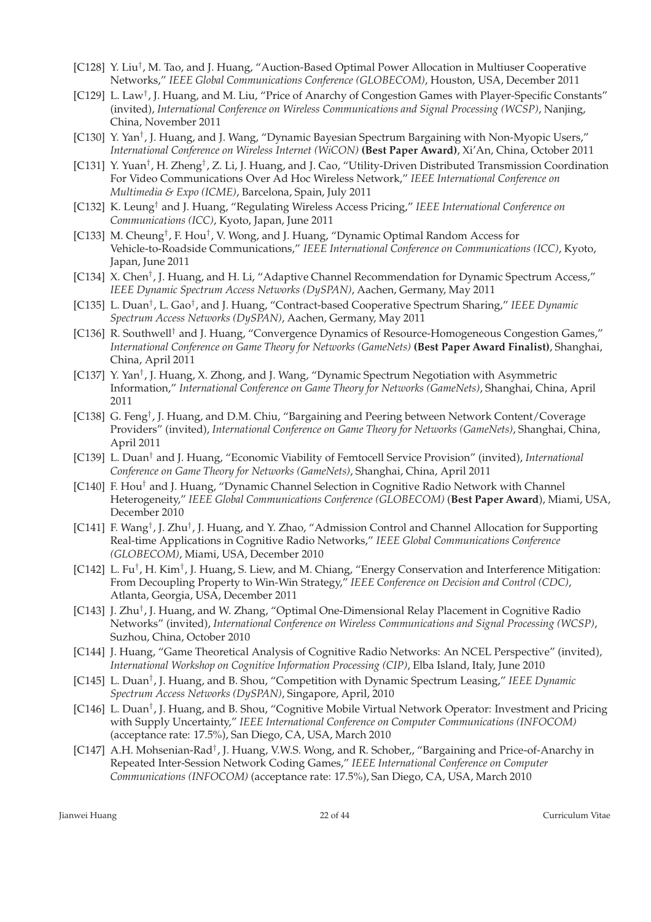- [C128] Y. Liu†, M. Tao, and J. Huang, "Auction-Based Optimal Power Allocation in Multiuser Cooperative Networks," *IEEE Global Communications Conference (GLOBECOM)*, Houston, USA, December 2011
- [C129] L. Law†, J. Huang, and M. Liu, "Price of Anarchy of Congestion Games with Player-Specific Constants" (invited), *International Conference on Wireless Communications and Signal Processing (WCSP)*, Nanjing, China, November 2011
- [C130] Y. Yan†, J. Huang, and J. Wang, "Dynamic Bayesian Spectrum Bargaining with Non-Myopic Users," *International Conference on Wireless Internet (WiCON)* **(Best Paper Award)**, Xi'An, China, October 2011
- [C131] Y. Yuan†, H. Zheng†, Z. Li, J. Huang, and J. Cao, "Utility-Driven Distributed Transmission Coordination For Video Communications Over Ad Hoc Wireless Network," *IEEE International Conference on Multimedia & Expo (ICME)*, Barcelona, Spain, July 2011
- [C132] K. Leung† and J. Huang, "Regulating Wireless Access Pricing," *IEEE International Conference on Communications (ICC)*, Kyoto, Japan, June 2011
- [C133] M. Cheung†, F. Hou†, V. Wong, and J. Huang, "Dynamic Optimal Random Access for Vehicle-to-Roadside Communications," *IEEE International Conference on Communications (ICC)*, Kyoto, Japan, June 2011
- [C134] X. Chen†, J. Huang, and H. Li, "Adaptive Channel Recommendation for Dynamic Spectrum Access," *IEEE Dynamic Spectrum Access Networks (DySPAN)*, Aachen, Germany, May 2011
- [C135] L. Duan†, L. Gao†, and J. Huang, "Contract-based Cooperative Spectrum Sharing," *IEEE Dynamic Spectrum Access Networks (DySPAN)*, Aachen, Germany, May 2011
- [C136] R. Southwell† and J. Huang, "Convergence Dynamics of Resource-Homogeneous Congestion Games," *International Conference on Game Theory for Networks (GameNets)* **(Best Paper Award Finalist)**, Shanghai, China, April 2011
- [C137] Y. Yan†, J. Huang, X. Zhong, and J. Wang, "Dynamic Spectrum Negotiation with Asymmetric Information," *International Conference on Game Theory for Networks (GameNets)*, Shanghai, China, April 2011
- [C138] G. Feng†, J. Huang, and D.M. Chiu, "Bargaining and Peering between Network Content/Coverage Providers" (invited), *International Conference on Game Theory for Networks (GameNets)*, Shanghai, China, April 2011
- [C139] L. Duan† and J. Huang, "Economic Viability of Femtocell Service Provision" (invited), *International Conference on Game Theory for Networks (GameNets)*, Shanghai, China, April 2011
- [C140] F. Hou† and J. Huang, "Dynamic Channel Selection in Cognitive Radio Network with Channel Heterogeneity," *IEEE Global Communications Conference (GLOBECOM)* (**Best Paper Award**), Miami, USA, December 2010
- [C141] F. Wang†, J. Zhu†, J. Huang, and Y. Zhao, "Admission Control and Channel Allocation for Supporting Real-time Applications in Cognitive Radio Networks," *IEEE Global Communications Conference (GLOBECOM)*, Miami, USA, December 2010
- [C142] L. Fu†, H. Kim†, J. Huang, S. Liew, and M. Chiang, "Energy Conservation and Interference Mitigation: From Decoupling Property to Win-Win Strategy," *IEEE Conference on Decision and Control (CDC)*, Atlanta, Georgia, USA, December 2011
- [C143] J. Zhu†, J. Huang, and W. Zhang, "Optimal One-Dimensional Relay Placement in Cognitive Radio Networks" (invited), *International Conference on Wireless Communications and Signal Processing (WCSP)*, Suzhou, China, October 2010
- [C144] J. Huang, "Game Theoretical Analysis of Cognitive Radio Networks: An NCEL Perspective" (invited), *International Workshop on Cognitive Information Processing (CIP)*, Elba Island, Italy, June 2010
- [C145] L. Duan†, J. Huang, and B. Shou, "Competition with Dynamic Spectrum Leasing," *IEEE Dynamic Spectrum Access Networks (DySPAN)*, Singapore, April, 2010
- [C146] L. Duan†, J. Huang, and B. Shou, "Cognitive Mobile Virtual Network Operator: Investment and Pricing with Supply Uncertainty," *IEEE International Conference on Computer Communications (INFOCOM)* (acceptance rate: 17.5%), San Diego, CA, USA, March 2010
- [C147] A.H. Mohsenian-Rad†, J. Huang, V.W.S. Wong, and R. Schober,, "Bargaining and Price-of-Anarchy in Repeated Inter-Session Network Coding Games," *IEEE International Conference on Computer Communications (INFOCOM)* (acceptance rate: 17.5%), San Diego, CA, USA, March 2010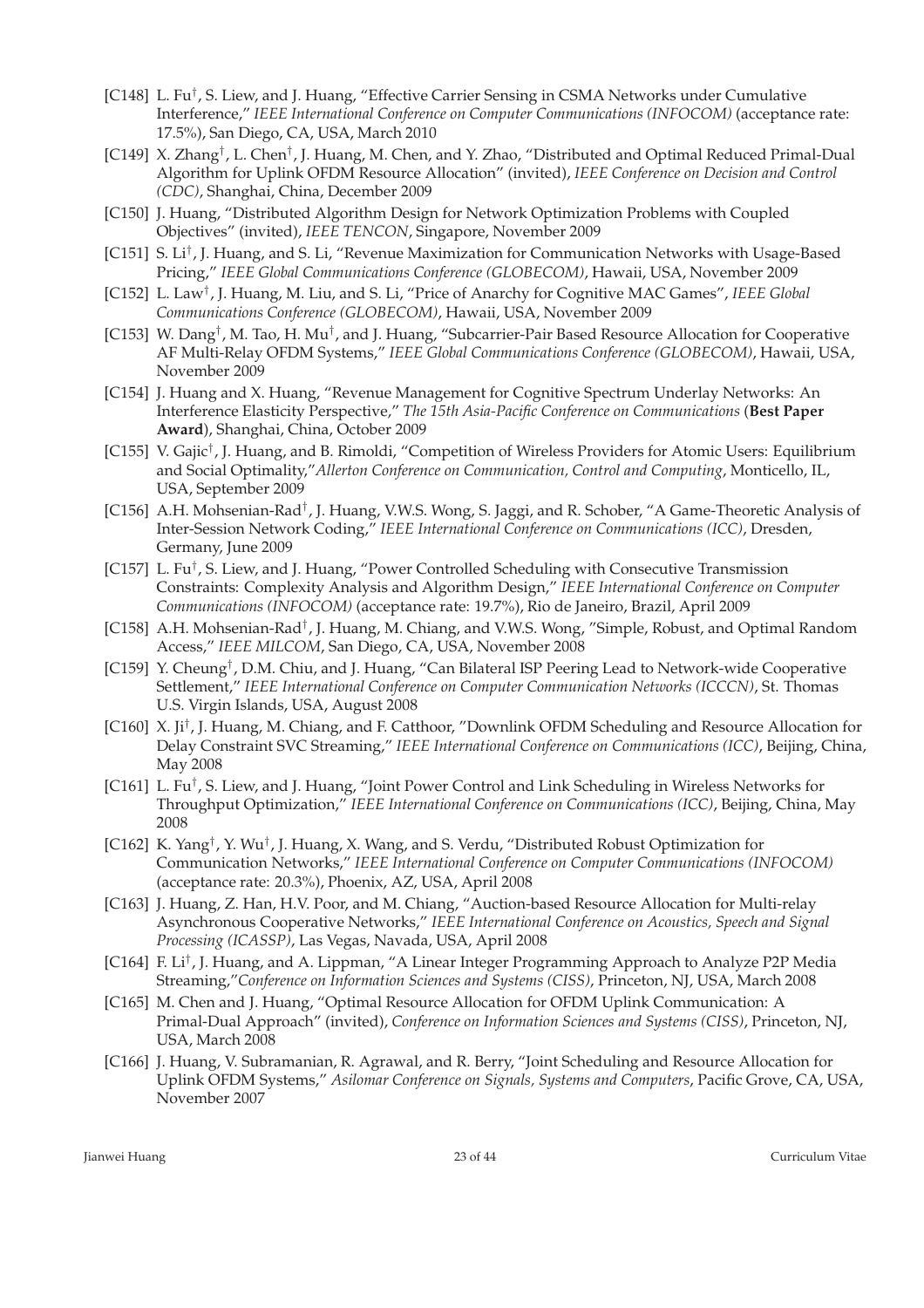- [C148] L. Fu†, S. Liew, and J. Huang, "Effective Carrier Sensing in CSMA Networks under Cumulative Interference," *IEEE International Conference on Computer Communications (INFOCOM)* (acceptance rate: 17.5%), San Diego, CA, USA, March 2010
- [C149] X. Zhang†, L. Chen†, J. Huang, M. Chen, and Y. Zhao, "Distributed and Optimal Reduced Primal-Dual Algorithm for Uplink OFDM Resource Allocation" (invited), *IEEE Conference on Decision and Control (CDC)*, Shanghai, China, December 2009
- [C150] J. Huang, "Distributed Algorithm Design for Network Optimization Problems with Coupled Objectives" (invited), *IEEE TENCON*, Singapore, November 2009
- [C151] S. Li†, J. Huang, and S. Li, "Revenue Maximization for Communication Networks with Usage-Based Pricing," *IEEE Global Communications Conference (GLOBECOM)*, Hawaii, USA, November 2009
- [C152] L. Law†, J. Huang, M. Liu, and S. Li, "Price of Anarchy for Cognitive MAC Games", *IEEE Global Communications Conference (GLOBECOM)*, Hawaii, USA, November 2009
- [C153] W. Dang†, M. Tao, H. Mu†, and J. Huang, "Subcarrier-Pair Based Resource Allocation for Cooperative AF Multi-Relay OFDM Systems," *IEEE Global Communications Conference (GLOBECOM)*, Hawaii, USA, November 2009
- [C154] J. Huang and X. Huang, "Revenue Management for Cognitive Spectrum Underlay Networks: An Interference Elasticity Perspective," *The 15th Asia-Pacific Conference on Communications* (**Best Paper Award**), Shanghai, China, October 2009
- [C155] V. Gajic†, J. Huang, and B. Rimoldi, "Competition of Wireless Providers for Atomic Users: Equilibrium and Social Optimality,"*Allerton Conference on Communication, Control and Computing*, Monticello, IL, USA, September 2009
- [C156] A.H. Mohsenian-Rad†, J. Huang, V.W.S. Wong, S. Jaggi, and R. Schober, "A Game-Theoretic Analysis of Inter-Session Network Coding," *IEEE International Conference on Communications (ICC)*, Dresden, Germany, June 2009
- [C157] L. Fu†, S. Liew, and J. Huang, "Power Controlled Scheduling with Consecutive Transmission Constraints: Complexity Analysis and Algorithm Design," *IEEE International Conference on Computer Communications (INFOCOM)* (acceptance rate: 19.7%), Rio de Janeiro, Brazil, April 2009
- [C158] A.H. Mohsenian-Rad†, J. Huang, M. Chiang, and V.W.S. Wong, "Simple, Robust, and Optimal Random Access," *IEEE MILCOM*, San Diego, CA, USA, November 2008
- [C159] Y. Cheung†, D.M. Chiu, and J. Huang, "Can Bilateral ISP Peering Lead to Network-wide Cooperative Settlement," *IEEE International Conference on Computer Communication Networks (ICCCN)*, St. Thomas U.S. Virgin Islands, USA, August 2008
- [C160] X. Ji†, J. Huang, M. Chiang, and F. Catthoor, "Downlink OFDM Scheduling and Resource Allocation for Delay Constraint SVC Streaming," *IEEE International Conference on Communications (ICC)*, Beijing, China, May 2008
- [C161] L. Fu†, S. Liew, and J. Huang, "Joint Power Control and Link Scheduling in Wireless Networks for Throughput Optimization," *IEEE International Conference on Communications (ICC)*, Beijing, China, May 2008
- [C162] K. Yang†, Y. Wu†, J. Huang, X. Wang, and S. Verdu, "Distributed Robust Optimization for Communication Networks," *IEEE International Conference on Computer Communications (INFOCOM)* (acceptance rate: 20.3%), Phoenix, AZ, USA, April 2008
- [C163] J. Huang, Z. Han, H.V. Poor, and M. Chiang, "Auction-based Resource Allocation for Multi-relay Asynchronous Cooperative Networks," *IEEE International Conference on Acoustics, Speech and Signal Processing (ICASSP)*, Las Vegas, Navada, USA, April 2008
- [C164] F. Li†, J. Huang, and A. Lippman, "A Linear Integer Programming Approach to Analyze P2P Media Streaming,"*Conference on Information Sciences and Systems (CISS)*, Princeton, NJ, USA, March 2008
- [C165] M. Chen and J. Huang, "Optimal Resource Allocation for OFDM Uplink Communication: A Primal-Dual Approach" (invited), *Conference on Information Sciences and Systems (CISS)*, Princeton, NJ, USA, March 2008
- [C166] J. Huang, V. Subramanian, R. Agrawal, and R. Berry, "Joint Scheduling and Resource Allocation for Uplink OFDM Systems," *Asilomar Conference on Signals, Systems and Computers*, Pacific Grove, CA, USA, November 2007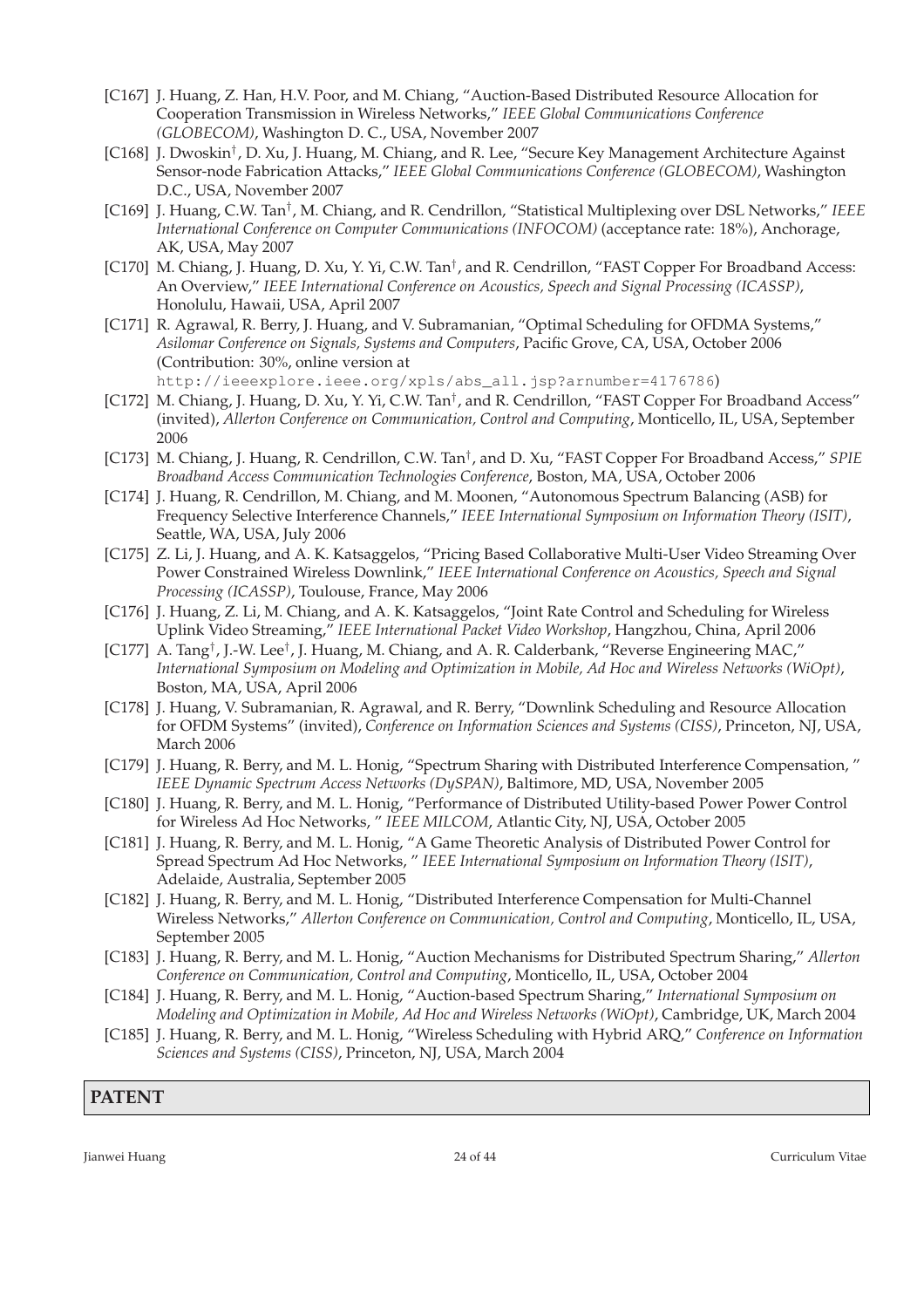- [C167] J. Huang, Z. Han, H.V. Poor, and M. Chiang, "Auction-Based Distributed Resource Allocation for Cooperation Transmission in Wireless Networks," *IEEE Global Communications Conference (GLOBECOM)*, Washington D. C., USA, November 2007
- [C168] J. Dwoskin†, D. Xu, J. Huang, M. Chiang, and R. Lee, "Secure Key Management Architecture Against Sensor-node Fabrication Attacks," *IEEE Global Communications Conference (GLOBECOM)*, Washington D.C., USA, November 2007
- [C169] J. Huang, C.W. Tan†, M. Chiang, and R. Cendrillon, "Statistical Multiplexing over DSL Networks," *IEEE International Conference on Computer Communications (INFOCOM)* (acceptance rate: 18%), Anchorage, AK, USA, May 2007
- [C170] M. Chiang, J. Huang, D. Xu, Y. Yi, C.W. Tan†, and R. Cendrillon, "FAST Copper For Broadband Access: An Overview," *IEEE International Conference on Acoustics, Speech and Signal Processing (ICASSP)*, Honolulu, Hawaii, USA, April 2007
- [C171] R. Agrawal, R. Berry, J. Huang, and V. Subramanian, "Optimal Scheduling for OFDMA Systems," *Asilomar Conference on Signals, Systems and Computers*, Pacific Grove, CA, USA, October 2006 (Contribution: 30%, online version at `http://ieeexplore.ieee.org/xpls/abs_all.jsp?arnumber=4176786`)
- [C172] M. Chiang, J. Huang, D. Xu, Y. Yi, C.W. Tan†, and R. Cendrillon, "FAST Copper For Broadband Access" (invited), *Allerton Conference on Communication, Control and Computing*, Monticello, IL, USA, September 2006
- [C173] M. Chiang, J. Huang, R. Cendrillon, C.W. Tan†, and D. Xu, "FAST Copper For Broadband Access," *SPIE Broadband Access Communication Technologies Conference*, Boston, MA, USA, October 2006
- [C174] J. Huang, R. Cendrillon, M. Chiang, and M. Moonen, "Autonomous Spectrum Balancing (ASB) for Frequency Selective Interference Channels," *IEEE International Symposium on Information Theory (ISIT)*, Seattle, WA, USA, July 2006
- [C175] Z. Li, J. Huang, and A. K. Katsaggelos, "Pricing Based Collaborative Multi-User Video Streaming Over Power Constrained Wireless Downlink," *IEEE International Conference on Acoustics, Speech and Signal Processing (ICASSP)*, Toulouse, France, May 2006
- [C176] J. Huang, Z. Li, M. Chiang, and A. K. Katsaggelos, "Joint Rate Control and Scheduling for Wireless Uplink Video Streaming," *IEEE International Packet Video Workshop*, Hangzhou, China, April 2006
- [C177] A. Tang†, J.-W. Lee†, J. Huang, M. Chiang, and A. R. Calderbank, "Reverse Engineering MAC," *International Symposium on Modeling and Optimization in Mobile, Ad Hoc and Wireless Networks (WiOpt)*, Boston, MA, USA, April 2006
- [C178] J. Huang, V. Subramanian, R. Agrawal, and R. Berry, "Downlink Scheduling and Resource Allocation for OFDM Systems" (invited), *Conference on Information Sciences and Systems (CISS)*, Princeton, NJ, USA, March 2006
- [C179] J. Huang, R. Berry, and M. L. Honig, "Spectrum Sharing with Distributed Interference Compensation, " *IEEE Dynamic Spectrum Access Networks (DySPAN)*, Baltimore, MD, USA, November 2005
- [C180] J. Huang, R. Berry, and M. L. Honig, "Performance of Distributed Utility-based Power Power Control for Wireless Ad Hoc Networks, " *IEEE MILCOM*, Atlantic City, NJ, USA, October 2005
- [C181] J. Huang, R. Berry, and M. L. Honig, "A Game Theoretic Analysis of Distributed Power Control for Spread Spectrum Ad Hoc Networks, " *IEEE International Symposium on Information Theory (ISIT)*, Adelaide, Australia, September 2005
- [C182] J. Huang, R. Berry, and M. L. Honig, "Distributed Interference Compensation for Multi-Channel Wireless Networks," *Allerton Conference on Communication, Control and Computing*, Monticello, IL, USA, September 2005
- [C183] J. Huang, R. Berry, and M. L. Honig, "Auction Mechanisms for Distributed Spectrum Sharing," *Allerton Conference on Communication, Control and Computing*, Monticello, IL, USA, October 2004
- [C184] J. Huang, R. Berry, and M. L. Honig, "Auction-based Spectrum Sharing," *International Symposium on Modeling and Optimization in Mobile, Ad Hoc and Wireless Networks (WiOpt)*, Cambridge, UK, March 2004
- [C185] J. Huang, R. Berry, and M. L. Honig, "Wireless Scheduling with Hybrid ARQ," *Conference on Information Sciences and Systems (CISS)*, Princeton, NJ, USA, March 2004

## PATENT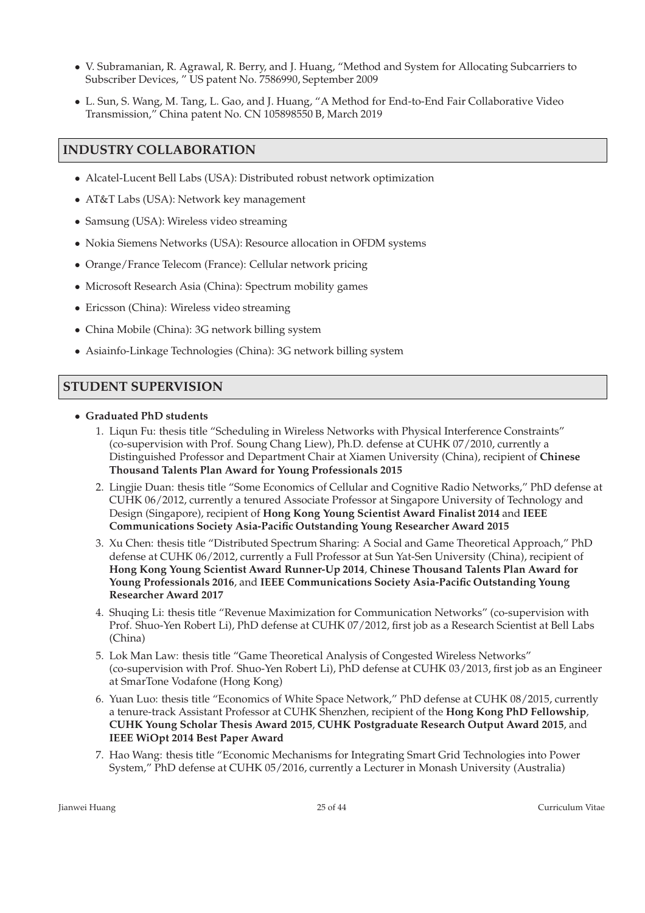- V. Subramanian, R. Agrawal, R. Berry, and J. Huang, "Method and System for Allocating Subcarriers to Subscriber Devices, " US patent No. 7586990, September 2009
- L. Sun, S. Wang, M. Tang, L. Gao, and J. Huang, "A Method for End-to-End Fair Collaborative Video Transmission," China patent No. CN 105898550 B, March 2019

## INDUSTRY COLLABORATION

- Alcatel-Lucent Bell Labs (USA): Distributed robust network optimization
- AT&T Labs (USA): Network key management
- Samsung (USA): Wireless video streaming
- Nokia Siemens Networks (USA): Resource allocation in OFDM systems
- Orange/France Telecom (France): Cellular network pricing
- Microsoft Research Asia (China): Spectrum mobility games
- Ericsson (China): Wireless video streaming
- China Mobile (China): 3G network billing system
- Asiainfo-Linkage Technologies (China): 3G network billing system

## STUDENT SUPERVISION

- **Graduated PhD students**
  1. Liqun Fu: thesis title "Scheduling in Wireless Networks with Physical Interference Constraints" (co-supervision with Prof. Soung Chang Liew), Ph.D. defense at CUHK 07/2010, currently a Distinguished Professor and Department Chair at Xiamen University (China), recipient of **Chinese Thousand Talents Plan Award for Young Professionals 2015**
  2. Lingjie Duan: thesis title "Some Economics of Cellular and Cognitive Radio Networks," PhD defense at CUHK 06/2012, currently a tenured Associate Professor at Singapore University of Technology and Design (Singapore), recipient of **Hong Kong Young Scientist Award Finalist 2014** and **IEEE Communications Society Asia-Pacific Outstanding Young Researcher Award 2015**
  3. Xu Chen: thesis title "Distributed Spectrum Sharing: A Social and Game Theoretical Approach," PhD defense at CUHK 06/2012, currently a Full Professor at Sun Yat-Sen University (China), recipient of **Hong Kong Young Scientist Award Runner-Up 2014**, **Chinese Thousand Talents Plan Award for Young Professionals 2016**, and **IEEE Communications Society Asia-Pacific Outstanding Young Researcher Award 2017**
  4. Shuqing Li: thesis title "Revenue Maximization for Communication Networks" (co-supervision with Prof. Shuo-Yen Robert Li), PhD defense at CUHK 07/2012, first job as a Research Scientist at Bell Labs (China)
  5. Lok Man Law: thesis title "Game Theoretical Analysis of Congested Wireless Networks" (co-supervision with Prof. Shuo-Yen Robert Li), PhD defense at CUHK 03/2013, first job as an Engineer at SmarTone Vodafone (Hong Kong)
  6. Yuan Luo: thesis title "Economics of White Space Network," PhD defense at CUHK 08/2015, currently a tenure-track Assistant Professor at CUHK Shenzhen, recipient of the **Hong Kong PhD Fellowship**, **CUHK Young Scholar Thesis Award 2015**, **CUHK Postgraduate Research Output Award 2015**, and **IEEE WiOpt 2014 Best Paper Award**
  7. Hao Wang: thesis title "Economic Mechanisms for Integrating Smart Grid Technologies into Power System," PhD defense at CUHK 05/2016, currently a Lecturer in Monash University (Australia)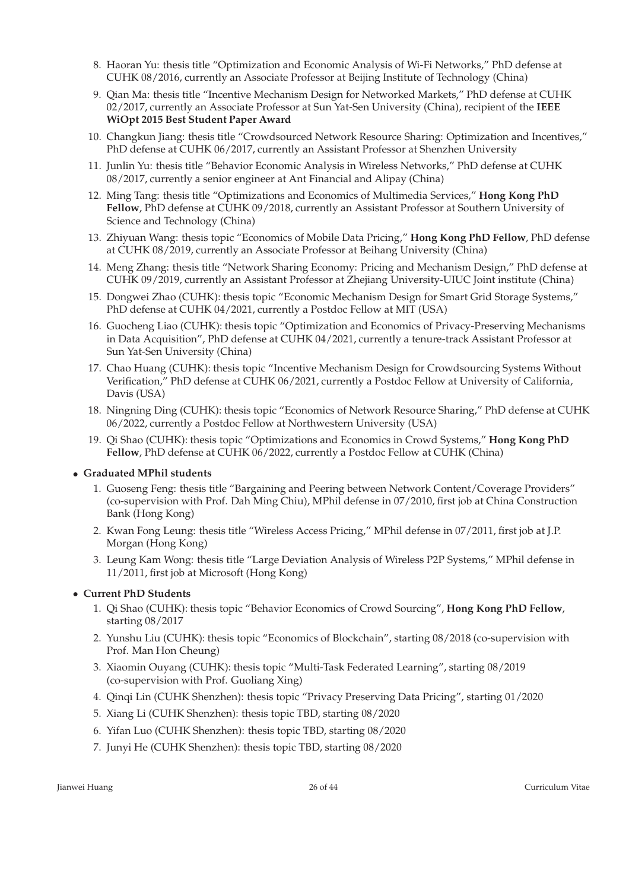8. Haoran Yu: thesis title "Optimization and Economic Analysis of Wi-Fi Networks," PhD defense at CUHK 08/2016, currently an Associate Professor at Beijing Institute of Technology (China)
9. Qian Ma: thesis title "Incentive Mechanism Design for Networked Markets," PhD defense at CUHK 02/2017, currently an Associate Professor at Sun Yat-Sen University (China), recipient of the **IEEE WiOpt 2015 Best Student Paper Award**
10. Changkun Jiang: thesis title "Crowdsourced Network Resource Sharing: Optimization and Incentives," PhD defense at CUHK 06/2017, currently an Assistant Professor at Shenzhen University
11. Junlin Yu: thesis title "Behavior Economic Analysis in Wireless Networks," PhD defense at CUHK 08/2017, currently a senior engineer at Ant Financial and Alipay (China)
12. Ming Tang: thesis title "Optimizations and Economics of Multimedia Services," **Hong Kong PhD Fellow**, PhD defense at CUHK 09/2018, currently an Assistant Professor at Southern University of Science and Technology (China)
13. Zhiyuan Wang: thesis topic "Economics of Mobile Data Pricing," **Hong Kong PhD Fellow**, PhD defense at CUHK 08/2019, currently an Associate Professor at Beihang University (China)
14. Meng Zhang: thesis title "Network Sharing Economy: Pricing and Mechanism Design," PhD defense at CUHK 09/2019, currently an Assistant Professor at Zhejiang University-UIUC Joint institute (China)
15. Dongwei Zhao (CUHK): thesis topic "Economic Mechanism Design for Smart Grid Storage Systems," PhD defense at CUHK 04/2021, currently a Postdoc Fellow at MIT (USA)
16. Guocheng Liao (CUHK): thesis topic "Optimization and Economics of Privacy-Preserving Mechanisms in Data Acquisition", PhD defense at CUHK 04/2021, currently a tenure-track Assistant Professor at Sun Yat-Sen University (China)
17. Chao Huang (CUHK): thesis topic "Incentive Mechanism Design for Crowdsourcing Systems Without Verification," PhD defense at CUHK 06/2021, currently a Postdoc Fellow at University of California, Davis (USA)
18. Ningning Ding (CUHK): thesis topic "Economics of Network Resource Sharing," PhD defense at CUHK 06/2022, currently a Postdoc Fellow at Northwestern University (USA)
19. Qi Shao (CUHK): thesis topic "Optimizations and Economics in Crowd Systems," **Hong Kong PhD Fellow**, PhD defense at CUHK 06/2022, currently a Postdoc Fellow at CUHK (China)

- **Graduated MPhil students**
  1. Guoseng Feng: thesis title "Bargaining and Peering between Network Content/Coverage Providers" (co-supervision with Prof. Dah Ming Chiu), MPhil defense in 07/2010, first job at China Construction Bank (Hong Kong)
  2. Kwan Fong Leung: thesis title "Wireless Access Pricing," MPhil defense in 07/2011, first job at J.P. Morgan (Hong Kong)
  3. Leung Kam Wong: thesis title "Large Deviation Analysis of Wireless P2P Systems," MPhil defense in 11/2011, first job at Microsoft (Hong Kong)

- **Current PhD Students**
  1. Qi Shao (CUHK): thesis topic "Behavior Economics of Crowd Sourcing", **Hong Kong PhD Fellow**, starting 08/2017
  2. Yunshu Liu (CUHK): thesis topic "Economics of Blockchain", starting 08/2018 (co-supervision with Prof. Man Hon Cheung)
  3. Xiaomin Ouyang (CUHK): thesis topic "Multi-Task Federated Learning", starting 08/2019 (co-supervision with Prof. Guoliang Xing)
  4. Qinqi Lin (CUHK Shenzhen): thesis topic "Privacy Preserving Data Pricing", starting 01/2020
  5. Xiang Li (CUHK Shenzhen): thesis topic TBD, starting 08/2020
  6. Yifan Luo (CUHK Shenzhen): thesis topic TBD, starting 08/2020
  7. Junyi He (CUHK Shenzhen): thesis topic TBD, starting 08/2020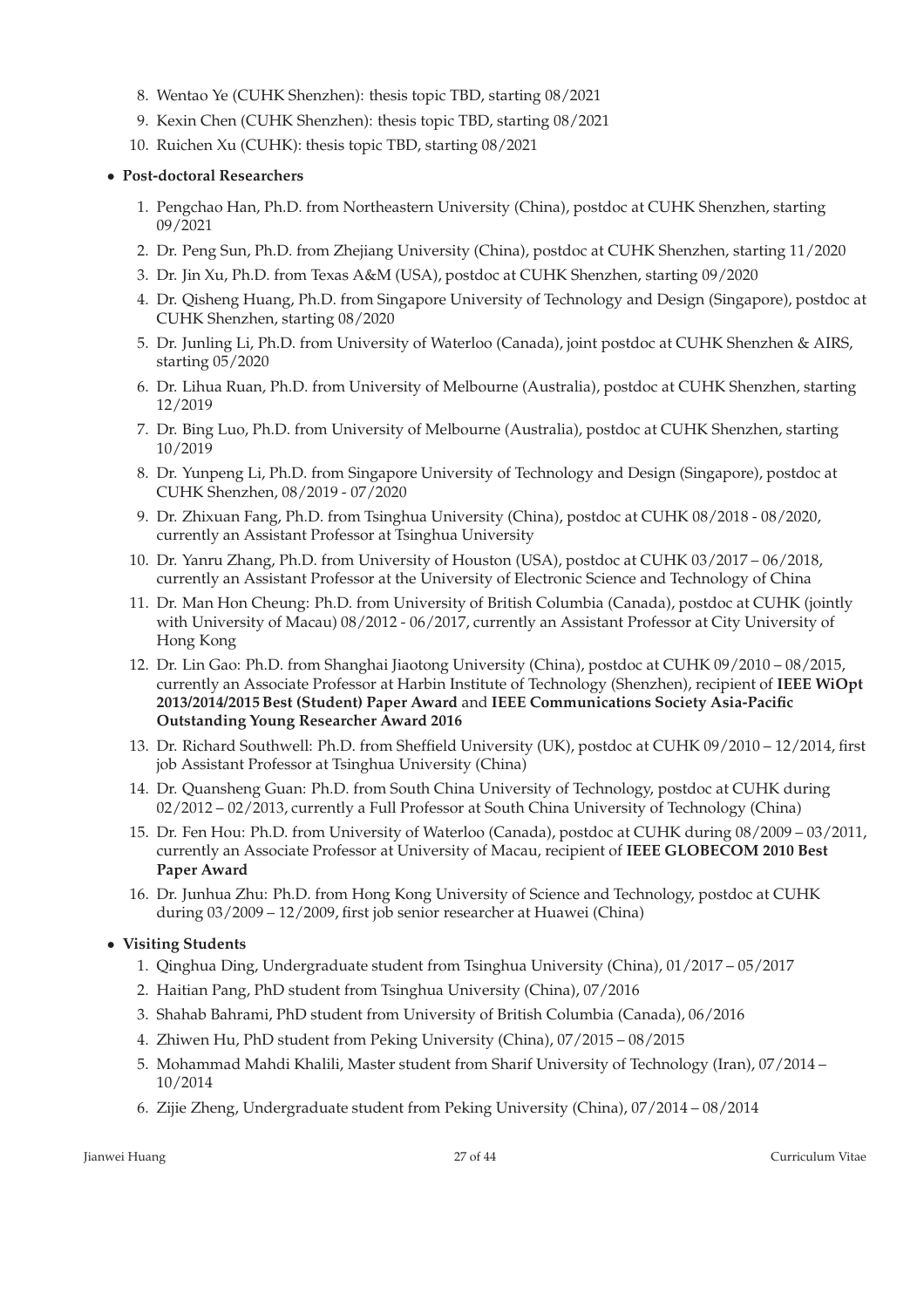8. Wentao Ye (CUHK Shenzhen): thesis topic TBD, starting 08/2021
9. Kexin Chen (CUHK Shenzhen): thesis topic TBD, starting 08/2021
10. Ruichen Xu (CUHK): thesis topic TBD, starting 08/2021

- **Post-doctoral Researchers**

  1. Pengchao Han, Ph.D. from Northeastern University (China), postdoc at CUHK Shenzhen, starting 09/2021
  2. Dr. Peng Sun, Ph.D. from Zhejiang University (China), postdoc at CUHK Shenzhen, starting 11/2020
  3. Dr. Jin Xu, Ph.D. from Texas A&M (USA), postdoc at CUHK Shenzhen, starting 09/2020
  4. Dr. Qisheng Huang, Ph.D. from Singapore University of Technology and Design (Singapore), postdoc at CUHK Shenzhen, starting 08/2020
  5. Dr. Junling Li, Ph.D. from University of Waterloo (Canada), joint postdoc at CUHK Shenzhen & AIRS, starting 05/2020
  6. Dr. Lihua Ruan, Ph.D. from University of Melbourne (Australia), postdoc at CUHK Shenzhen, starting 12/2019
  7. Dr. Bing Luo, Ph.D. from University of Melbourne (Australia), postdoc at CUHK Shenzhen, starting 10/2019
  8. Dr. Yunpeng Li, Ph.D. from Singapore University of Technology and Design (Singapore), postdoc at CUHK Shenzhen, 08/2019 - 07/2020
  9. Dr. Zhixuan Fang, Ph.D. from Tsinghua University (China), postdoc at CUHK 08/2018 - 08/2020, currently an Assistant Professor at Tsinghua University
  10. Dr. Yanru Zhang, Ph.D. from University of Houston (USA), postdoc at CUHK 03/2017 – 06/2018, currently an Assistant Professor at the University of Electronic Science and Technology of China
  11. Dr. Man Hon Cheung: Ph.D. from University of British Columbia (Canada), postdoc at CUHK (jointly with University of Macau) 08/2012 - 06/2017, currently an Assistant Professor at City University of Hong Kong
  12. Dr. Lin Gao: Ph.D. from Shanghai Jiaotong University (China), postdoc at CUHK 09/2010 – 08/2015, currently an Associate Professor at Harbin Institute of Technology (Shenzhen), recipient of **IEEE WiOpt 2013/2014/2015 Best (Student) Paper Award** and **IEEE Communications Society Asia-Pacific Outstanding Young Researcher Award 2016**
  13. Dr. Richard Southwell: Ph.D. from Sheffield University (UK), postdoc at CUHK 09/2010 – 12/2014, first job Assistant Professor at Tsinghua University (China)
  14. Dr. Quansheng Guan: Ph.D. from South China University of Technology, postdoc at CUHK during 02/2012 – 02/2013, currently a Full Professor at South China University of Technology (China)
  15. Dr. Fen Hou: Ph.D. from University of Waterloo (Canada), postdoc at CUHK during 08/2009 – 03/2011, currently an Associate Professor at University of Macau, recipient of **IEEE GLOBECOM 2010 Best Paper Award**
  16. Dr. Junhua Zhu: Ph.D. from Hong Kong University of Science and Technology, postdoc at CUHK during 03/2009 – 12/2009, first job senior researcher at Huawei (China)

- **Visiting Students**

  1. Qinghua Ding, Undergraduate student from Tsinghua University (China), 01/2017 – 05/2017
  2. Haitian Pang, PhD student from Tsinghua University (China), 07/2016
  3. Shahab Bahrami, PhD student from University of British Columbia (Canada), 06/2016
  4. Zhiwen Hu, PhD student from Peking University (China), 07/2015 – 08/2015
  5. Mohammad Mahdi Khalili, Master student from Sharif University of Technology (Iran), 07/2014 – 10/2014
  6. Zijie Zheng, Undergraduate student from Peking University (China), 07/2014 – 08/2014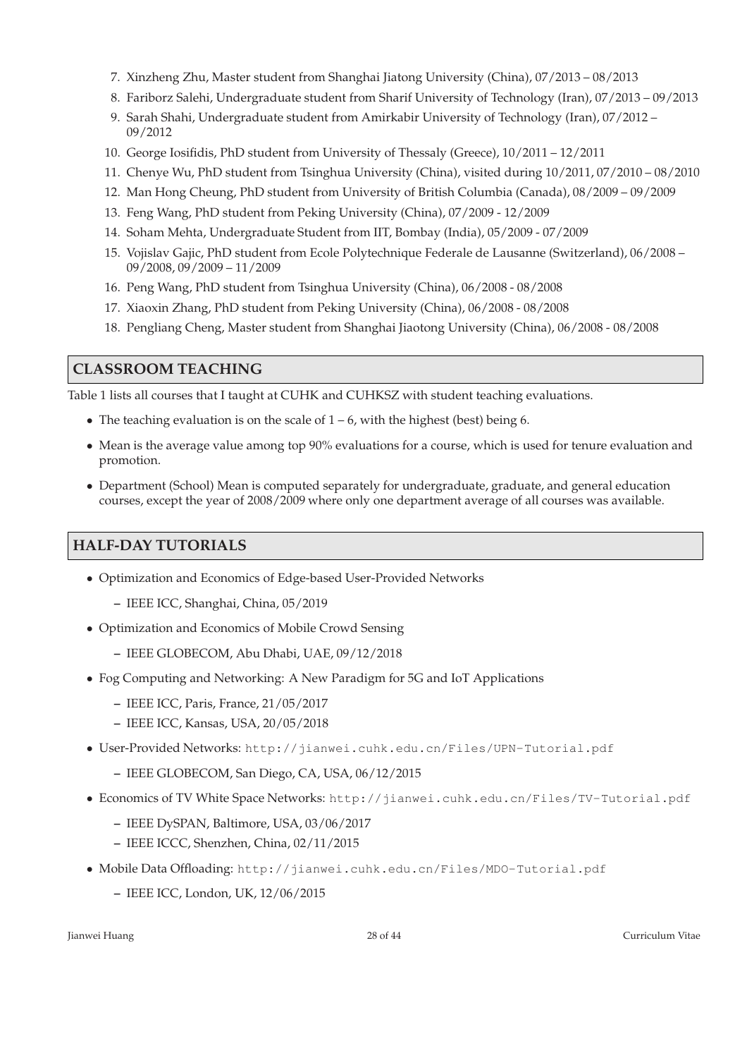7. Xinzheng Zhu, Master student from Shanghai Jiatong University (China), 07/2013 – 08/2013
8. Fariborz Salehi, Undergraduate student from Sharif University of Technology (Iran), 07/2013 – 09/2013
9. Sarah Shahi, Undergraduate student from Amirkabir University of Technology (Iran), 07/2012 – 09/2012
10. George Iosifidis, PhD student from University of Thessaly (Greece), 10/2011 – 12/2011
11. Chenye Wu, PhD student from Tsinghua University (China), visited during 10/2011, 07/2010 – 08/2010
12. Man Hong Cheung, PhD student from University of British Columbia (Canada), 08/2009 – 09/2009
13. Feng Wang, PhD student from Peking University (China), 07/2009 - 12/2009
14. Soham Mehta, Undergraduate Student from IIT, Bombay (India), 05/2009 - 07/2009
15. Vojislav Gajic, PhD student from Ecole Polytechnique Federale de Lausanne (Switzerland), 06/2008 – 09/2008, 09/2009 – 11/2009
16. Peng Wang, PhD student from Tsinghua University (China), 06/2008 - 08/2008
17. Xiaoxin Zhang, PhD student from Peking University (China), 06/2008 - 08/2008
18. Pengliang Cheng, Master student from Shanghai Jiaotong University (China), 06/2008 - 08/2008

## CLASSROOM TEACHING

Table 1 lists all courses that I taught at CUHK and CUHKSZ with student teaching evaluations.

- The teaching evaluation is on the scale of 1 – 6, with the highest (best) being 6.
- Mean is the average value among top 90% evaluations for a course, which is used for tenure evaluation and promotion.
- Department (School) Mean is computed separately for undergraduate, graduate, and general education courses, except the year of 2008/2009 where only one department average of all courses was available.

## HALF-DAY TUTORIALS

- Optimization and Economics of Edge-based User-Provided Networks
  - IEEE ICC, Shanghai, China, 05/2019
- Optimization and Economics of Mobile Crowd Sensing
  - IEEE GLOBECOM, Abu Dhabi, UAE, 09/12/2018
- Fog Computing and Networking: A New Paradigm for 5G and IoT Applications
  - IEEE ICC, Paris, France, 21/05/2017
  - IEEE ICC, Kansas, USA, 20/05/2018
- User-Provided Networks: `http://jianwei.cuhk.edu.cn/Files/UPN-Tutorial.pdf`
  - IEEE GLOBECOM, San Diego, CA, USA, 06/12/2015
- Economics of TV White Space Networks: `http://jianwei.cuhk.edu.cn/Files/TV-Tutorial.pdf`
  - IEEE DySPAN, Baltimore, USA, 03/06/2017
  - IEEE ICCC, Shenzhen, China, 02/11/2015
- Mobile Data Offloading: `http://jianwei.cuhk.edu.cn/Files/MDO-Tutorial.pdf`
  - IEEE ICC, London, UK, 12/06/2015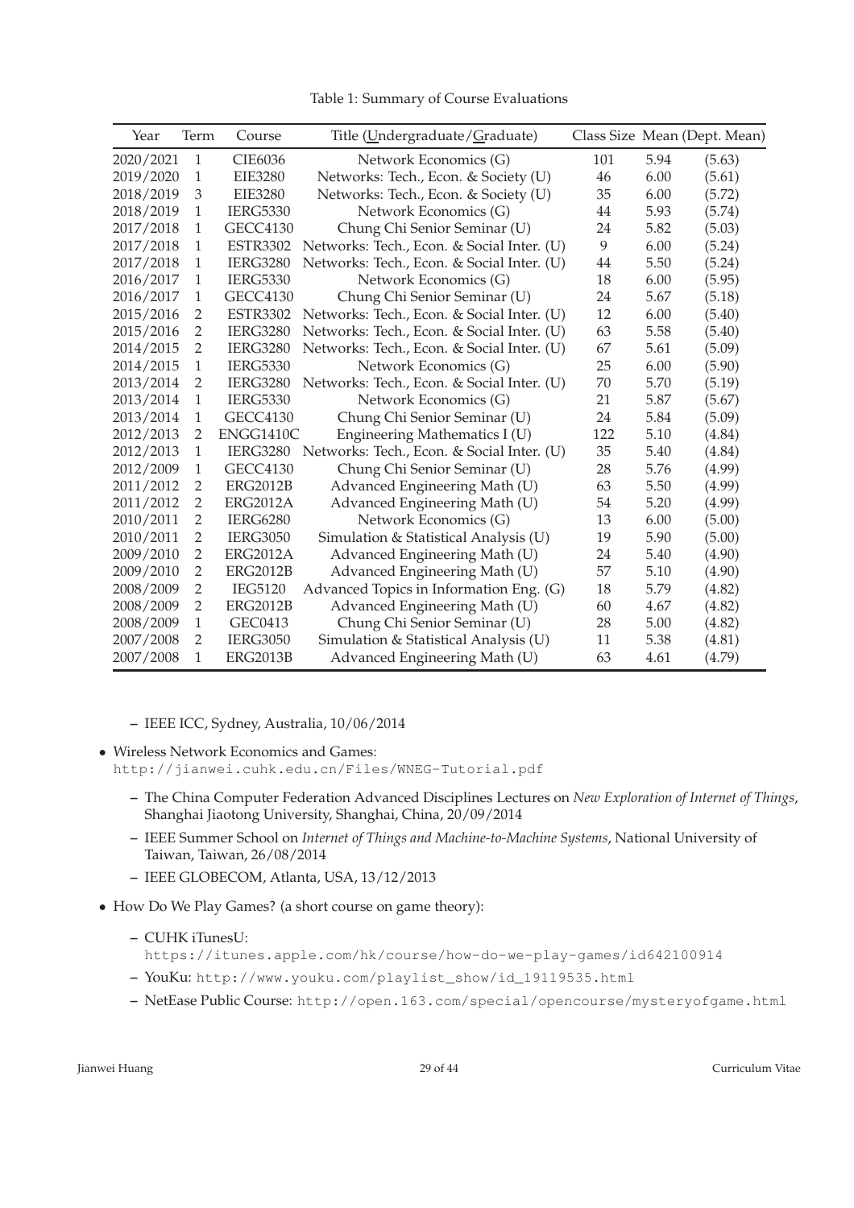Table 1: Summary of Course Evaluations

| Year | Term | Course | Title (Undergraduate/Graduate) | Class Size | Mean | (Dept. Mean) |
|---|---|---|---|---|---|---|
| 2020/2021 | 1 | CIE6036 | Network Economics (G) | 101 | 5.94 | (5.63) |
| 2019/2020 | 1 | EIE3280 | Networks: Tech., Econ. & Society (U) | 46 | 6.00 | (5.61) |
| 2018/2019 | 3 | EIE3280 | Networks: Tech., Econ. & Society (U) | 35 | 6.00 | (5.72) |
| 2018/2019 | 1 | IERG5330 | Network Economics (G) | 44 | 5.93 | (5.74) |
| 2017/2018 | 1 | GECC4130 | Chung Chi Senior Seminar (U) | 24 | 5.82 | (5.03) |
| 2017/2018 | 1 | ESTR3302 | Networks: Tech., Econ. & Social Inter. (U) | 9 | 6.00 | (5.24) |
| 2017/2018 | 1 | IERG3280 | Networks: Tech., Econ. & Social Inter. (U) | 44 | 5.50 | (5.24) |
| 2016/2017 | 1 | IERG5330 | Network Economics (G) | 18 | 6.00 | (5.95) |
| 2016/2017 | 1 | GECC4130 | Chung Chi Senior Seminar (U) | 24 | 5.67 | (5.18) |
| 2015/2016 | 2 | ESTR3302 | Networks: Tech., Econ. & Social Inter. (U) | 12 | 6.00 | (5.40) |
| 2015/2016 | 2 | IERG3280 | Networks: Tech., Econ. & Social Inter. (U) | 63 | 5.58 | (5.40) |
| 2014/2015 | 2 | IERG3280 | Networks: Tech., Econ. & Social Inter. (U) | 67 | 5.61 | (5.09) |
| 2014/2015 | 1 | IERG5330 | Network Economics (G) | 25 | 6.00 | (5.90) |
| 2013/2014 | 2 | IERG3280 | Networks: Tech., Econ. & Social Inter. (U) | 70 | 5.70 | (5.19) |
| 2013/2014 | 1 | IERG5330 | Network Economics (G) | 21 | 5.87 | (5.67) |
| 2013/2014 | 1 | GECC4130 | Chung Chi Senior Seminar (U) | 24 | 5.84 | (5.09) |
| 2012/2013 | 2 | ENGG1410C | Engineering Mathematics I (U) | 122 | 5.10 | (4.84) |
| 2012/2013 | 1 | IERG3280 | Networks: Tech., Econ. & Social Inter. (U) | 35 | 5.40 | (4.84) |
| 2012/2009 | 1 | GECC4130 | Chung Chi Senior Seminar (U) | 28 | 5.76 | (4.99) |
| 2011/2012 | 2 | ERG2012B | Advanced Engineering Math (U) | 63 | 5.50 | (4.99) |
| 2011/2012 | 2 | ERG2012A | Advanced Engineering Math (U) | 54 | 5.20 | (4.99) |
| 2010/2011 | 2 | IERG6280 | Network Economics (G) | 13 | 6.00 | (5.00) |
| 2010/2011 | 2 | IERG3050 | Simulation & Statistical Analysis (U) | 19 | 5.90 | (5.00) |
| 2009/2010 | 2 | ERG2012A | Advanced Engineering Math (U) | 24 | 5.40 | (4.90) |
| 2009/2010 | 2 | ERG2012B | Advanced Engineering Math (U) | 57 | 5.10 | (4.90) |
| 2008/2009 | 2 | IEG5120 | Advanced Topics in Information Eng. (G) | 18 | 5.79 | (4.82) |
| 2008/2009 | 2 | ERG2012B | Advanced Engineering Math (U) | 60 | 4.67 | (4.82) |
| 2008/2009 | 1 | GEC0413 | Chung Chi Senior Seminar (U) | 28 | 5.00 | (4.82) |
| 2007/2008 | 2 | IERG3050 | Simulation & Statistical Analysis (U) | 11 | 5.38 | (4.81) |
| 2007/2008 | 1 | ERG2013B | Advanced Engineering Math (U) | 63 | 4.61 | (4.79) |

  - IEEE ICC, Sydney, Australia, 10/06/2014

- Wireless Network Economics and Games:
  http://jianwei.cuhk.edu.cn/Files/WNEG-Tutorial.pdf
  - The China Computer Federation Advanced Disciplines Lectures on *New Exploration of Internet of Things*, Shanghai Jiaotong University, Shanghai, China, 20/09/2014
  - IEEE Summer School on *Internet of Things and Machine-to-Machine Systems*, National University of Taiwan, Taiwan, 26/08/2014
  - IEEE GLOBECOM, Atlanta, USA, 13/12/2013
- How Do We Play Games? (a short course on game theory):
  - CUHK iTunesU:
    https://itunes.apple.com/hk/course/how-do-we-play-games/id642100914
  - YouKu: http://www.youku.com/playlist_show/id_19119535.html
  - NetEase Public Course: http://open.163.com/special/opencourse/mysteryofgame.html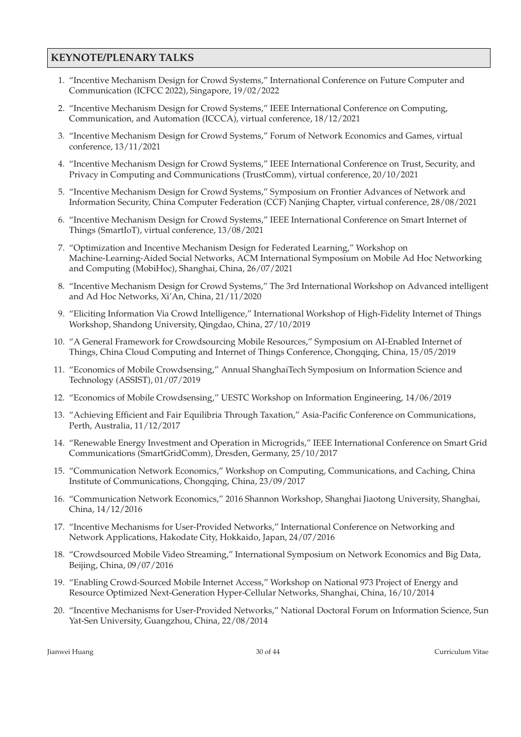## KEYNOTE/PLENARY TALKS

1. "Incentive Mechanism Design for Crowd Systems," International Conference on Future Computer and Communication (ICFCC 2022), Singapore, 19/02/2022
2. "Incentive Mechanism Design for Crowd Systems," IEEE International Conference on Computing, Communication, and Automation (ICCCA), virtual conference, 18/12/2021
3. "Incentive Mechanism Design for Crowd Systems," Forum of Network Economics and Games, virtual conference, 13/11/2021
4. "Incentive Mechanism Design for Crowd Systems," IEEE International Conference on Trust, Security, and Privacy in Computing and Communications (TrustComm), virtual conference, 20/10/2021
5. "Incentive Mechanism Design for Crowd Systems," Symposium on Frontier Advances of Network and Information Security, China Computer Federation (CCF) Nanjing Chapter, virtual conference, 28/08/2021
6. "Incentive Mechanism Design for Crowd Systems," IEEE International Conference on Smart Internet of Things (SmartIoT), virtual conference, 13/08/2021
7. "Optimization and Incentive Mechanism Design for Federated Learning," Workshop on Machine-Learning-Aided Social Networks, ACM International Symposium on Mobile Ad Hoc Networking and Computing (MobiHoc), Shanghai, China, 26/07/2021
8. "Incentive Mechanism Design for Crowd Systems," The 3rd International Workshop on Advanced intelligent and Ad Hoc Networks, Xi'An, China, 21/11/2020
9. "Eliciting Information Via Crowd Intelligence," International Workshop of High-Fidelity Internet of Things Workshop, Shandong University, Qingdao, China, 27/10/2019
10. "A General Framework for Crowdsourcing Mobile Resources," Symposium on AI-Enabled Internet of Things, China Cloud Computing and Internet of Things Conference, Chongqing, China, 15/05/2019
11. "Economics of Mobile Crowdsensing," Annual ShanghaiTech Symposium on Information Science and Technology (ASSIST), 01/07/2019
12. "Economics of Mobile Crowdsensing," UESTC Workshop on Information Engineering, 14/06/2019
13. "Achieving Efficient and Fair Equilibria Through Taxation," Asia-Pacific Conference on Communications, Perth, Australia, 11/12/2017
14. "Renewable Energy Investment and Operation in Microgrids," IEEE International Conference on Smart Grid Communications (SmartGridComm), Dresden, Germany, 25/10/2017
15. "Communication Network Economics," Workshop on Computing, Communications, and Caching, China Institute of Communications, Chongqing, China, 23/09/2017
16. "Communication Network Economics," 2016 Shannon Workshop, Shanghai Jiaotong University, Shanghai, China, 14/12/2016
17. "Incentive Mechanisms for User-Provided Networks," International Conference on Networking and Network Applications, Hakodate City, Hokkaido, Japan, 24/07/2016
18. "Crowdsourced Mobile Video Streaming," International Symposium on Network Economics and Big Data, Beijing, China, 09/07/2016
19. "Enabling Crowd-Sourced Mobile Internet Access," Workshop on National 973 Project of Energy and Resource Optimized Next-Generation Hyper-Cellular Networks, Shanghai, China, 16/10/2014
20. "Incentive Mechanisms for User-Provided Networks," National Doctoral Forum on Information Science, Sun Yat-Sen University, Guangzhou, China, 22/08/2014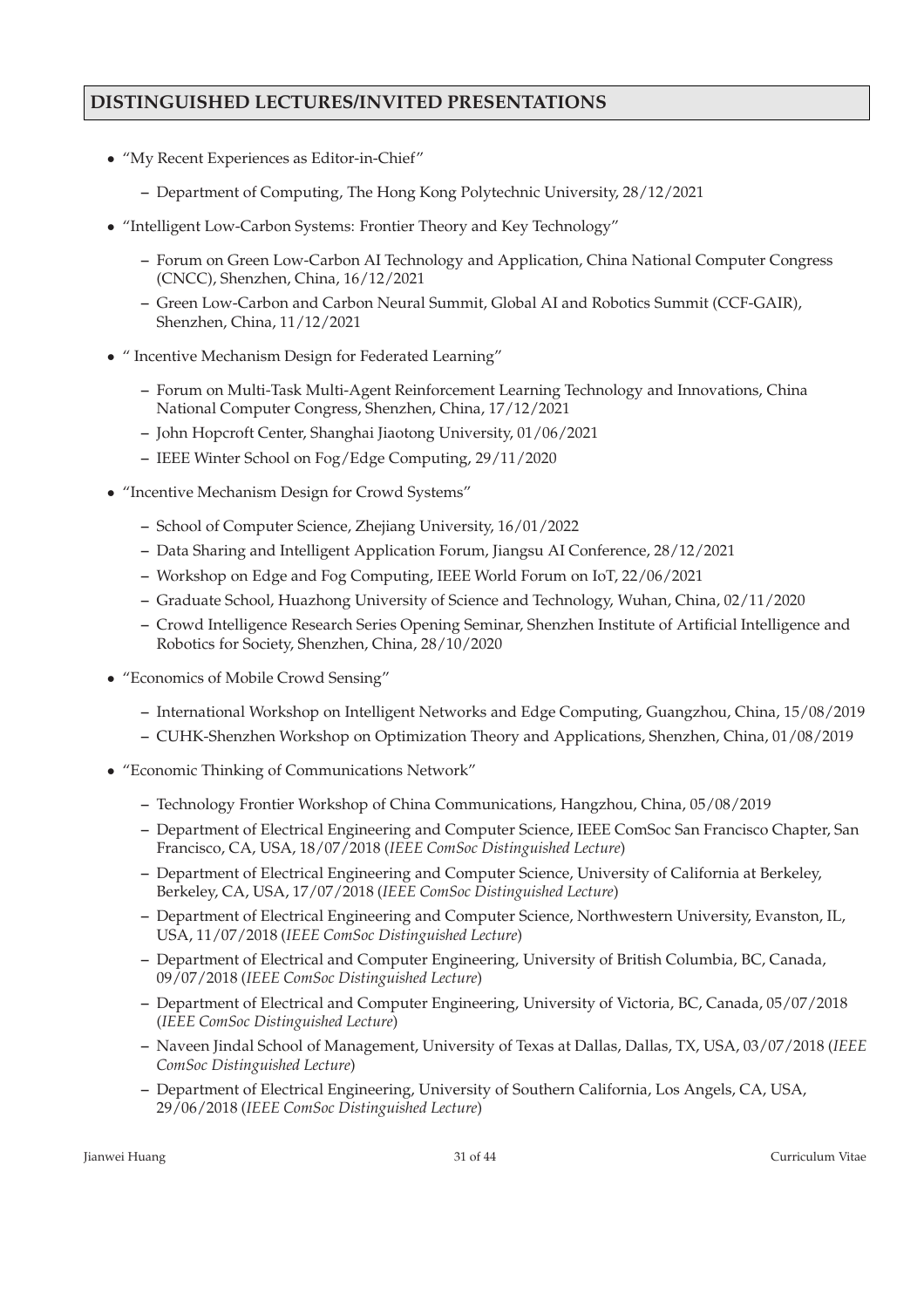## DISTINGUISHED LECTURES/INVITED PRESENTATIONS

- "My Recent Experiences as Editor-in-Chief"
  - Department of Computing, The Hong Kong Polytechnic University, 28/12/2021
- "Intelligent Low-Carbon Systems: Frontier Theory and Key Technology"
  - Forum on Green Low-Carbon AI Technology and Application, China National Computer Congress (CNCC), Shenzhen, China, 16/12/2021
  - Green Low-Carbon and Carbon Neural Summit, Global AI and Robotics Summit (CCF-GAIR), Shenzhen, China, 11/12/2021
- " Incentive Mechanism Design for Federated Learning"
  - Forum on Multi-Task Multi-Agent Reinforcement Learning Technology and Innovations, China National Computer Congress, Shenzhen, China, 17/12/2021
  - John Hopcroft Center, Shanghai Jiaotong University, 01/06/2021
  - IEEE Winter School on Fog/Edge Computing, 29/11/2020
- "Incentive Mechanism Design for Crowd Systems"
  - School of Computer Science, Zhejiang University, 16/01/2022
  - Data Sharing and Intelligent Application Forum, Jiangsu AI Conference, 28/12/2021
  - Workshop on Edge and Fog Computing, IEEE World Forum on IoT, 22/06/2021
  - Graduate School, Huazhong University of Science and Technology, Wuhan, China, 02/11/2020
  - Crowd Intelligence Research Series Opening Seminar, Shenzhen Institute of Artificial Intelligence and Robotics for Society, Shenzhen, China, 28/10/2020
- "Economics of Mobile Crowd Sensing"
  - International Workshop on Intelligent Networks and Edge Computing, Guangzhou, China, 15/08/2019
  - CUHK-Shenzhen Workshop on Optimization Theory and Applications, Shenzhen, China, 01/08/2019
- "Economic Thinking of Communications Network"
  - Technology Frontier Workshop of China Communications, Hangzhou, China, 05/08/2019
  - Department of Electrical Engineering and Computer Science, IEEE ComSoc San Francisco Chapter, San Francisco, CA, USA, 18/07/2018 (*IEEE ComSoc Distinguished Lecture*)
  - Department of Electrical Engineering and Computer Science, University of California at Berkeley, Berkeley, CA, USA, 17/07/2018 (*IEEE ComSoc Distinguished Lecture*)
  - Department of Electrical Engineering and Computer Science, Northwestern University, Evanston, IL, USA, 11/07/2018 (*IEEE ComSoc Distinguished Lecture*)
  - Department of Electrical and Computer Engineering, University of British Columbia, BC, Canada, 09/07/2018 (*IEEE ComSoc Distinguished Lecture*)
  - Department of Electrical and Computer Engineering, University of Victoria, BC, Canada, 05/07/2018 (*IEEE ComSoc Distinguished Lecture*)
  - Naveen Jindal School of Management, University of Texas at Dallas, Dallas, TX, USA, 03/07/2018 (*IEEE ComSoc Distinguished Lecture*)
  - Department of Electrical Engineering, University of Southern California, Los Angels, CA, USA, 29/06/2018 (*IEEE ComSoc Distinguished Lecture*)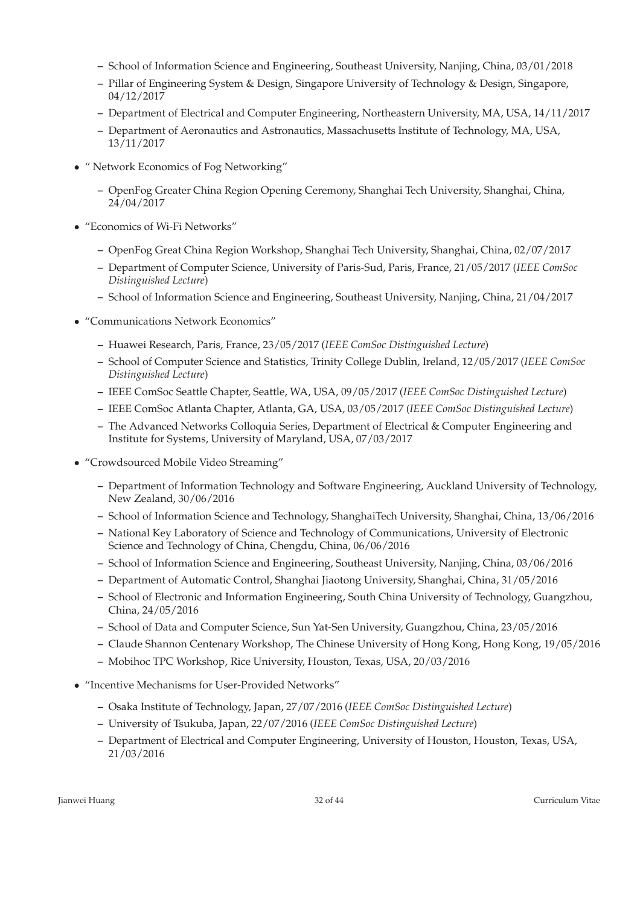- School of Information Science and Engineering, Southeast University, Nanjing, China, 03/01/2018
  - Pillar of Engineering System & Design, Singapore University of Technology & Design, Singapore, 04/12/2017
  - Department of Electrical and Computer Engineering, Northeastern University, MA, USA, 14/11/2017
  - Department of Aeronautics and Astronautics, Massachusetts Institute of Technology, MA, USA, 13/11/2017

- " Network Economics of Fog Networking"
  - OpenFog Greater China Region Opening Ceremony, Shanghai Tech University, Shanghai, China, 24/04/2017

- "Economics of Wi-Fi Networks"
  - OpenFog Great China Region Workshop, Shanghai Tech University, Shanghai, China, 02/07/2017
  - Department of Computer Science, University of Paris-Sud, Paris, France, 21/05/2017 (*IEEE ComSoc Distinguished Lecture*)
  - School of Information Science and Engineering, Southeast University, Nanjing, China, 21/04/2017

- "Communications Network Economics"
  - Huawei Research, Paris, France, 23/05/2017 (*IEEE ComSoc Distinguished Lecture*)
  - School of Computer Science and Statistics, Trinity College Dublin, Ireland, 12/05/2017 (*IEEE ComSoc Distinguished Lecture*)
  - IEEE ComSoc Seattle Chapter, Seattle, WA, USA, 09/05/2017 (*IEEE ComSoc Distinguished Lecture*)
  - IEEE ComSoc Atlanta Chapter, Atlanta, GA, USA, 03/05/2017 (*IEEE ComSoc Distinguished Lecture*)
  - The Advanced Networks Colloquia Series, Department of Electrical & Computer Engineering and Institute for Systems, University of Maryland, USA, 07/03/2017

- "Crowdsourced Mobile Video Streaming"
  - Department of Information Technology and Software Engineering, Auckland University of Technology, New Zealand, 30/06/2016
  - School of Information Science and Technology, ShanghaiTech University, Shanghai, China, 13/06/2016
  - National Key Laboratory of Science and Technology of Communications, University of Electronic Science and Technology of China, Chengdu, China, 06/06/2016
  - School of Information Science and Engineering, Southeast University, Nanjing, China, 03/06/2016
  - Department of Automatic Control, Shanghai Jiaotong University, Shanghai, China, 31/05/2016
  - School of Electronic and Information Engineering, South China University of Technology, Guangzhou, China, 24/05/2016
  - School of Data and Computer Science, Sun Yat-Sen University, Guangzhou, China, 23/05/2016
  - Claude Shannon Centenary Workshop, The Chinese University of Hong Kong, Hong Kong, 19/05/2016
  - Mobihoc TPC Workshop, Rice University, Houston, Texas, USA, 20/03/2016

- "Incentive Mechanisms for User-Provided Networks"
  - Osaka Institute of Technology, Japan, 27/07/2016 (*IEEE ComSoc Distinguished Lecture*)
  - University of Tsukuba, Japan, 22/07/2016 (*IEEE ComSoc Distinguished Lecture*)
  - Department of Electrical and Computer Engineering, University of Houston, Houston, Texas, USA, 21/03/2016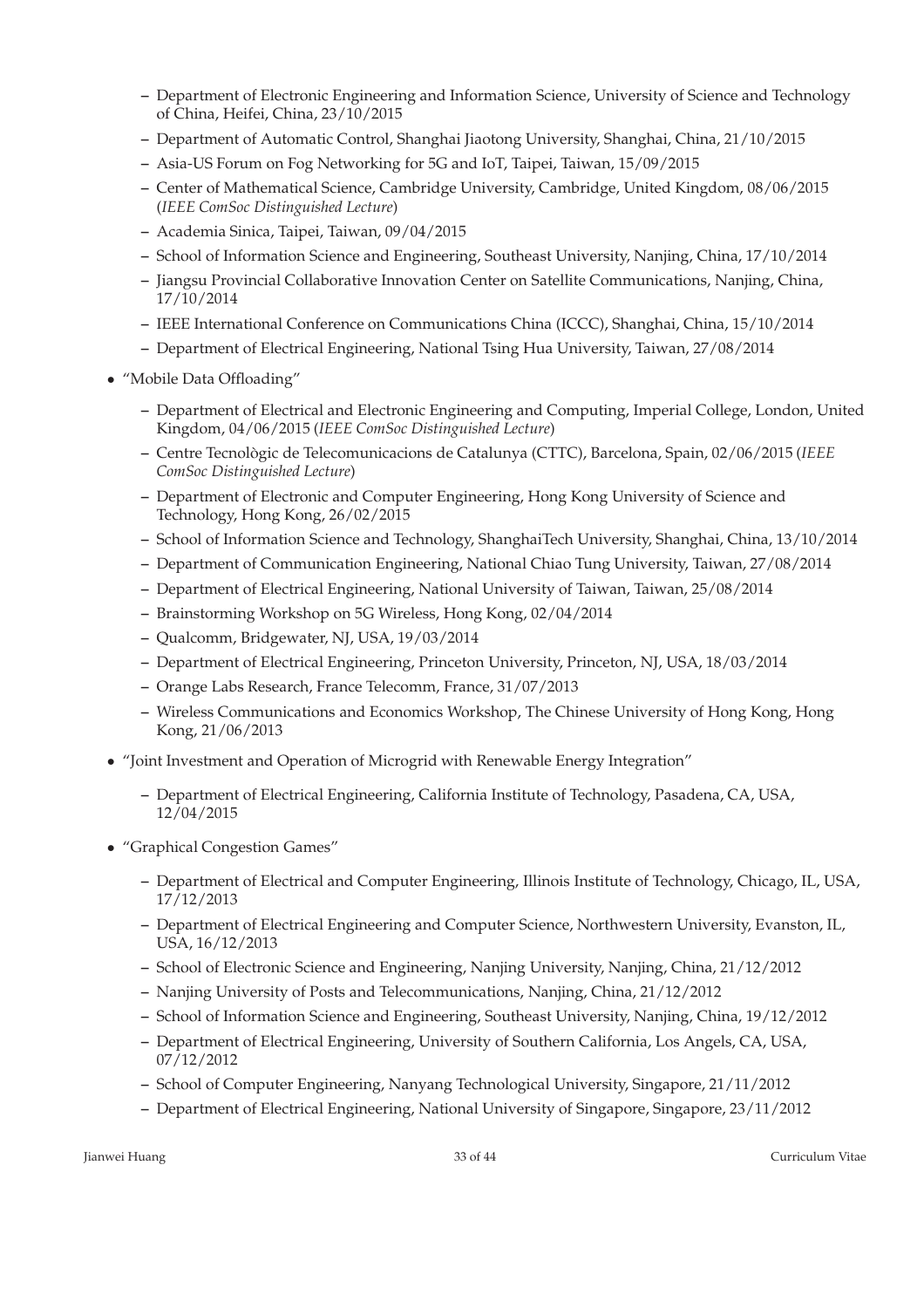- Department of Electronic Engineering and Information Science, University of Science and Technology of China, Heifei, China, 23/10/2015
  - Department of Automatic Control, Shanghai Jiaotong University, Shanghai, China, 21/10/2015
  - Asia-US Forum on Fog Networking for 5G and IoT, Taipei, Taiwan, 15/09/2015
  - Center of Mathematical Science, Cambridge University, Cambridge, United Kingdom, 08/06/2015 (*IEEE ComSoc Distinguished Lecture*)
  - Academia Sinica, Taipei, Taiwan, 09/04/2015
  - School of Information Science and Engineering, Southeast University, Nanjing, China, 17/10/2014
  - Jiangsu Provincial Collaborative Innovation Center on Satellite Communications, Nanjing, China, 17/10/2014
  - IEEE International Conference on Communications China (ICCC), Shanghai, China, 15/10/2014
  - Department of Electrical Engineering, National Tsing Hua University, Taiwan, 27/08/2014
- "Mobile Data Offloading"
  - Department of Electrical and Electronic Engineering and Computing, Imperial College, London, United Kingdom, 04/06/2015 (*IEEE ComSoc Distinguished Lecture*)
  - Centre Tecnològic de Telecomunicacions de Catalunya (CTTC), Barcelona, Spain, 02/06/2015 (*IEEE ComSoc Distinguished Lecture*)
  - Department of Electronic and Computer Engineering, Hong Kong University of Science and Technology, Hong Kong, 26/02/2015
  - School of Information Science and Technology, ShanghaiTech University, Shanghai, China, 13/10/2014
  - Department of Communication Engineering, National Chiao Tung University, Taiwan, 27/08/2014
  - Department of Electrical Engineering, National University of Taiwan, Taiwan, 25/08/2014
  - Brainstorming Workshop on 5G Wireless, Hong Kong, 02/04/2014
  - Qualcomm, Bridgewater, NJ, USA, 19/03/2014
  - Department of Electrical Engineering, Princeton University, Princeton, NJ, USA, 18/03/2014
  - Orange Labs Research, France Telecomm, France, 31/07/2013
  - Wireless Communications and Economics Workshop, The Chinese University of Hong Kong, Hong Kong, 21/06/2013
- "Joint Investment and Operation of Microgrid with Renewable Energy Integration"
  - Department of Electrical Engineering, California Institute of Technology, Pasadena, CA, USA, 12/04/2015
- "Graphical Congestion Games"
  - Department of Electrical and Computer Engineering, Illinois Institute of Technology, Chicago, IL, USA, 17/12/2013
  - Department of Electrical Engineering and Computer Science, Northwestern University, Evanston, IL, USA, 16/12/2013
  - School of Electronic Science and Engineering, Nanjing University, Nanjing, China, 21/12/2012
  - Nanjing University of Posts and Telecommunications, Nanjing, China, 21/12/2012
  - School of Information Science and Engineering, Southeast University, Nanjing, China, 19/12/2012
  - Department of Electrical Engineering, University of Southern California, Los Angels, CA, USA, 07/12/2012
  - School of Computer Engineering, Nanyang Technological University, Singapore, 21/11/2012
  - Department of Electrical Engineering, National University of Singapore, Singapore, 23/11/2012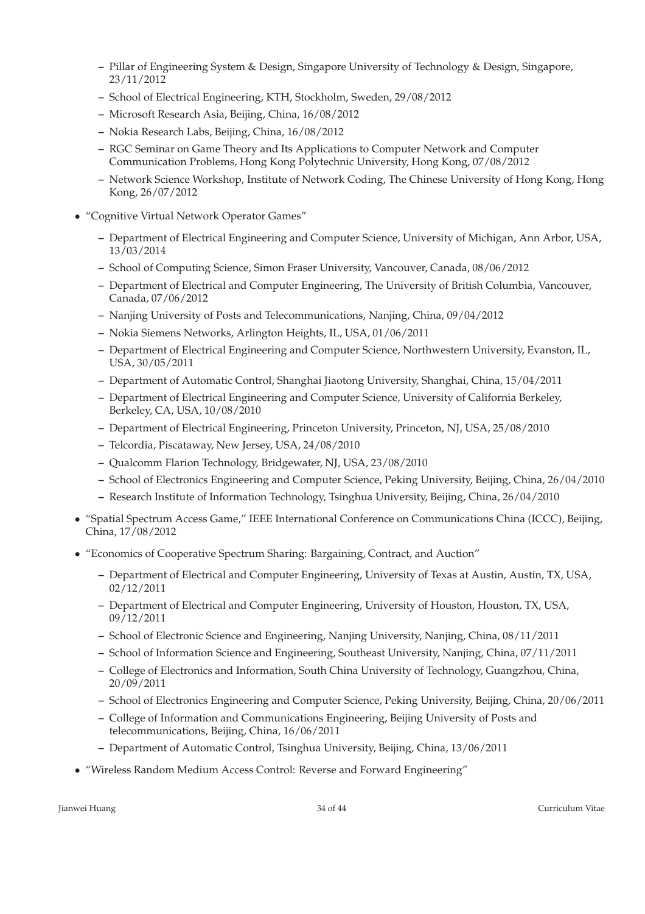- Pillar of Engineering System & Design, Singapore University of Technology & Design, Singapore, 23/11/2012
  - School of Electrical Engineering, KTH, Stockholm, Sweden, 29/08/2012
  - Microsoft Research Asia, Beijing, China, 16/08/2012
  - Nokia Research Labs, Beijing, China, 16/08/2012
  - RGC Seminar on Game Theory and Its Applications to Computer Network and Computer Communication Problems, Hong Kong Polytechnic University, Hong Kong, 07/08/2012
  - Network Science Workshop, Institute of Network Coding, The Chinese University of Hong Kong, Hong Kong, 26/07/2012

- "Cognitive Virtual Network Operator Games"
  - Department of Electrical Engineering and Computer Science, University of Michigan, Ann Arbor, USA, 13/03/2014
  - School of Computing Science, Simon Fraser University, Vancouver, Canada, 08/06/2012
  - Department of Electrical and Computer Engineering, The University of British Columbia, Vancouver, Canada, 07/06/2012
  - Nanjing University of Posts and Telecommunications, Nanjing, China, 09/04/2012
  - Nokia Siemens Networks, Arlington Heights, IL, USA, 01/06/2011
  - Department of Electrical Engineering and Computer Science, Northwestern University, Evanston, IL, USA, 30/05/2011
  - Department of Automatic Control, Shanghai Jiaotong University, Shanghai, China, 15/04/2011
  - Department of Electrical Engineering and Computer Science, University of California Berkeley, Berkeley, CA, USA, 10/08/2010
  - Department of Electrical Engineering, Princeton University, Princeton, NJ, USA, 25/08/2010
  - Telcordia, Piscataway, New Jersey, USA, 24/08/2010
  - Qualcomm Flarion Technology, Bridgewater, NJ, USA, 23/08/2010
  - School of Electronics Engineering and Computer Science, Peking University, Beijing, China, 26/04/2010
  - Research Institute of Information Technology, Tsinghua University, Beijing, China, 26/04/2010

- "Spatial Spectrum Access Game," IEEE International Conference on Communications China (ICCC), Beijing, China, 17/08/2012

- "Economics of Cooperative Spectrum Sharing: Bargaining, Contract, and Auction"
  - Department of Electrical and Computer Engineering, University of Texas at Austin, Austin, TX, USA, 02/12/2011
  - Department of Electrical and Computer Engineering, University of Houston, Houston, TX, USA, 09/12/2011
  - School of Electronic Science and Engineering, Nanjing University, Nanjing, China, 08/11/2011
  - School of Information Science and Engineering, Southeast University, Nanjing, China, 07/11/2011
  - College of Electronics and Information, South China University of Technology, Guangzhou, China, 20/09/2011
  - School of Electronics Engineering and Computer Science, Peking University, Beijing, China, 20/06/2011
  - College of Information and Communications Engineering, Beijing University of Posts and telecommunications, Beijing, China, 16/06/2011
  - Department of Automatic Control, Tsinghua University, Beijing, China, 13/06/2011

- "Wireless Random Medium Access Control: Reverse and Forward Engineering"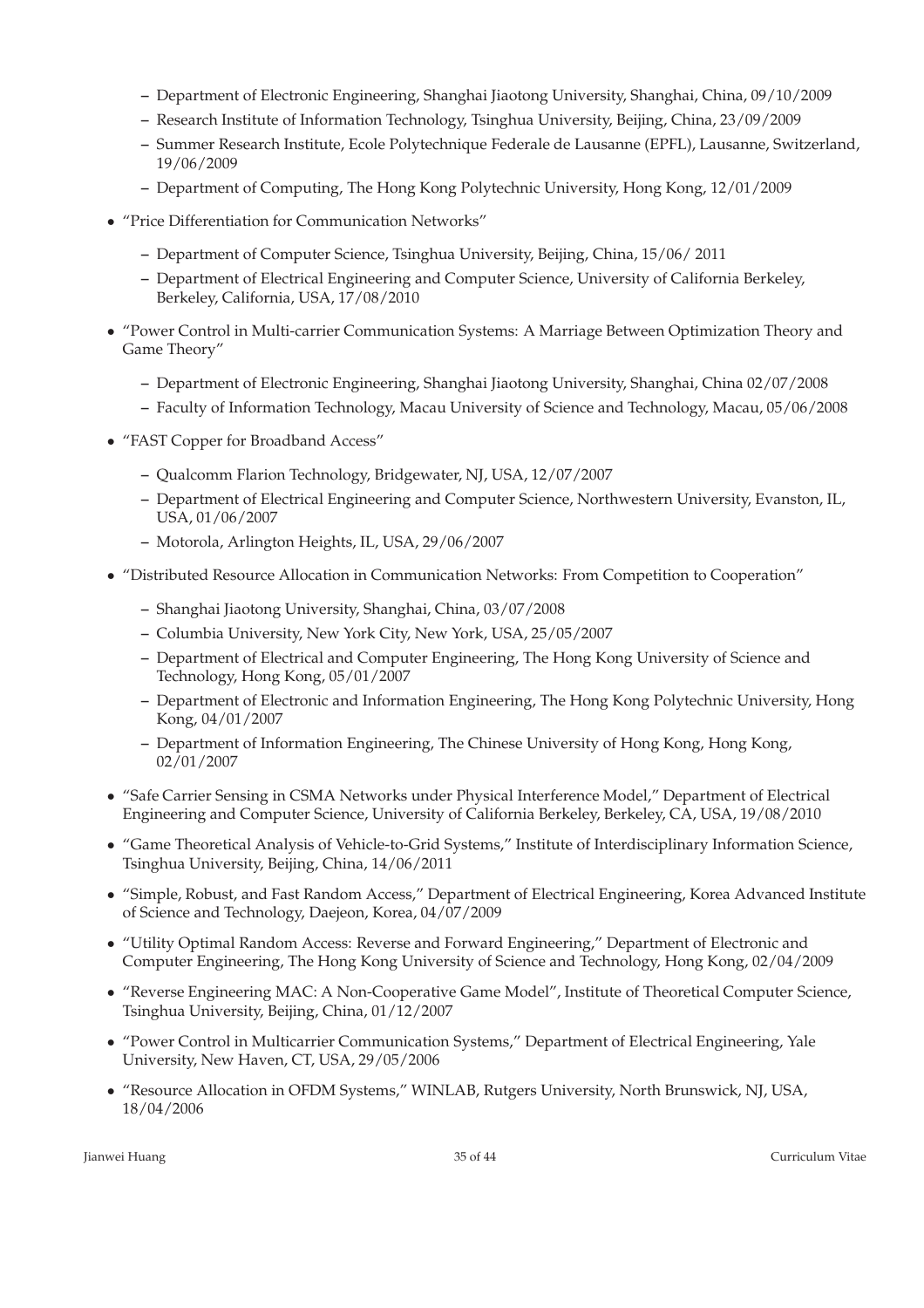- Department of Electronic Engineering, Shanghai Jiaotong University, Shanghai, China, 09/10/2009
  - Research Institute of Information Technology, Tsinghua University, Beijing, China, 23/09/2009
  - Summer Research Institute, Ecole Polytechnique Federale de Lausanne (EPFL), Lausanne, Switzerland, 19/06/2009
  - Department of Computing, The Hong Kong Polytechnic University, Hong Kong, 12/01/2009
- "Price Differentiation for Communication Networks"
  - Department of Computer Science, Tsinghua University, Beijing, China, 15/06/ 2011
  - Department of Electrical Engineering and Computer Science, University of California Berkeley, Berkeley, California, USA, 17/08/2010
- "Power Control in Multi-carrier Communication Systems: A Marriage Between Optimization Theory and Game Theory"
  - Department of Electronic Engineering, Shanghai Jiaotong University, Shanghai, China 02/07/2008
  - Faculty of Information Technology, Macau University of Science and Technology, Macau, 05/06/2008
- "FAST Copper for Broadband Access"
  - Qualcomm Flarion Technology, Bridgewater, NJ, USA, 12/07/2007
  - Department of Electrical Engineering and Computer Science, Northwestern University, Evanston, IL, USA, 01/06/2007
  - Motorola, Arlington Heights, IL, USA, 29/06/2007
- "Distributed Resource Allocation in Communication Networks: From Competition to Cooperation"
  - Shanghai Jiaotong University, Shanghai, China, 03/07/2008
  - Columbia University, New York City, New York, USA, 25/05/2007
  - Department of Electrical and Computer Engineering, The Hong Kong University of Science and Technology, Hong Kong, 05/01/2007
  - Department of Electronic and Information Engineering, The Hong Kong Polytechnic University, Hong Kong, 04/01/2007
  - Department of Information Engineering, The Chinese University of Hong Kong, Hong Kong, 02/01/2007
- "Safe Carrier Sensing in CSMA Networks under Physical Interference Model," Department of Electrical Engineering and Computer Science, University of California Berkeley, Berkeley, CA, USA, 19/08/2010
- "Game Theoretical Analysis of Vehicle-to-Grid Systems," Institute of Interdisciplinary Information Science, Tsinghua University, Beijing, China, 14/06/2011
- "Simple, Robust, and Fast Random Access," Department of Electrical Engineering, Korea Advanced Institute of Science and Technology, Daejeon, Korea, 04/07/2009
- "Utility Optimal Random Access: Reverse and Forward Engineering," Department of Electronic and Computer Engineering, The Hong Kong University of Science and Technology, Hong Kong, 02/04/2009
- "Reverse Engineering MAC: A Non-Cooperative Game Model", Institute of Theoretical Computer Science, Tsinghua University, Beijing, China, 01/12/2007
- "Power Control in Multicarrier Communication Systems," Department of Electrical Engineering, Yale University, New Haven, CT, USA, 29/05/2006
- "Resource Allocation in OFDM Systems," WINLAB, Rutgers University, North Brunswick, NJ, USA, 18/04/2006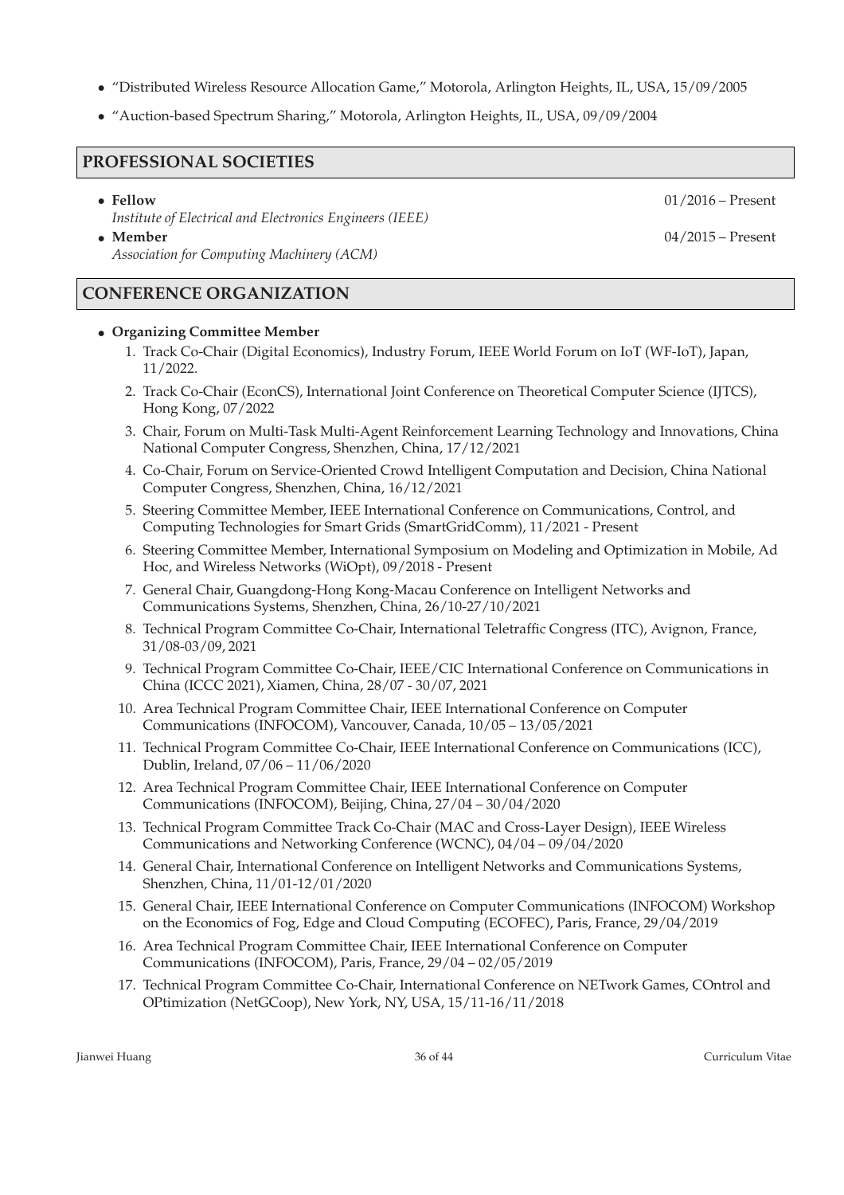- "Distributed Wireless Resource Allocation Game," Motorola, Arlington Heights, IL, USA, 15/09/2005
- "Auction-based Spectrum Sharing," Motorola, Arlington Heights, IL, USA, 09/09/2004

## PROFESSIONAL SOCIETIES

- **Fellow** 01/2016 – Present
  *Institute of Electrical and Electronics Engineers (IEEE)*
- **Member** 04/2015 – Present
  *Association for Computing Machinery (ACM)*

## CONFERENCE ORGANIZATION

- **Organizing Committee Member**
  1. Track Co-Chair (Digital Economics), Industry Forum, IEEE World Forum on IoT (WF-IoT), Japan, 11/2022.
  2. Track Co-Chair (EconCS), International Joint Conference on Theoretical Computer Science (IJTCS), Hong Kong, 07/2022
  3. Chair, Forum on Multi-Task Multi-Agent Reinforcement Learning Technology and Innovations, China National Computer Congress, Shenzhen, China, 17/12/2021
  4. Co-Chair, Forum on Service-Oriented Crowd Intelligent Computation and Decision, China National Computer Congress, Shenzhen, China, 16/12/2021
  5. Steering Committee Member, IEEE International Conference on Communications, Control, and Computing Technologies for Smart Grids (SmartGridComm), 11/2021 - Present
  6. Steering Committee Member, International Symposium on Modeling and Optimization in Mobile, Ad Hoc, and Wireless Networks (WiOpt), 09/2018 - Present
  7. General Chair, Guangdong-Hong Kong-Macau Conference on Intelligent Networks and Communications Systems, Shenzhen, China, 26/10-27/10/2021
  8. Technical Program Committee Co-Chair, International Teletraffic Congress (ITC), Avignon, France, 31/08-03/09, 2021
  9. Technical Program Committee Co-Chair, IEEE/CIC International Conference on Communications in China (ICCC 2021), Xiamen, China, 28/07 - 30/07, 2021
  10. Area Technical Program Committee Chair, IEEE International Conference on Computer Communications (INFOCOM), Vancouver, Canada, 10/05 – 13/05/2021
  11. Technical Program Committee Co-Chair, IEEE International Conference on Communications (ICC), Dublin, Ireland, 07/06 – 11/06/2020
  12. Area Technical Program Committee Chair, IEEE International Conference on Computer Communications (INFOCOM), Beijing, China, 27/04 – 30/04/2020
  13. Technical Program Committee Track Co-Chair (MAC and Cross-Layer Design), IEEE Wireless Communications and Networking Conference (WCNC), 04/04 – 09/04/2020
  14. General Chair, International Conference on Intelligent Networks and Communications Systems, Shenzhen, China, 11/01-12/01/2020
  15. General Chair, IEEE International Conference on Computer Communications (INFOCOM) Workshop on the Economics of Fog, Edge and Cloud Computing (ECOFEC), Paris, France, 29/04/2019
  16. Area Technical Program Committee Chair, IEEE International Conference on Computer Communications (INFOCOM), Paris, France, 29/04 – 02/05/2019
  17. Technical Program Committee Co-Chair, International Conference on NETwork Games, COntrol and OPtimization (NetGCoop), New York, NY, USA, 15/11-16/11/2018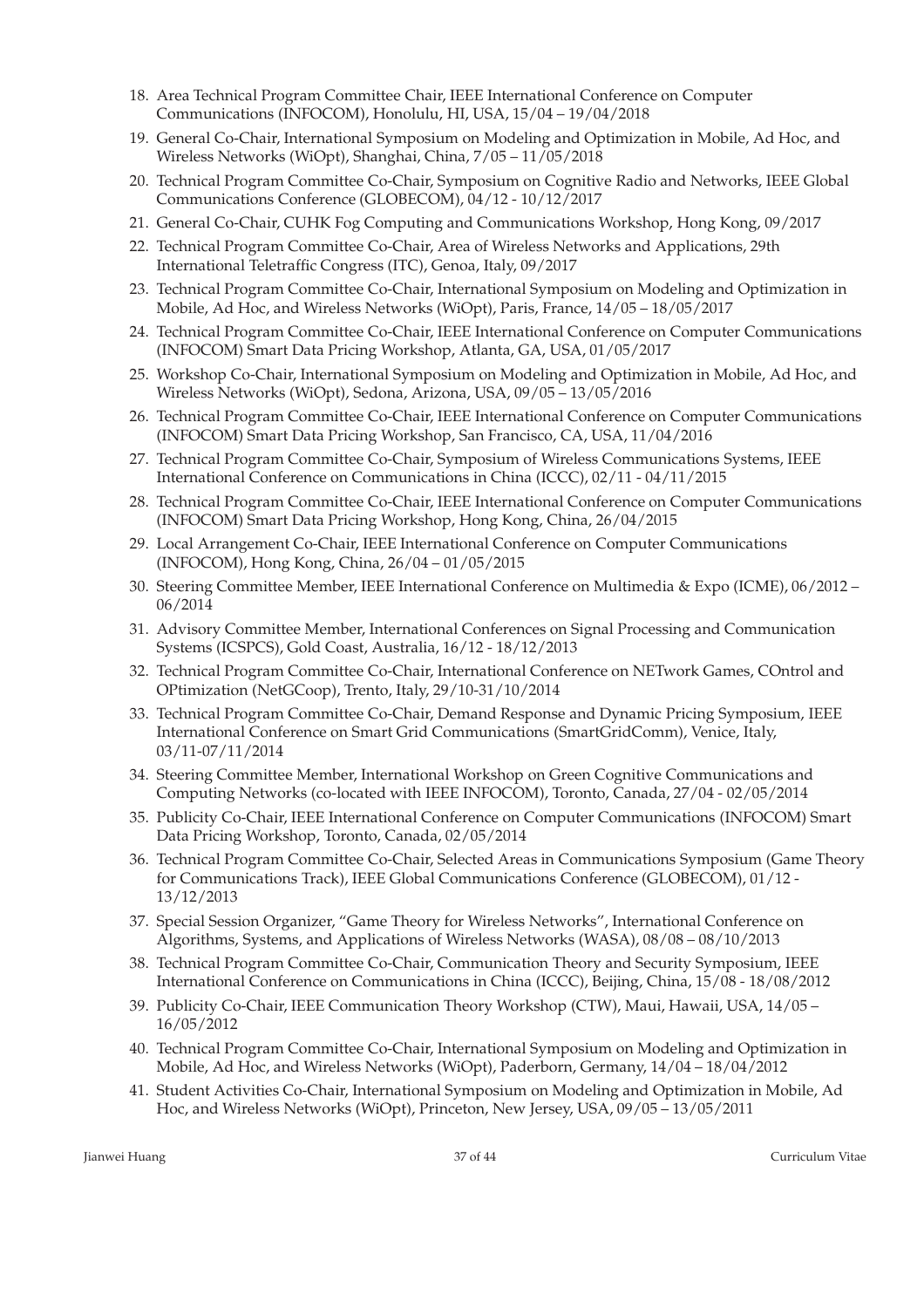18. Area Technical Program Committee Chair, IEEE International Conference on Computer Communications (INFOCOM), Honolulu, HI, USA, 15/04 – 19/04/2018
19. General Co-Chair, International Symposium on Modeling and Optimization in Mobile, Ad Hoc, and Wireless Networks (WiOpt), Shanghai, China, 7/05 – 11/05/2018
20. Technical Program Committee Co-Chair, Symposium on Cognitive Radio and Networks, IEEE Global Communications Conference (GLOBECOM), 04/12 - 10/12/2017
21. General Co-Chair, CUHK Fog Computing and Communications Workshop, Hong Kong, 09/2017
22. Technical Program Committee Co-Chair, Area of Wireless Networks and Applications, 29th International Teletraffic Congress (ITC), Genoa, Italy, 09/2017
23. Technical Program Committee Co-Chair, International Symposium on Modeling and Optimization in Mobile, Ad Hoc, and Wireless Networks (WiOpt), Paris, France, 14/05 – 18/05/2017
24. Technical Program Committee Co-Chair, IEEE International Conference on Computer Communications (INFOCOM) Smart Data Pricing Workshop, Atlanta, GA, USA, 01/05/2017
25. Workshop Co-Chair, International Symposium on Modeling and Optimization in Mobile, Ad Hoc, and Wireless Networks (WiOpt), Sedona, Arizona, USA, 09/05 – 13/05/2016
26. Technical Program Committee Co-Chair, IEEE International Conference on Computer Communications (INFOCOM) Smart Data Pricing Workshop, San Francisco, CA, USA, 11/04/2016
27. Technical Program Committee Co-Chair, Symposium of Wireless Communications Systems, IEEE International Conference on Communications in China (ICCC), 02/11 - 04/11/2015
28. Technical Program Committee Co-Chair, IEEE International Conference on Computer Communications (INFOCOM) Smart Data Pricing Workshop, Hong Kong, China, 26/04/2015
29. Local Arrangement Co-Chair, IEEE International Conference on Computer Communications (INFOCOM), Hong Kong, China, 26/04 – 01/05/2015
30. Steering Committee Member, IEEE International Conference on Multimedia & Expo (ICME), 06/2012 – 06/2014
31. Advisory Committee Member, International Conferences on Signal Processing and Communication Systems (ICSPCS), Gold Coast, Australia, 16/12 - 18/12/2013
32. Technical Program Committee Co-Chair, International Conference on NETwork Games, COntrol and OPtimization (NetGCoop), Trento, Italy, 29/10-31/10/2014
33. Technical Program Committee Co-Chair, Demand Response and Dynamic Pricing Symposium, IEEE International Conference on Smart Grid Communications (SmartGridComm), Venice, Italy, 03/11-07/11/2014
34. Steering Committee Member, International Workshop on Green Cognitive Communications and Computing Networks (co-located with IEEE INFOCOM), Toronto, Canada, 27/04 - 02/05/2014
35. Publicity Co-Chair, IEEE International Conference on Computer Communications (INFOCOM) Smart Data Pricing Workshop, Toronto, Canada, 02/05/2014
36. Technical Program Committee Co-Chair, Selected Areas in Communications Symposium (Game Theory for Communications Track), IEEE Global Communications Conference (GLOBECOM), 01/12 - 13/12/2013
37. Special Session Organizer, "Game Theory for Wireless Networks", International Conference on Algorithms, Systems, and Applications of Wireless Networks (WASA), 08/08 – 08/10/2013
38. Technical Program Committee Co-Chair, Communication Theory and Security Symposium, IEEE International Conference on Communications in China (ICCC), Beijing, China, 15/08 - 18/08/2012
39. Publicity Co-Chair, IEEE Communication Theory Workshop (CTW), Maui, Hawaii, USA, 14/05 – 16/05/2012
40. Technical Program Committee Co-Chair, International Symposium on Modeling and Optimization in Mobile, Ad Hoc, and Wireless Networks (WiOpt), Paderborn, Germany, 14/04 – 18/04/2012
41. Student Activities Co-Chair, International Symposium on Modeling and Optimization in Mobile, Ad Hoc, and Wireless Networks (WiOpt), Princeton, New Jersey, USA, 09/05 – 13/05/2011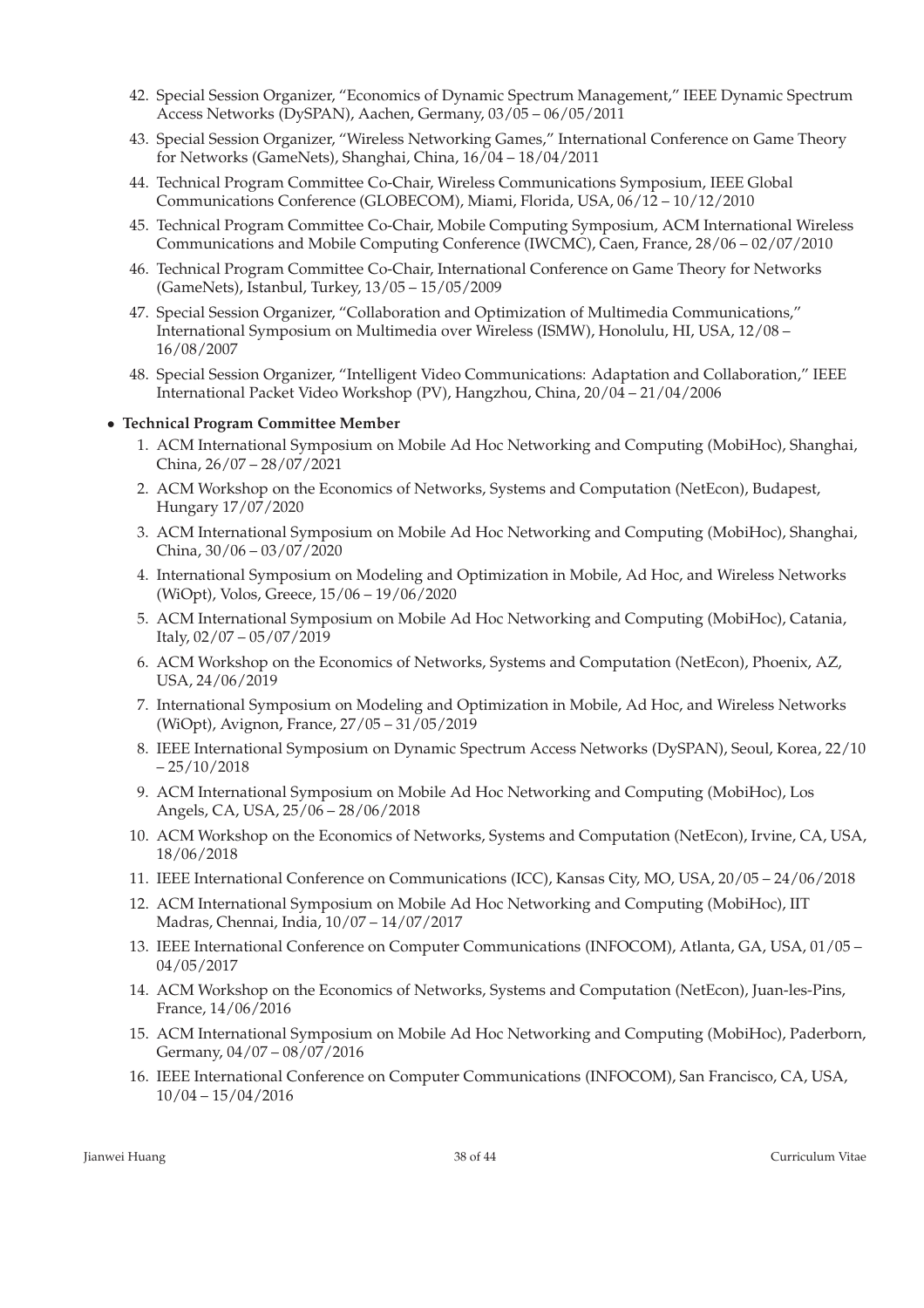42. Special Session Organizer, "Economics of Dynamic Spectrum Management," IEEE Dynamic Spectrum Access Networks (DySPAN), Aachen, Germany, 03/05 – 06/05/2011
43. Special Session Organizer, "Wireless Networking Games," International Conference on Game Theory for Networks (GameNets), Shanghai, China, 16/04 – 18/04/2011
44. Technical Program Committee Co-Chair, Wireless Communications Symposium, IEEE Global Communications Conference (GLOBECOM), Miami, Florida, USA, 06/12 – 10/12/2010
45. Technical Program Committee Co-Chair, Mobile Computing Symposium, ACM International Wireless Communications and Mobile Computing Conference (IWCMC), Caen, France, 28/06 – 02/07/2010
46. Technical Program Committee Co-Chair, International Conference on Game Theory for Networks (GameNets), Istanbul, Turkey, 13/05 – 15/05/2009
47. Special Session Organizer, "Collaboration and Optimization of Multimedia Communications," International Symposium on Multimedia over Wireless (ISMW), Honolulu, HI, USA, 12/08 – 16/08/2007
48. Special Session Organizer, "Intelligent Video Communications: Adaptation and Collaboration," IEEE International Packet Video Workshop (PV), Hangzhou, China, 20/04 – 21/04/2006

- **Technical Program Committee Member**
  1. ACM International Symposium on Mobile Ad Hoc Networking and Computing (MobiHoc), Shanghai, China, 26/07 – 28/07/2021
  2. ACM Workshop on the Economics of Networks, Systems and Computation (NetEcon), Budapest, Hungary 17/07/2020
  3. ACM International Symposium on Mobile Ad Hoc Networking and Computing (MobiHoc), Shanghai, China, 30/06 – 03/07/2020
  4. International Symposium on Modeling and Optimization in Mobile, Ad Hoc, and Wireless Networks (WiOpt), Volos, Greece, 15/06 – 19/06/2020
  5. ACM International Symposium on Mobile Ad Hoc Networking and Computing (MobiHoc), Catania, Italy, 02/07 – 05/07/2019
  6. ACM Workshop on the Economics of Networks, Systems and Computation (NetEcon), Phoenix, AZ, USA, 24/06/2019
  7. International Symposium on Modeling and Optimization in Mobile, Ad Hoc, and Wireless Networks (WiOpt), Avignon, France, 27/05 – 31/05/2019
  8. IEEE International Symposium on Dynamic Spectrum Access Networks (DySPAN), Seoul, Korea, 22/10 – 25/10/2018
  9. ACM International Symposium on Mobile Ad Hoc Networking and Computing (MobiHoc), Los Angels, CA, USA, 25/06 – 28/06/2018
  10. ACM Workshop on the Economics of Networks, Systems and Computation (NetEcon), Irvine, CA, USA, 18/06/2018
  11. IEEE International Conference on Communications (ICC), Kansas City, MO, USA, 20/05 – 24/06/2018
  12. ACM International Symposium on Mobile Ad Hoc Networking and Computing (MobiHoc), IIT Madras, Chennai, India, 10/07 – 14/07/2017
  13. IEEE International Conference on Computer Communications (INFOCOM), Atlanta, GA, USA, 01/05 – 04/05/2017
  14. ACM Workshop on the Economics of Networks, Systems and Computation (NetEcon), Juan-les-Pins, France, 14/06/2016
  15. ACM International Symposium on Mobile Ad Hoc Networking and Computing (MobiHoc), Paderborn, Germany, 04/07 – 08/07/2016
  16. IEEE International Conference on Computer Communications (INFOCOM), San Francisco, CA, USA, 10/04 – 15/04/2016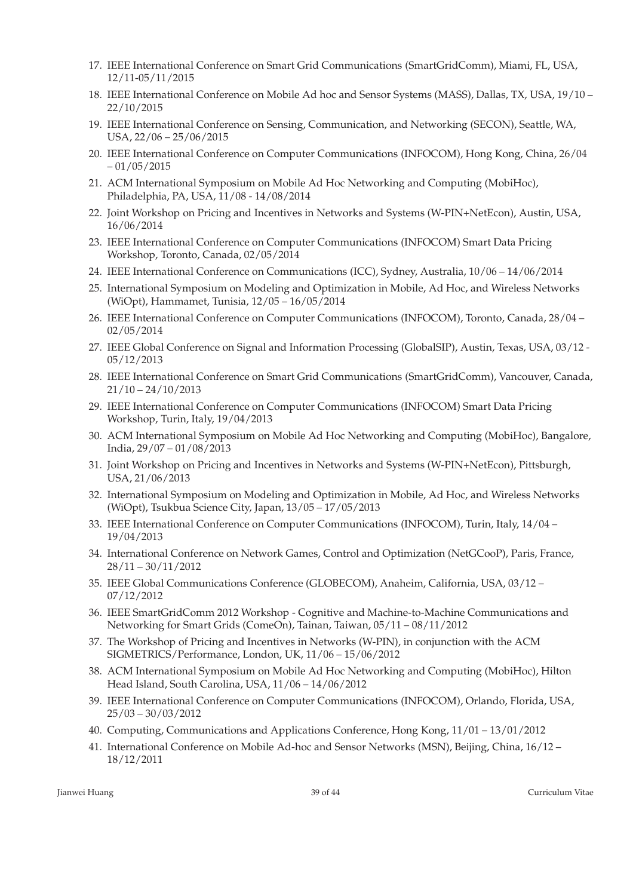17. IEEE International Conference on Smart Grid Communications (SmartGridComm), Miami, FL, USA, 12/11-05/11/2015
18. IEEE International Conference on Mobile Ad hoc and Sensor Systems (MASS), Dallas, TX, USA, 19/10 – 22/10/2015
19. IEEE International Conference on Sensing, Communication, and Networking (SECON), Seattle, WA, USA, 22/06 – 25/06/2015
20. IEEE International Conference on Computer Communications (INFOCOM), Hong Kong, China, 26/04 – 01/05/2015
21. ACM International Symposium on Mobile Ad Hoc Networking and Computing (MobiHoc), Philadelphia, PA, USA, 11/08 - 14/08/2014
22. Joint Workshop on Pricing and Incentives in Networks and Systems (W-PIN+NetEcon), Austin, USA, 16/06/2014
23. IEEE International Conference on Computer Communications (INFOCOM) Smart Data Pricing Workshop, Toronto, Canada, 02/05/2014
24. IEEE International Conference on Communications (ICC), Sydney, Australia, 10/06 – 14/06/2014
25. International Symposium on Modeling and Optimization in Mobile, Ad Hoc, and Wireless Networks (WiOpt), Hammamet, Tunisia, 12/05 – 16/05/2014
26. IEEE International Conference on Computer Communications (INFOCOM), Toronto, Canada, 28/04 – 02/05/2014
27. IEEE Global Conference on Signal and Information Processing (GlobalSIP), Austin, Texas, USA, 03/12 - 05/12/2013
28. IEEE International Conference on Smart Grid Communications (SmartGridComm), Vancouver, Canada, 21/10 – 24/10/2013
29. IEEE International Conference on Computer Communications (INFOCOM) Smart Data Pricing Workshop, Turin, Italy, 19/04/2013
30. ACM International Symposium on Mobile Ad Hoc Networking and Computing (MobiHoc), Bangalore, India, 29/07 – 01/08/2013
31. Joint Workshop on Pricing and Incentives in Networks and Systems (W-PIN+NetEcon), Pittsburgh, USA, 21/06/2013
32. International Symposium on Modeling and Optimization in Mobile, Ad Hoc, and Wireless Networks (WiOpt), Tsukbua Science City, Japan, 13/05 – 17/05/2013
33. IEEE International Conference on Computer Communications (INFOCOM), Turin, Italy, 14/04 – 19/04/2013
34. International Conference on Network Games, Control and Optimization (NetGCooP), Paris, France, 28/11 – 30/11/2012
35. IEEE Global Communications Conference (GLOBECOM), Anaheim, California, USA, 03/12 – 07/12/2012
36. IEEE SmartGridComm 2012 Workshop - Cognitive and Machine-to-Machine Communications and Networking for Smart Grids (ComeOn), Tainan, Taiwan, 05/11 – 08/11/2012
37. The Workshop of Pricing and Incentives in Networks (W-PIN), in conjunction with the ACM SIGMETRICS/Performance, London, UK, 11/06 – 15/06/2012
38. ACM International Symposium on Mobile Ad Hoc Networking and Computing (MobiHoc), Hilton Head Island, South Carolina, USA, 11/06 – 14/06/2012
39. IEEE International Conference on Computer Communications (INFOCOM), Orlando, Florida, USA, 25/03 – 30/03/2012
40. Computing, Communications and Applications Conference, Hong Kong, 11/01 – 13/01/2012
41. International Conference on Mobile Ad-hoc and Sensor Networks (MSN), Beijing, China, 16/12 – 18/12/2011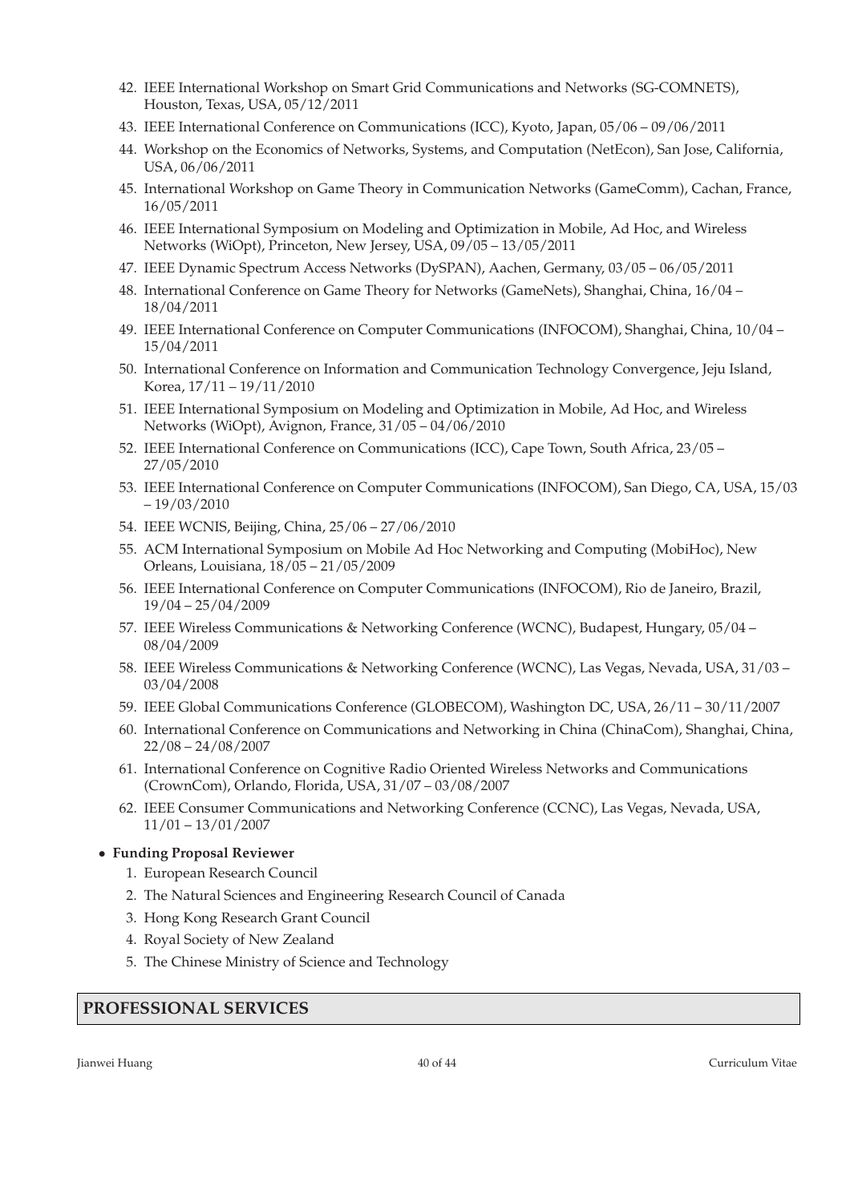42. IEEE International Workshop on Smart Grid Communications and Networks (SG-COMNETS), Houston, Texas, USA, 05/12/2011
43. IEEE International Conference on Communications (ICC), Kyoto, Japan, 05/06 – 09/06/2011
44. Workshop on the Economics of Networks, Systems, and Computation (NetEcon), San Jose, California, USA, 06/06/2011
45. International Workshop on Game Theory in Communication Networks (GameComm), Cachan, France, 16/05/2011
46. IEEE International Symposium on Modeling and Optimization in Mobile, Ad Hoc, and Wireless Networks (WiOpt), Princeton, New Jersey, USA, 09/05 – 13/05/2011
47. IEEE Dynamic Spectrum Access Networks (DySPAN), Aachen, Germany, 03/05 – 06/05/2011
48. International Conference on Game Theory for Networks (GameNets), Shanghai, China, 16/04 – 18/04/2011
49. IEEE International Conference on Computer Communications (INFOCOM), Shanghai, China, 10/04 – 15/04/2011
50. International Conference on Information and Communication Technology Convergence, Jeju Island, Korea, 17/11 – 19/11/2010
51. IEEE International Symposium on Modeling and Optimization in Mobile, Ad Hoc, and Wireless Networks (WiOpt), Avignon, France, 31/05 – 04/06/2010
52. IEEE International Conference on Communications (ICC), Cape Town, South Africa, 23/05 – 27/05/2010
53. IEEE International Conference on Computer Communications (INFOCOM), San Diego, CA, USA, 15/03 – 19/03/2010
54. IEEE WCNIS, Beijing, China, 25/06 – 27/06/2010
55. ACM International Symposium on Mobile Ad Hoc Networking and Computing (MobiHoc), New Orleans, Louisiana, 18/05 – 21/05/2009
56. IEEE International Conference on Computer Communications (INFOCOM), Rio de Janeiro, Brazil, 19/04 – 25/04/2009
57. IEEE Wireless Communications & Networking Conference (WCNC), Budapest, Hungary, 05/04 – 08/04/2009
58. IEEE Wireless Communications & Networking Conference (WCNC), Las Vegas, Nevada, USA, 31/03 – 03/04/2008
59. IEEE Global Communications Conference (GLOBECOM), Washington DC, USA, 26/11 – 30/11/2007
60. International Conference on Communications and Networking in China (ChinaCom), Shanghai, China, 22/08 – 24/08/2007
61. International Conference on Cognitive Radio Oriented Wireless Networks and Communications (CrownCom), Orlando, Florida, USA, 31/07 – 03/08/2007
62. IEEE Consumer Communications and Networking Conference (CCNC), Las Vegas, Nevada, USA, 11/01 – 13/01/2007

- **Funding Proposal Reviewer**
  1. European Research Council
  2. The Natural Sciences and Engineering Research Council of Canada
  3. Hong Kong Research Grant Council
  4. Royal Society of New Zealand
  5. The Chinese Ministry of Science and Technology

## PROFESSIONAL SERVICES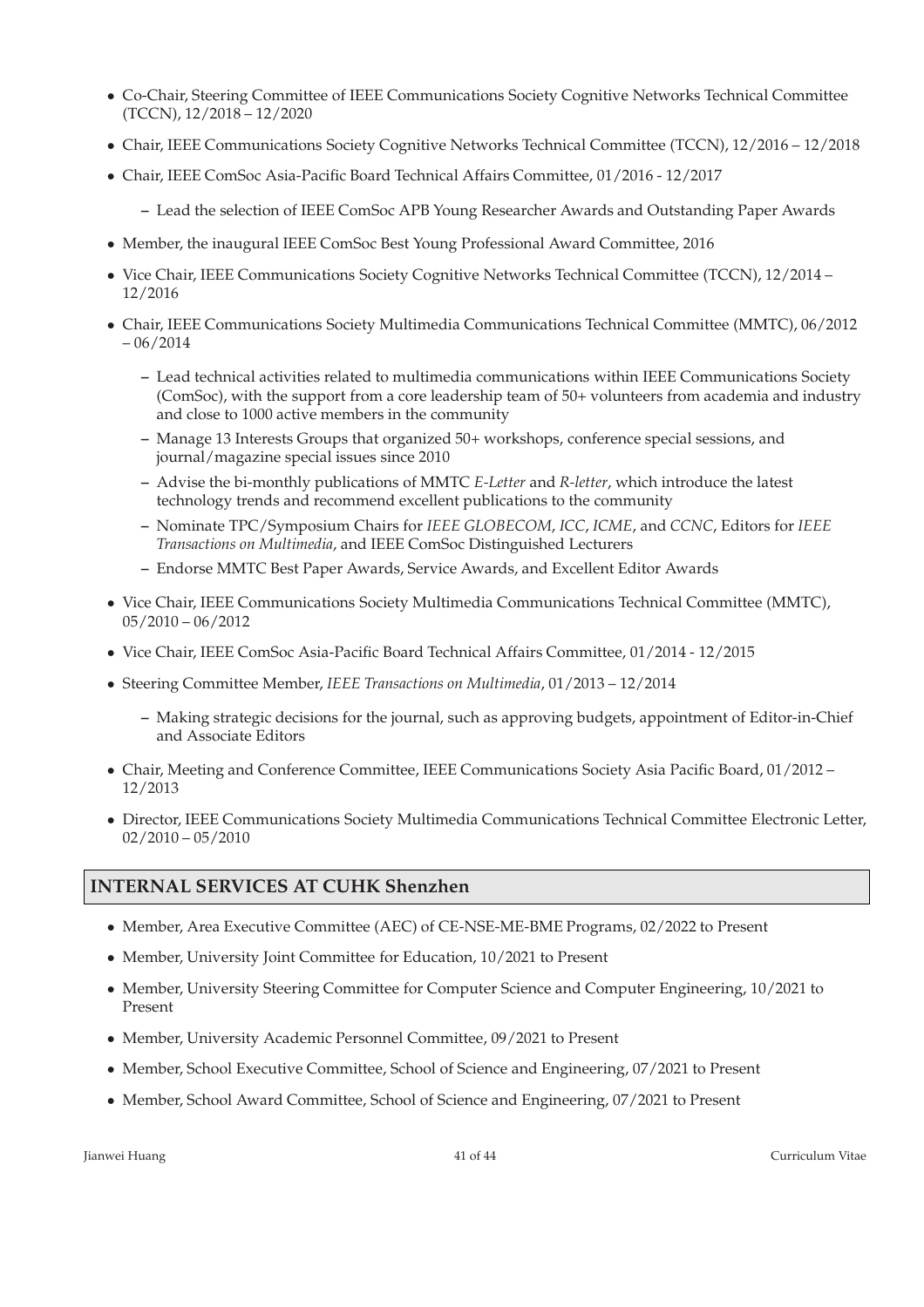- Co-Chair, Steering Committee of IEEE Communications Society Cognitive Networks Technical Committee (TCCN), 12/2018 – 12/2020
- Chair, IEEE Communications Society Cognitive Networks Technical Committee (TCCN), 12/2016 – 12/2018
- Chair, IEEE ComSoc Asia-Pacific Board Technical Affairs Committee, 01/2016 - 12/2017
  - Lead the selection of IEEE ComSoc APB Young Researcher Awards and Outstanding Paper Awards
- Member, the inaugural IEEE ComSoc Best Young Professional Award Committee, 2016
- Vice Chair, IEEE Communications Society Cognitive Networks Technical Committee (TCCN), 12/2014 – 12/2016
- Chair, IEEE Communications Society Multimedia Communications Technical Committee (MMTC), 06/2012 – 06/2014
  - Lead technical activities related to multimedia communications within IEEE Communications Society (ComSoc), with the support from a core leadership team of 50+ volunteers from academia and industry and close to 1000 active members in the community
  - Manage 13 Interests Groups that organized 50+ workshops, conference special sessions, and journal/magazine special issues since 2010
  - Advise the bi-monthly publications of MMTC *E-Letter* and *R-letter*, which introduce the latest technology trends and recommend excellent publications to the community
  - Nominate TPC/Symposium Chairs for *IEEE GLOBECOM*, *ICC*, *ICME*, and *CCNC*, Editors for *IEEE Transactions on Multimedia*, and IEEE ComSoc Distinguished Lecturers
  - Endorse MMTC Best Paper Awards, Service Awards, and Excellent Editor Awards
- Vice Chair, IEEE Communications Society Multimedia Communications Technical Committee (MMTC), 05/2010 – 06/2012
- Vice Chair, IEEE ComSoc Asia-Pacific Board Technical Affairs Committee, 01/2014 - 12/2015
- Steering Committee Member, *IEEE Transactions on Multimedia*, 01/2013 – 12/2014
  - Making strategic decisions for the journal, such as approving budgets, appointment of Editor-in-Chief and Associate Editors
- Chair, Meeting and Conference Committee, IEEE Communications Society Asia Pacific Board, 01/2012 – 12/2013
- Director, IEEE Communications Society Multimedia Communications Technical Committee Electronic Letter, 02/2010 – 05/2010

## INTERNAL SERVICES AT CUHK Shenzhen

- Member, Area Executive Committee (AEC) of CE-NSE-ME-BME Programs, 02/2022 to Present
- Member, University Joint Committee for Education, 10/2021 to Present
- Member, University Steering Committee for Computer Science and Computer Engineering, 10/2021 to Present
- Member, University Academic Personnel Committee, 09/2021 to Present
- Member, School Executive Committee, School of Science and Engineering, 07/2021 to Present
- Member, School Award Committee, School of Science and Engineering, 07/2021 to Present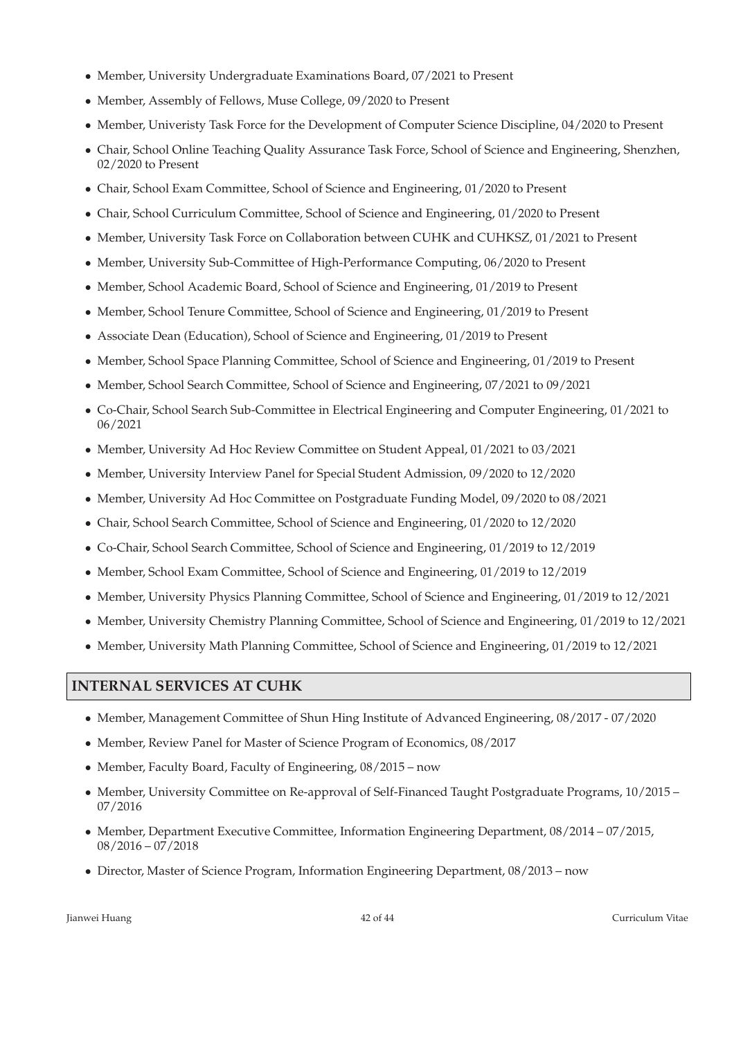- Member, University Undergraduate Examinations Board, 07/2021 to Present
- Member, Assembly of Fellows, Muse College, 09/2020 to Present
- Member, Univeristy Task Force for the Development of Computer Science Discipline, 04/2020 to Present
- Chair, School Online Teaching Quality Assurance Task Force, School of Science and Engineering, Shenzhen, 02/2020 to Present
- Chair, School Exam Committee, School of Science and Engineering, 01/2020 to Present
- Chair, School Curriculum Committee, School of Science and Engineering, 01/2020 to Present
- Member, University Task Force on Collaboration between CUHK and CUHKSZ, 01/2021 to Present
- Member, University Sub-Committee of High-Performance Computing, 06/2020 to Present
- Member, School Academic Board, School of Science and Engineering, 01/2019 to Present
- Member, School Tenure Committee, School of Science and Engineering, 01/2019 to Present
- Associate Dean (Education), School of Science and Engineering, 01/2019 to Present
- Member, School Space Planning Committee, School of Science and Engineering, 01/2019 to Present
- Member, School Search Committee, School of Science and Engineering, 07/2021 to 09/2021
- Co-Chair, School Search Sub-Committee in Electrical Engineering and Computer Engineering, 01/2021 to 06/2021
- Member, University Ad Hoc Review Committee on Student Appeal, 01/2021 to 03/2021
- Member, University Interview Panel for Special Student Admission, 09/2020 to 12/2020
- Member, University Ad Hoc Committee on Postgraduate Funding Model, 09/2020 to 08/2021
- Chair, School Search Committee, School of Science and Engineering, 01/2020 to 12/2020
- Co-Chair, School Search Committee, School of Science and Engineering, 01/2019 to 12/2019
- Member, School Exam Committee, School of Science and Engineering, 01/2019 to 12/2019
- Member, University Physics Planning Committee, School of Science and Engineering, 01/2019 to 12/2021
- Member, University Chemistry Planning Committee, School of Science and Engineering, 01/2019 to 12/2021
- Member, University Math Planning Committee, School of Science and Engineering, 01/2019 to 12/2021

## INTERNAL SERVICES AT CUHK

- Member, Management Committee of Shun Hing Institute of Advanced Engineering, 08/2017 - 07/2020
- Member, Review Panel for Master of Science Program of Economics, 08/2017
- Member, Faculty Board, Faculty of Engineering, 08/2015 – now
- Member, University Committee on Re-approval of Self-Financed Taught Postgraduate Programs, 10/2015 – 07/2016
- Member, Department Executive Committee, Information Engineering Department, 08/2014 – 07/2015, 08/2016 – 07/2018
- Director, Master of Science Program, Information Engineering Department, 08/2013 – now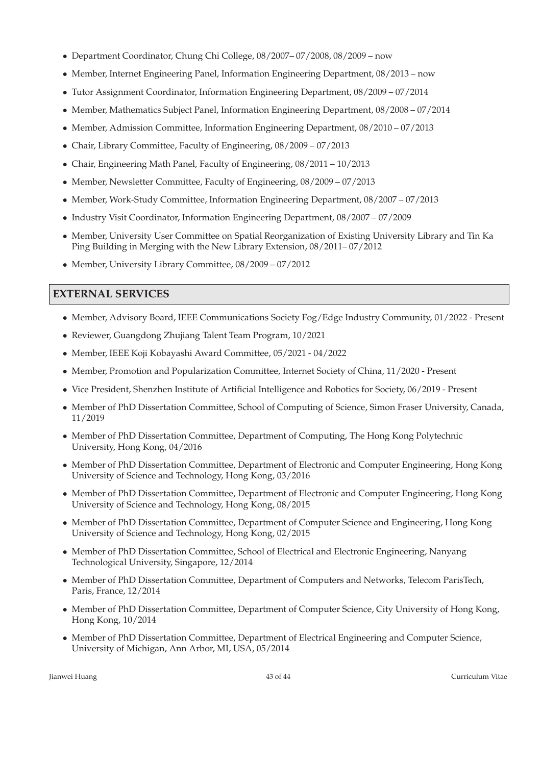- Department Coordinator, Chung Chi College, 08/2007– 07/2008, 08/2009 – now
- Member, Internet Engineering Panel, Information Engineering Department, 08/2013 – now
- Tutor Assignment Coordinator, Information Engineering Department, 08/2009 – 07/2014
- Member, Mathematics Subject Panel, Information Engineering Department, 08/2008 – 07/2014
- Member, Admission Committee, Information Engineering Department, 08/2010 – 07/2013
- Chair, Library Committee, Faculty of Engineering, 08/2009 – 07/2013
- Chair, Engineering Math Panel, Faculty of Engineering, 08/2011 – 10/2013
- Member, Newsletter Committee, Faculty of Engineering, 08/2009 – 07/2013
- Member, Work-Study Committee, Information Engineering Department, 08/2007 – 07/2013
- Industry Visit Coordinator, Information Engineering Department, 08/2007 – 07/2009
- Member, University User Committee on Spatial Reorganization of Existing University Library and Tin Ka Ping Building in Merging with the New Library Extension, 08/2011– 07/2012
- Member, University Library Committee, 08/2009 – 07/2012

## EXTERNAL SERVICES

- Member, Advisory Board, IEEE Communications Society Fog/Edge Industry Community, 01/2022 - Present
- Reviewer, Guangdong Zhujiang Talent Team Program, 10/2021
- Member, IEEE Koji Kobayashi Award Committee, 05/2021 - 04/2022
- Member, Promotion and Popularization Committee, Internet Society of China, 11/2020 - Present
- Vice President, Shenzhen Institute of Artificial Intelligence and Robotics for Society, 06/2019 - Present
- Member of PhD Dissertation Committee, School of Computing of Science, Simon Fraser University, Canada, 11/2019
- Member of PhD Dissertation Committee, Department of Computing, The Hong Kong Polytechnic University, Hong Kong, 04/2016
- Member of PhD Dissertation Committee, Department of Electronic and Computer Engineering, Hong Kong University of Science and Technology, Hong Kong, 03/2016
- Member of PhD Dissertation Committee, Department of Electronic and Computer Engineering, Hong Kong University of Science and Technology, Hong Kong, 08/2015
- Member of PhD Dissertation Committee, Department of Computer Science and Engineering, Hong Kong University of Science and Technology, Hong Kong, 02/2015
- Member of PhD Dissertation Committee, School of Electrical and Electronic Engineering, Nanyang Technological University, Singapore, 12/2014
- Member of PhD Dissertation Committee, Department of Computers and Networks, Telecom ParisTech, Paris, France, 12/2014
- Member of PhD Dissertation Committee, Department of Computer Science, City University of Hong Kong, Hong Kong, 10/2014
- Member of PhD Dissertation Committee, Department of Electrical Engineering and Computer Science, University of Michigan, Ann Arbor, MI, USA, 05/2014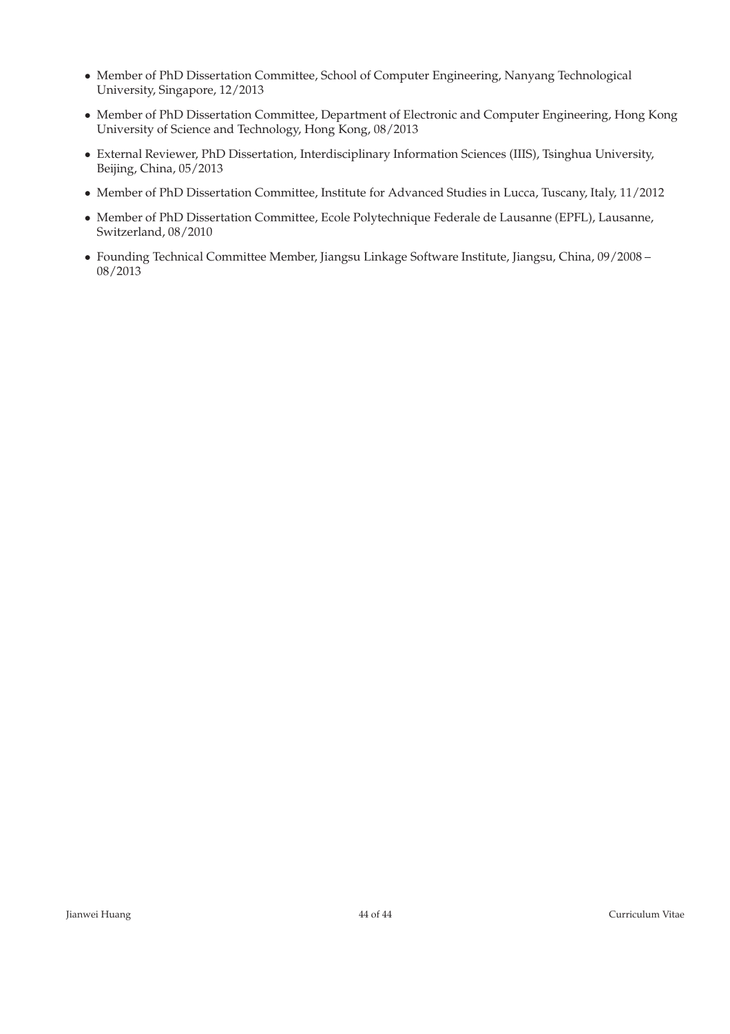- Member of PhD Dissertation Committee, School of Computer Engineering, Nanyang Technological University, Singapore, 12/2013
- Member of PhD Dissertation Committee, Department of Electronic and Computer Engineering, Hong Kong University of Science and Technology, Hong Kong, 08/2013
- External Reviewer, PhD Dissertation, Interdisciplinary Information Sciences (IIIS), Tsinghua University, Beijing, China, 05/2013
- Member of PhD Dissertation Committee, Institute for Advanced Studies in Lucca, Tuscany, Italy, 11/2012
- Member of PhD Dissertation Committee, Ecole Polytechnique Federale de Lausanne (EPFL), Lausanne, Switzerland, 08/2010
- Founding Technical Committee Member, Jiangsu Linkage Software Institute, Jiangsu, China, 09/2008 – 08/2013